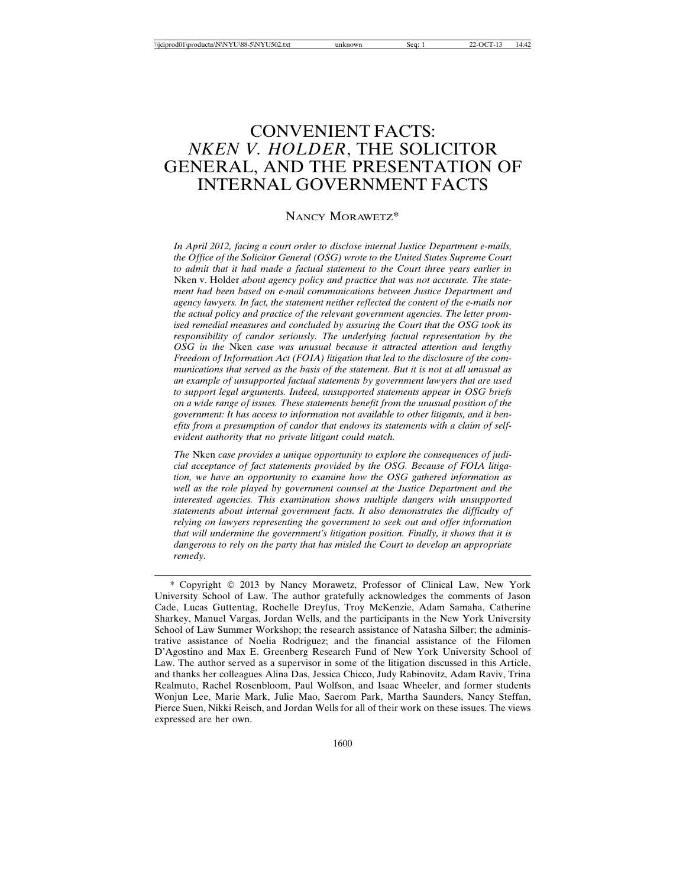# CONVENIENT FACTS: *NKEN V. HOLDER*, THE SOLICITOR GENERAL, AND THE PRESENTATION OF INTERNAL GOVERNMENT FACTS

NANCY MORAWETZ*

*In April 2012, facing a court order to disclose internal Justice Department e-mails, the Office of the Solicitor General (OSG) wrote to the United States Supreme Court to admit that it had made a factual statement to the Court three years earlier in* Nken v. Holder *about agency policy and practice that was not accurate. The statement had been based on e-mail communications between Justice Department and agency lawyers. In fact, the statement neither reflected the content of the e-mails nor the actual policy and practice of the relevant government agencies. The letter promised remedial measures and concluded by assuring the Court that the OSG took its responsibility of candor seriously. The underlying factual representation by the OSG in the* Nken *case was unusual because it attracted attention and lengthy Freedom of Information Act (FOIA) litigation that led to the disclosure of the communications that served as the basis of the statement. But it is not at all unusual as an example of unsupported factual statements by government lawyers that are used to support legal arguments. Indeed, unsupported statements appear in OSG briefs on a wide range of issues. These statements benefit from the unusual position of the government: It has access to information not available to other litigants, and it benefits from a presumption of candor that endows its statements with a claim of self-evident authority that no private litigant could match.*

*The* Nken *case provides a unique opportunity to explore the consequences of judicial acceptance of fact statements provided by the OSG. Because of FOIA litigation, we have an opportunity to examine how the OSG gathered information as well as the role played by government counsel at the Justice Department and the interested agencies. This examination shows multiple dangers with unsupported statements about internal government facts. It also demonstrates the difficulty of relying on lawyers representing the government to seek out and offer information that will undermine the government's litigation position. Finally, it shows that it is dangerous to rely on the party that has misled the Court to develop an appropriate remedy.*

---

\* Copyright © 2013 by Nancy Morawetz, Professor of Clinical Law, New York University School of Law. The author gratefully acknowledges the comments of Jason Cade, Lucas Guttentag, Rochelle Dreyfus, Troy McKenzie, Adam Samaha, Catherine Sharkey, Manuel Vargas, Jordan Wells, and the participants in the New York University School of Law Summer Workshop; the research assistance of Natasha Silber; the administrative assistance of Noelia Rodriguez; and the financial assistance of the Filomen D'Agostino and Max E. Greenberg Research Fund of New York University School of Law. The author served as a supervisor in some of the litigation discussed in this Article, and thanks her colleagues Alina Das, Jessica Chicco, Judy Rabinovitz, Adam Raviv, Trina Realmuto, Rachel Rosenbloom, Paul Wolfson, and Isaac Wheeler, and former students Wonjun Lee, Marie Mark, Julie Mao, Saerom Park, Martha Saunders, Nancy Steffan, Pierce Suen, Nikki Reisch, and Jordan Wells for all of their work on these issues. The views expressed are her own.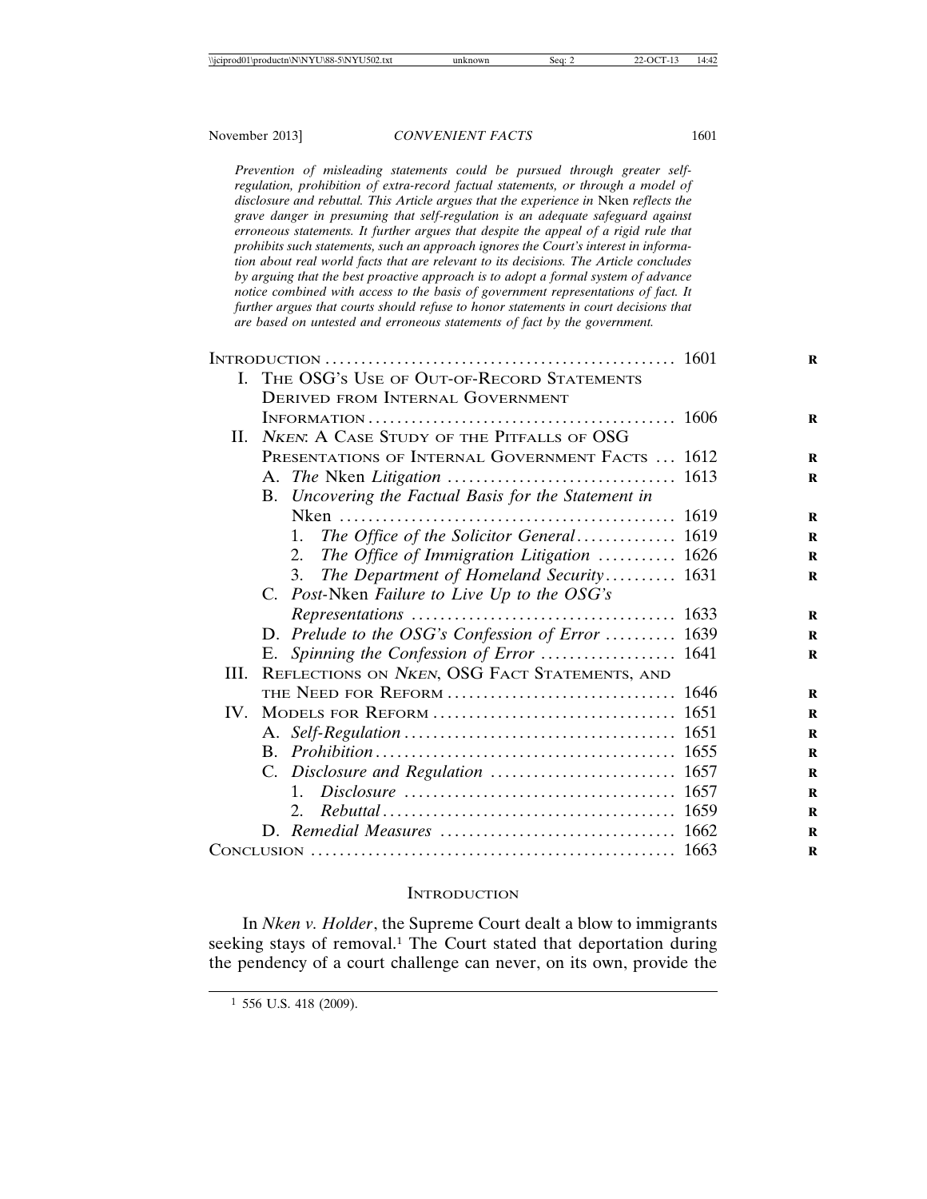*Prevention of misleading statements could be pursued through greater self-regulation, prohibition of extra-record factual statements, or through a model of disclosure and rebuttal. This Article argues that the experience in* Nken *reflects the grave danger in presuming that self-regulation is an adequate safeguard against erroneous statements. It further argues that despite the appeal of a rigid rule that prohibits such statements, such an approach ignores the Court's interest in information about real world facts that are relevant to its decisions. The Article concludes by arguing that the best proactive approach is to adopt a formal system of advance notice combined with access to the basis of government representations of fact. It further argues that courts should refuse to honor statements in court decisions that are based on untested and erroneous statements of fact by the government.*

| | |
|---|---|
| INTRODUCTION | 1601 |
| I. THE OSG'S USE OF OUT-OF-RECORD STATEMENTS DERIVED FROM INTERNAL GOVERNMENT INFORMATION | 1606 |
| II. *NKEN*: A CASE STUDY OF THE PITFALLS OF OSG PRESENTATIONS OF INTERNAL GOVERNMENT FACTS | 1612 |
| A. *The* Nken *Litigation* | 1613 |
| B. *Uncovering the Factual Basis for the Statement in* Nken | 1619 |
| 1. *The Office of the Solicitor General* | 1619 |
| 2. *The Office of Immigration Litigation* | 1626 |
| 3. *The Department of Homeland Security* | 1631 |
| C. *Post-*Nken *Failure to Live Up to the OSG's Representations* | 1633 |
| D. *Prelude to the OSG's Confession of Error* | 1639 |
| E. *Spinning the Confession of Error* | 1641 |
| III. REFLECTIONS ON *NKEN*, OSG FACT STATEMENTS, AND THE NEED FOR REFORM | 1646 |
| IV. MODELS FOR REFORM | 1651 |
| A. *Self-Regulation* | 1651 |
| B. *Prohibition* | 1655 |
| C. *Disclosure and Regulation* | 1657 |
| 1. *Disclosure* | 1657 |
| 2. *Rebuttal* | 1659 |
| D. *Remedial Measures* | 1662 |
| CONCLUSION | 1663 |

## INTRODUCTION

In *Nken v. Holder*, the Supreme Court dealt a blow to immigrants seeking stays of removal.[1] The Court stated that deportation during the pendency of a court challenge can never, on its own, provide the

[1] 556 U.S. 418 (2009).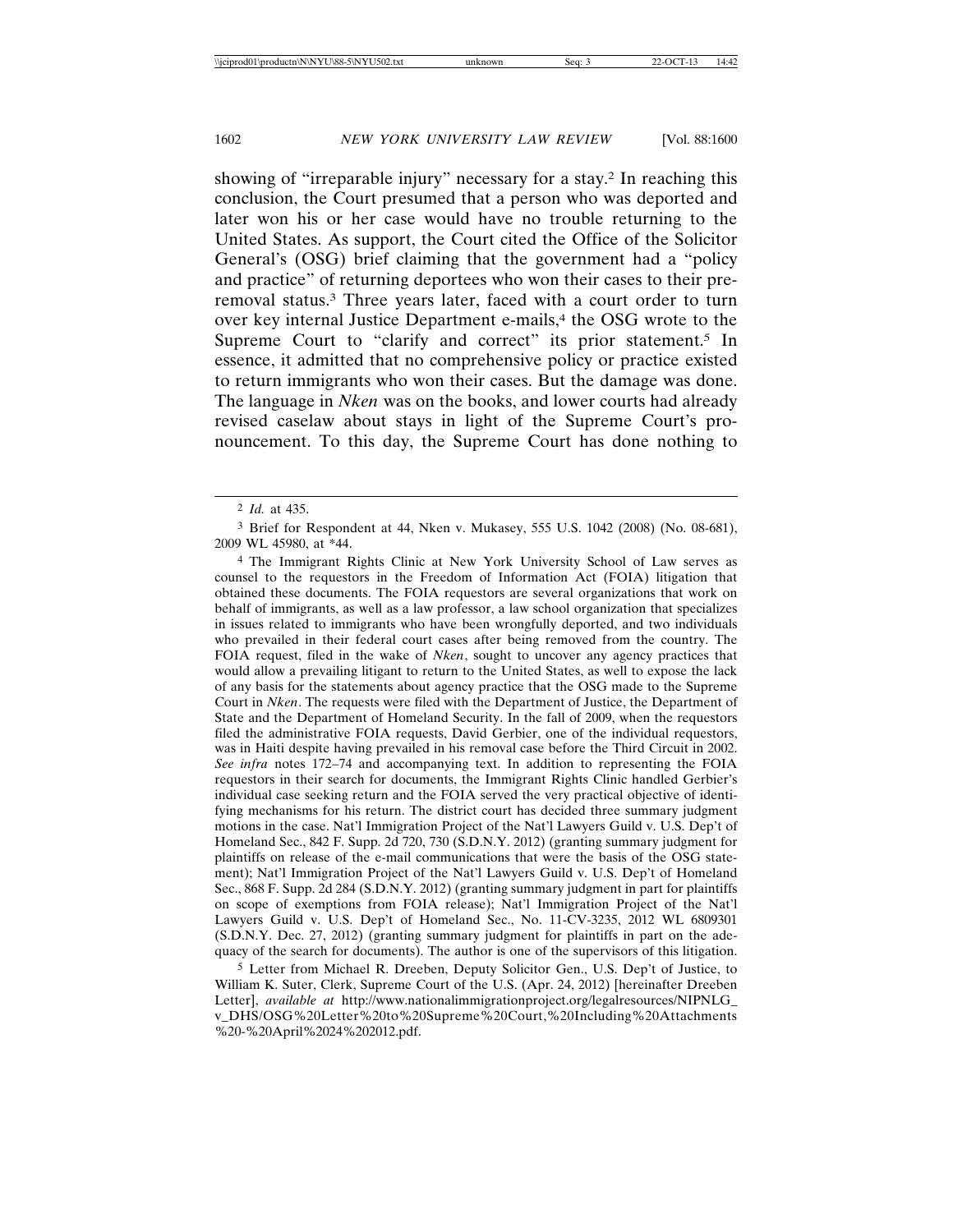showing of "irreparable injury" necessary for a stay.[2] In reaching this conclusion, the Court presumed that a person who was deported and later won his or her case would have no trouble returning to the United States. As support, the Court cited the Office of the Solicitor General's (OSG) brief claiming that the government had a "policy and practice" of returning deportees who won their cases to their pre-removal status.[3] Three years later, faced with a court order to turn over key internal Justice Department e-mails,[4] the OSG wrote to the Supreme Court to "clarify and correct" its prior statement.[5] In essence, it admitted that no comprehensive policy or practice existed to return immigrants who won their cases. But the damage was done. The language in *Nken* was on the books, and lower courts had already revised caselaw about stays in light of the Supreme Court's pronouncement. To this day, the Supreme Court has done nothing to

---

2 *Id.* at 435.

3 Brief for Respondent at 44, Nken v. Mukasey, 555 U.S. 1042 (2008) (No. 08-681), 2009 WL 45980, at *44.

4 The Immigrant Rights Clinic at New York University School of Law serves as counsel to the requestors in the Freedom of Information Act (FOIA) litigation that obtained these documents. The FOIA requestors are several organizations that work on behalf of immigrants, as well as a law professor, a law school organization that specializes in issues related to immigrants who have been wrongfully deported, and two individuals who prevailed in their federal court cases after being removed from the country. The FOIA request, filed in the wake of *Nken*, sought to uncover any agency practices that would allow a prevailing litigant to return to the United States, as well to expose the lack of any basis for the statements about agency practice that the OSG made to the Supreme Court in *Nken*. The requests were filed with the Department of Justice, the Department of State and the Department of Homeland Security. In the fall of 2009, when the requestors filed the administrative FOIA requests, David Gerbier, one of the individual requestors, was in Haiti despite having prevailed in his removal case before the Third Circuit in 2002. *See infra* notes 172–74 and accompanying text. In addition to representing the FOIA requestors in their search for documents, the Immigrant Rights Clinic handled Gerbier's individual case seeking return and the FOIA served the very practical objective of identifying mechanisms for his return. The district court has decided three summary judgment motions in the case. Nat'l Immigration Project of the Nat'l Lawyers Guild v. U.S. Dep't of Homeland Sec., 842 F. Supp. 2d 720, 730 (S.D.N.Y. 2012) (granting summary judgment for plaintiffs on release of the e-mail communications that were the basis of the OSG statement); Nat'l Immigration Project of the Nat'l Lawyers Guild v. U.S. Dep't of Homeland Sec., 868 F. Supp. 2d 284 (S.D.N.Y. 2012) (granting summary judgment in part for plaintiffs on scope of exemptions from FOIA release); Nat'l Immigration Project of the Nat'l Lawyers Guild v. U.S. Dep't of Homeland Sec., No. 11-CV-3235, 2012 WL 6809301 (S.D.N.Y. Dec. 27, 2012) (granting summary judgment for plaintiffs in part on the adequacy of the search for documents). The author is one of the supervisors of this litigation.

5 Letter from Michael R. Dreeben, Deputy Solicitor Gen., U.S. Dep't of Justice, to William K. Suter, Clerk, Supreme Court of the U.S. (Apr. 24, 2012) [hereinafter Dreeben Letter], *available at* http://www.nationalimmigrationproject.org/legalresources/NIPNLG_v_DHS/OSG%20Letter%20to%20Supreme%20Court,%20Including%20Attachments%20-%20April%2024%202012.pdf.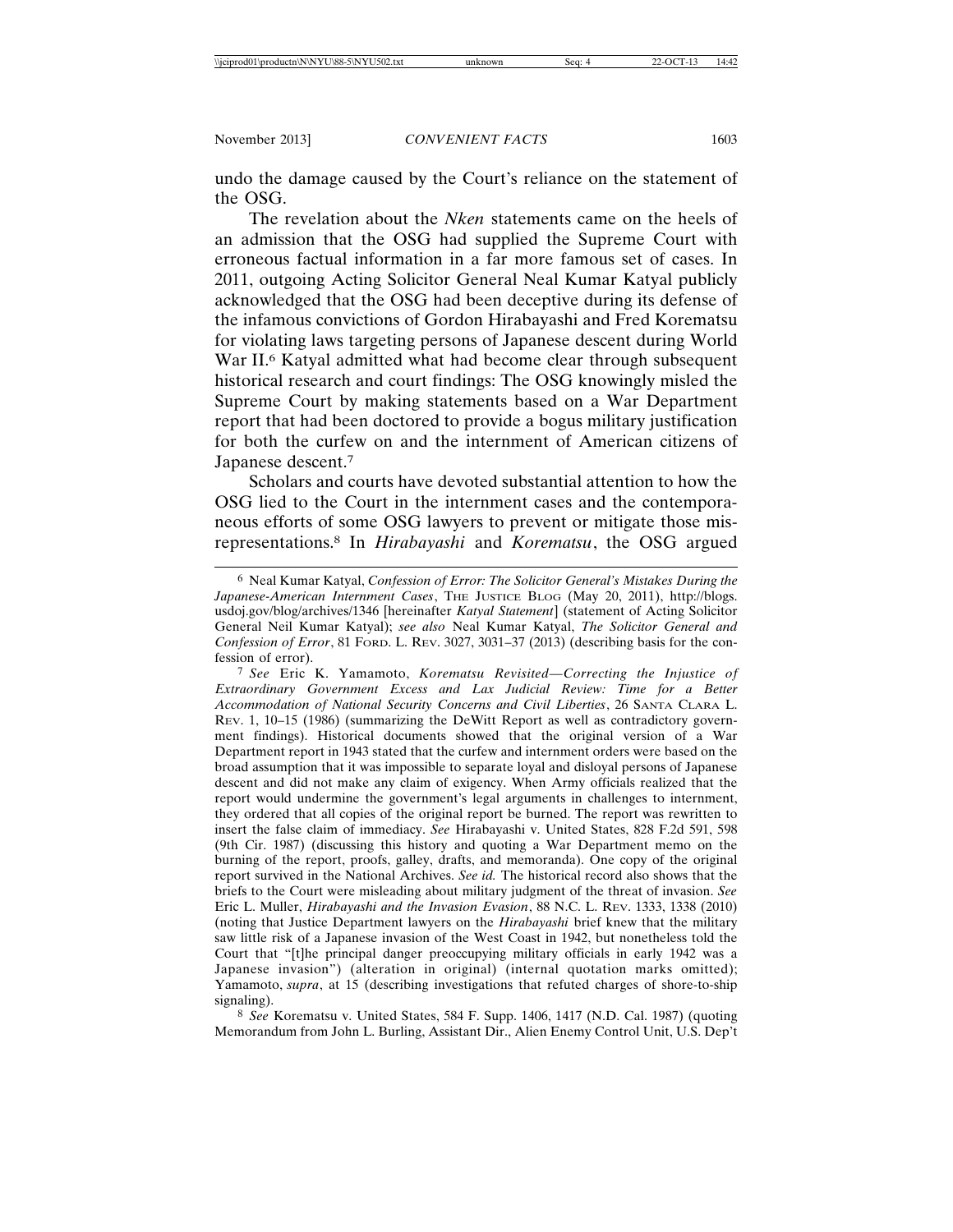undo the damage caused by the Court's reliance on the statement of the OSG.

The revelation about the *Nken* statements came on the heels of an admission that the OSG had supplied the Supreme Court with erroneous factual information in a far more famous set of cases. In 2011, outgoing Acting Solicitor General Neal Kumar Katyal publicly acknowledged that the OSG had been deceptive during its defense of the infamous convictions of Gordon Hirabayashi and Fred Korematsu for violating laws targeting persons of Japanese descent during World War II.[6] Katyal admitted what had become clear through subsequent historical research and court findings: The OSG knowingly misled the Supreme Court by making statements based on a War Department report that had been doctored to provide a bogus military justification for both the curfew on and the internment of American citizens of Japanese descent.[7]

Scholars and courts have devoted substantial attention to how the OSG lied to the Court in the internment cases and the contemporaneous efforts of some OSG lawyers to prevent or mitigate those misrepresentations.[8] In *Hirabayashi* and *Korematsu*, the OSG argued

---

[6] Neal Kumar Katyal, *Confession of Error: The Solicitor General's Mistakes During the Japanese-American Internment Cases*, THE JUSTICE BLOG (May 20, 2011), http://blogs.usdoj.gov/blog/archives/1346 [hereinafter *Katyal Statement*] (statement of Acting Solicitor General Neil Kumar Katyal); *see also* Neal Kumar Katyal, *The Solicitor General and Confession of Error*, 81 FORD. L. REV. 3027, 3031–37 (2013) (describing basis for the confession of error).

[7] *See* Eric K. Yamamoto, *Korematsu Revisited—Correcting the Injustice of Extraordinary Government Excess and Lax Judicial Review: Time for a Better Accommodation of National Security Concerns and Civil Liberties*, 26 SANTA CLARA L. REV. 1, 10–15 (1986) (summarizing the DeWitt Report as well as contradictory government findings). Historical documents showed that the original version of a War Department report in 1943 stated that the curfew and internment orders were based on the broad assumption that it was impossible to separate loyal and disloyal persons of Japanese descent and did not make any claim of exigency. When Army officials realized that the report would undermine the government's legal arguments in challenges to internment, they ordered that all copies of the original report be burned. The report was rewritten to insert the false claim of immediacy. *See* Hirabayashi v. United States, 828 F.2d 591, 598 (9th Cir. 1987) (discussing this history and quoting a War Department memo on the burning of the report, proofs, galley, drafts, and memoranda). One copy of the original report survived in the National Archives. *See id.* The historical record also shows that the briefs to the Court were misleading about military judgment of the threat of invasion. *See* Eric L. Muller, *Hirabayashi and the Invasion Evasion*, 88 N.C. L. REV. 1333, 1338 (2010) (noting that Justice Department lawyers on the *Hirabayashi* brief knew that the military saw little risk of a Japanese invasion of the West Coast in 1942, but nonetheless told the Court that "[t]he principal danger preoccupying military officials in early 1942 was a Japanese invasion") (alteration in original) (internal quotation marks omitted); Yamamoto, *supra*, at 15 (describing investigations that refuted charges of shore-to-ship signaling).

[8] *See* Korematsu v. United States, 584 F. Supp. 1406, 1417 (N.D. Cal. 1987) (quoting Memorandum from John L. Burling, Assistant Dir., Alien Enemy Control Unit, U.S. Dep't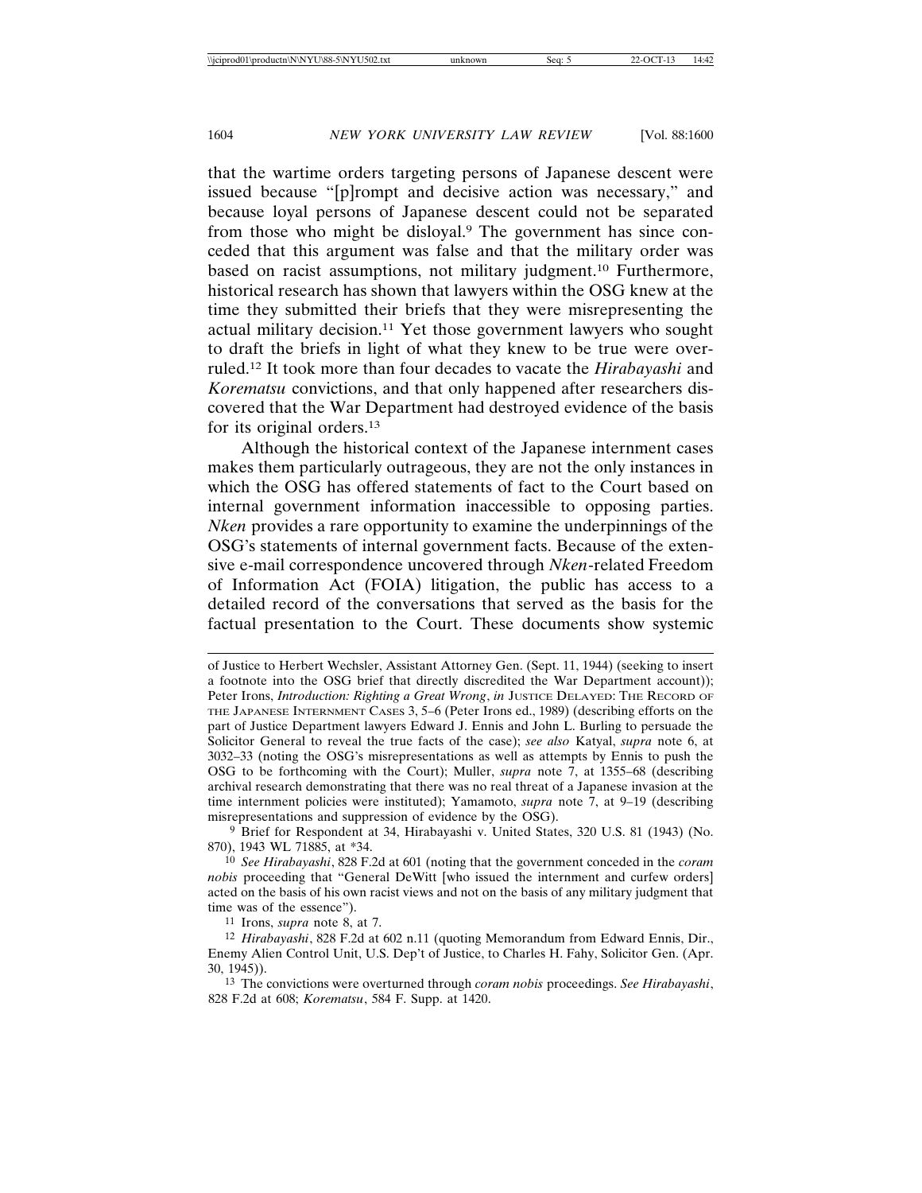that the wartime orders targeting persons of Japanese descent were issued because "[p]rompt and decisive action was necessary," and because loyal persons of Japanese descent could not be separated from those who might be disloyal.[9] The government has since conceded that this argument was false and that the military order was based on racist assumptions, not military judgment.[10] Furthermore, historical research has shown that lawyers within the OSG knew at the time they submitted their briefs that they were misrepresenting the actual military decision.[11] Yet those government lawyers who sought to draft the briefs in light of what they knew to be true were overruled.[12] It took more than four decades to vacate the *Hirabayashi* and *Korematsu* convictions, and that only happened after researchers discovered that the War Department had destroyed evidence of the basis for its original orders.[13]

Although the historical context of the Japanese internment cases makes them particularly outrageous, they are not the only instances in which the OSG has offered statements of fact to the Court based on internal government information inaccessible to opposing parties. *Nken* provides a rare opportunity to examine the underpinnings of the OSG's statements of internal government facts. Because of the extensive e-mail correspondence uncovered through *Nken*-related Freedom of Information Act (FOIA) litigation, the public has access to a detailed record of the conversations that served as the basis for the factual presentation to the Court. These documents show systemic

---

of Justice to Herbert Wechsler, Assistant Attorney Gen. (Sept. 11, 1944) (seeking to insert a footnote into the OSG brief that directly discredited the War Department account)); Peter Irons, *Introduction: Righting a Great Wrong*, *in* JUSTICE DELAYED: THE RECORD OF THE JAPANESE INTERNMENT CASES 3, 5–6 (Peter Irons ed., 1989) (describing efforts on the part of Justice Department lawyers Edward J. Ennis and John L. Burling to persuade the Solicitor General to reveal the true facts of the case); *see also* Katyal, *supra* note 6, at 3032–33 (noting the OSG's misrepresentations as well as attempts by Ennis to push the OSG to be forthcoming with the Court); Muller, *supra* note 7, at 1355–68 (describing archival research demonstrating that there was no real threat of a Japanese invasion at the time internment policies were instituted); Yamamoto, *supra* note 7, at 9–19 (describing misrepresentations and suppression of evidence by the OSG).

[9] Brief for Respondent at 34, Hirabayashi v. United States, 320 U.S. 81 (1943) (No. 870), 1943 WL 71885, at *34.

[10] *See Hirabayashi*, 828 F.2d at 601 (noting that the government conceded in the *coram nobis* proceeding that "General DeWitt [who issued the internment and curfew orders] acted on the basis of his own racist views and not on the basis of any military judgment that time was of the essence").

[11] Irons, *supra* note 8, at 7.

[12] *Hirabayashi*, 828 F.2d at 602 n.11 (quoting Memorandum from Edward Ennis, Dir., Enemy Alien Control Unit, U.S. Dep't of Justice, to Charles H. Fahy, Solicitor Gen. (Apr. 30, 1945)).

[13] The convictions were overturned through *coram nobis* proceedings. *See Hirabayashi*, 828 F.2d at 608; *Korematsu*, 584 F. Supp. at 1420.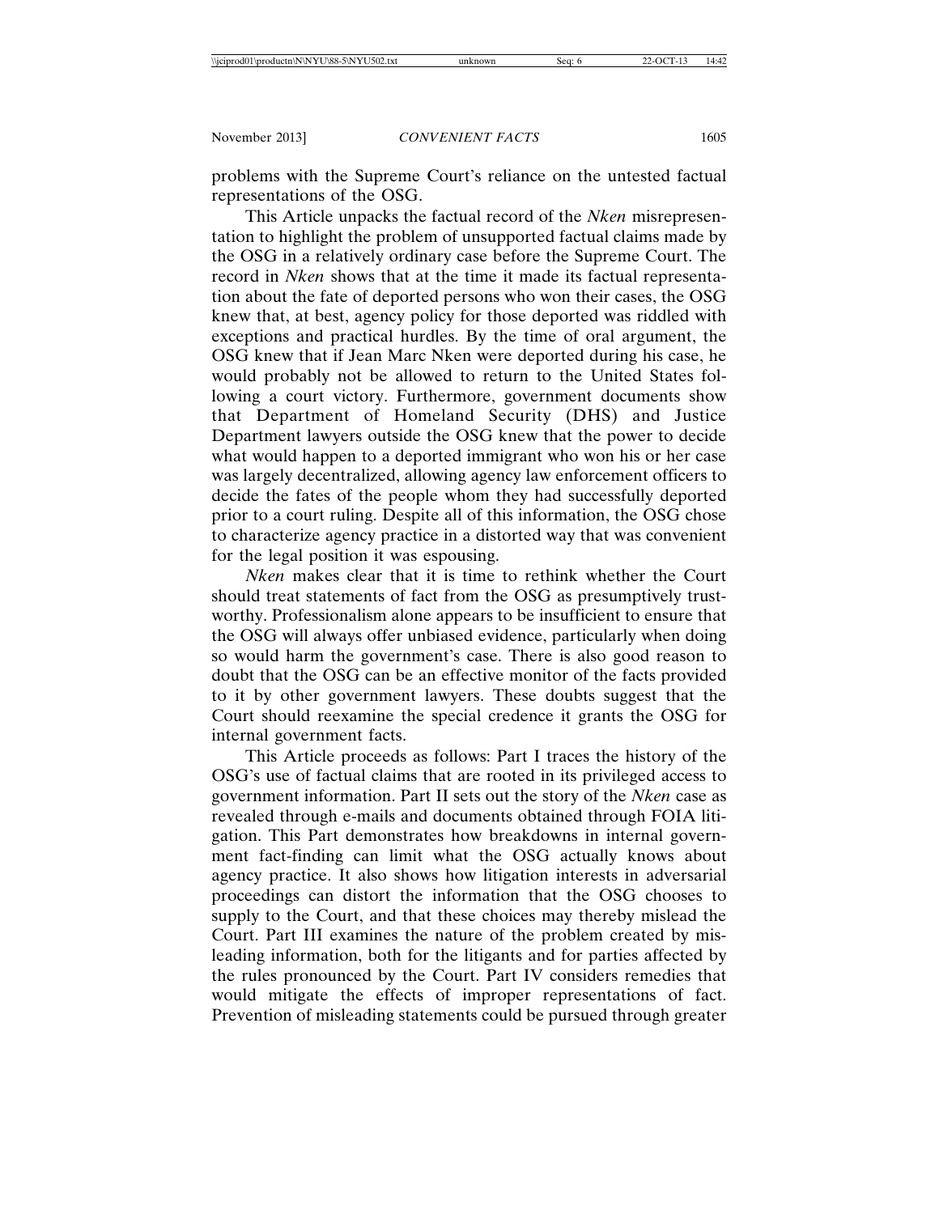problems with the Supreme Court's reliance on the untested factual representations of the OSG.

This Article unpacks the factual record of the *Nken* misrepresentation to highlight the problem of unsupported factual claims made by the OSG in a relatively ordinary case before the Supreme Court. The record in *Nken* shows that at the time it made its factual representation about the fate of deported persons who won their cases, the OSG knew that, at best, agency policy for those deported was riddled with exceptions and practical hurdles. By the time of oral argument, the OSG knew that if Jean Marc Nken were deported during his case, he would probably not be allowed to return to the United States following a court victory. Furthermore, government documents show that Department of Homeland Security (DHS) and Justice Department lawyers outside the OSG knew that the power to decide what would happen to a deported immigrant who won his or her case was largely decentralized, allowing agency law enforcement officers to decide the fates of the people whom they had successfully deported prior to a court ruling. Despite all of this information, the OSG chose to characterize agency practice in a distorted way that was convenient for the legal position it was espousing.

*Nken* makes clear that it is time to rethink whether the Court should treat statements of fact from the OSG as presumptively trustworthy. Professionalism alone appears to be insufficient to ensure that the OSG will always offer unbiased evidence, particularly when doing so would harm the government's case. There is also good reason to doubt that the OSG can be an effective monitor of the facts provided to it by other government lawyers. These doubts suggest that the Court should reexamine the special credence it grants the OSG for internal government facts.

This Article proceeds as follows: Part I traces the history of the OSG's use of factual claims that are rooted in its privileged access to government information. Part II sets out the story of the *Nken* case as revealed through e-mails and documents obtained through FOIA litigation. This Part demonstrates how breakdowns in internal government fact-finding can limit what the OSG actually knows about agency practice. It also shows how litigation interests in adversarial proceedings can distort the information that the OSG chooses to supply to the Court, and that these choices may thereby mislead the Court. Part III examines the nature of the problem created by misleading information, both for the litigants and for parties affected by the rules pronounced by the Court. Part IV considers remedies that would mitigate the effects of improper representations of fact. Prevention of misleading statements could be pursued through greater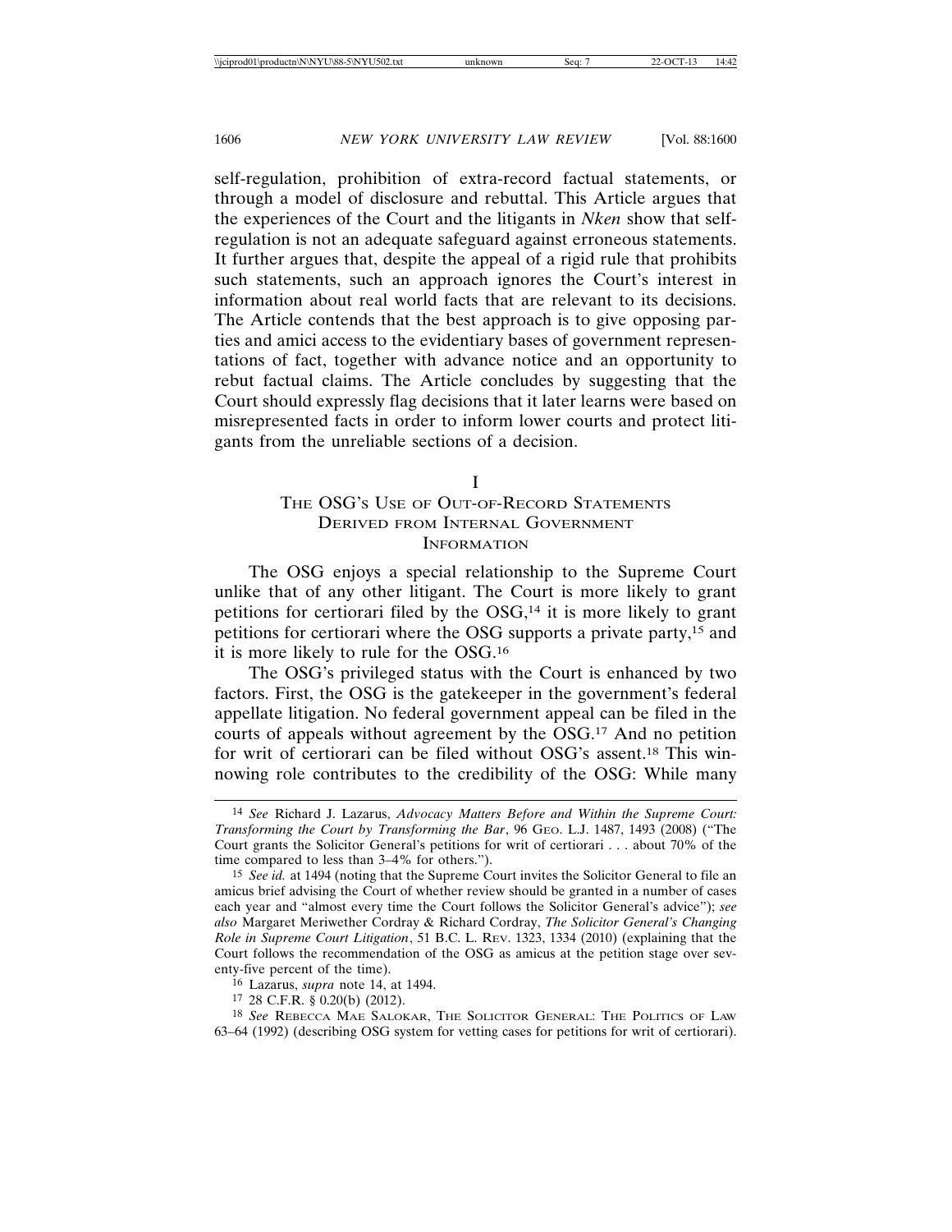self-regulation, prohibition of extra-record factual statements, or through a model of disclosure and rebuttal. This Article argues that the experiences of the Court and the litigants in *Nken* show that self-regulation is not an adequate safeguard against erroneous statements. It further argues that, despite the appeal of a rigid rule that prohibits such statements, such an approach ignores the Court's interest in information about real world facts that are relevant to its decisions. The Article contends that the best approach is to give opposing parties and amici access to the evidentiary bases of government representations of fact, together with advance notice and an opportunity to rebut factual claims. The Article concludes by suggesting that the Court should expressly flag decisions that it later learns were based on misrepresented facts in order to inform lower courts and protect litigants from the unreliable sections of a decision.

# I
# THE OSG'S USE OF OUT-OF-RECORD STATEMENTS DERIVED FROM INTERNAL GOVERNMENT INFORMATION

The OSG enjoys a special relationship to the Supreme Court unlike that of any other litigant. The Court is more likely to grant petitions for certiorari filed by the OSG,[14] it is more likely to grant petitions for certiorari where the OSG supports a private party,[15] and it is more likely to rule for the OSG.[16]

The OSG's privileged status with the Court is enhanced by two factors. First, the OSG is the gatekeeper in the government's federal appellate litigation. No federal government appeal can be filed in the courts of appeals without agreement by the OSG.[17] And no petition for writ of certiorari can be filed without OSG's assent.[18] This winnowing role contributes to the credibility of the OSG: While many

---

[14] *See* Richard J. Lazarus, *Advocacy Matters Before and Within the Supreme Court: Transforming the Court by Transforming the Bar*, 96 GEO. L.J. 1487, 1493 (2008) ("The Court grants the Solicitor General's petitions for writ of certiorari . . . about 70% of the time compared to less than 3–4% for others.").

[15] *See id.* at 1494 (noting that the Supreme Court invites the Solicitor General to file an amicus brief advising the Court of whether review should be granted in a number of cases each year and "almost every time the Court follows the Solicitor General's advice"); *see also* Margaret Meriwether Cordray & Richard Cordray, *The Solicitor General's Changing Role in Supreme Court Litigation*, 51 B.C. L. REV. 1323, 1334 (2010) (explaining that the Court follows the recommendation of the OSG as amicus at the petition stage over seventy-five percent of the time).

[16] Lazarus, *supra* note 14, at 1494.

[17] 28 C.F.R. § 0.20(b) (2012).

[18] *See* REBECCA MAE SALOKAR, THE SOLICITOR GENERAL: THE POLITICS OF LAW 63–64 (1992) (describing OSG system for vetting cases for petitions for writ of certiorari).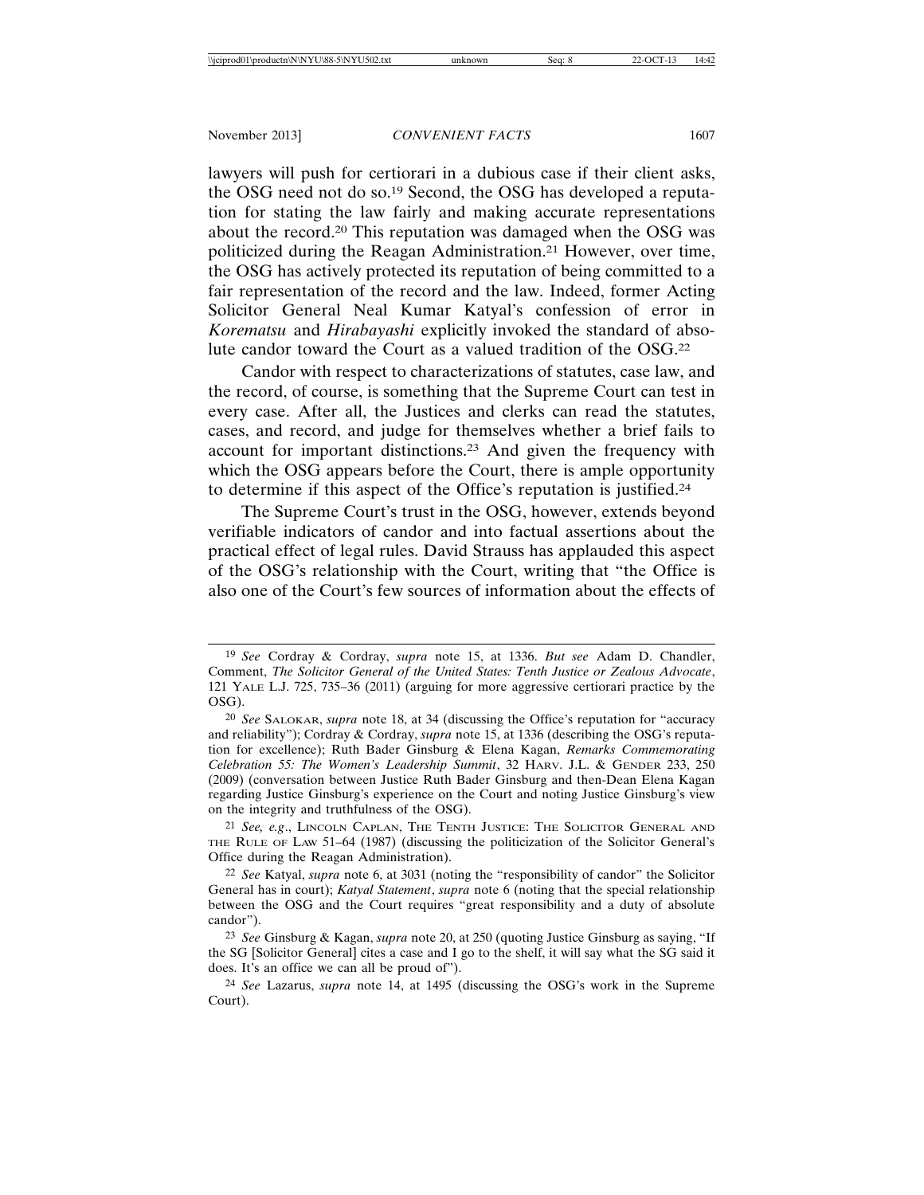lawyers will push for certiorari in a dubious case if their client asks, the OSG need not do so.[19] Second, the OSG has developed a reputation for stating the law fairly and making accurate representations about the record.[20] This reputation was damaged when the OSG was politicized during the Reagan Administration.[21] However, over time, the OSG has actively protected its reputation of being committed to a fair representation of the record and the law. Indeed, former Acting Solicitor General Neal Kumar Katyal's confession of error in *Korematsu* and *Hirabayashi* explicitly invoked the standard of absolute candor toward the Court as a valued tradition of the OSG.[22]

Candor with respect to characterizations of statutes, case law, and the record, of course, is something that the Supreme Court can test in every case. After all, the Justices and clerks can read the statutes, cases, and record, and judge for themselves whether a brief fails to account for important distinctions.[23] And given the frequency with which the OSG appears before the Court, there is ample opportunity to determine if this aspect of the Office's reputation is justified.[24]

The Supreme Court's trust in the OSG, however, extends beyond verifiable indicators of candor and into factual assertions about the practical effect of legal rules. David Strauss has applauded this aspect of the OSG's relationship with the Court, writing that "the Office is also one of the Court's few sources of information about the effects of

---

[19] *See* Cordray & Cordray, *supra* note 15, at 1336. *But see* Adam D. Chandler, Comment, *The Solicitor General of the United States: Tenth Justice or Zealous Advocate*, 121 YALE L.J. 725, 735–36 (2011) (arguing for more aggressive certiorari practice by the OSG).

[20] *See* SALOKAR, *supra* note 18, at 34 (discussing the Office's reputation for "accuracy and reliability"); Cordray & Cordray, *supra* note 15, at 1336 (describing the OSG's reputation for excellence); Ruth Bader Ginsburg & Elena Kagan, *Remarks Commemorating Celebration 55: The Women's Leadership Summit*, 32 HARV. J.L. & GENDER 233, 250 (2009) (conversation between Justice Ruth Bader Ginsburg and then-Dean Elena Kagan regarding Justice Ginsburg's experience on the Court and noting Justice Ginsburg's view on the integrity and truthfulness of the OSG).

[21] *See, e.g.*, LINCOLN CAPLAN, THE TENTH JUSTICE: THE SOLICITOR GENERAL AND THE RULE OF LAW 51–64 (1987) (discussing the politicization of the Solicitor General's Office during the Reagan Administration).

[22] *See* Katyal, *supra* note 6, at 3031 (noting the "responsibility of candor" the Solicitor General has in court); *Katyal Statement*, *supra* note 6 (noting that the special relationship between the OSG and the Court requires "great responsibility and a duty of absolute candor").

[23] *See* Ginsburg & Kagan, *supra* note 20, at 250 (quoting Justice Ginsburg as saying, "If the SG [Solicitor General] cites a case and I go to the shelf, it will say what the SG said it does. It's an office we can all be proud of").

[24] *See* Lazarus, *supra* note 14, at 1495 (discussing the OSG's work in the Supreme Court).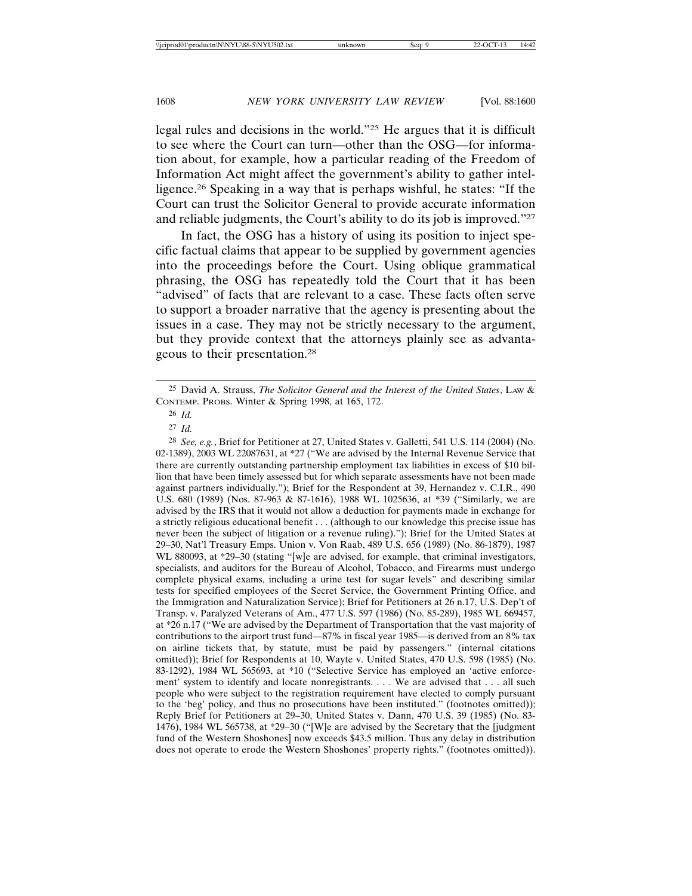legal rules and decisions in the world."[25] He argues that it is difficult to see where the Court can turn—other than the OSG—for information about, for example, how a particular reading of the Freedom of Information Act might affect the government's ability to gather intelligence.[26] Speaking in a way that is perhaps wishful, he states: "If the Court can trust the Solicitor General to provide accurate information and reliable judgments, the Court's ability to do its job is improved."[27]

In fact, the OSG has a history of using its position to inject specific factual claims that appear to be supplied by government agencies into the proceedings before the Court. Using oblique grammatical phrasing, the OSG has repeatedly told the Court that it has been "advised" of facts that are relevant to a case. These facts often serve to support a broader narrative that the agency is presenting about the issues in a case. They may not be strictly necessary to the argument, but they provide context that the attorneys plainly see as advantageous to their presentation.[28]

---

25 David A. Strauss, *The Solicitor General and the Interest of the United States*, LAW & CONTEMP. PROBS. Winter & Spring 1998, at 165, 172.

26 *Id.*

27 *Id.*

28 *See, e.g.*, Brief for Petitioner at 27, United States v. Galletti, 541 U.S. 114 (2004) (No. 02-1389), 2003 WL 22087631, at *27 ("We are advised by the Internal Revenue Service that there are currently outstanding partnership employment tax liabilities in excess of $10 billion that have been timely assessed but for which separate assessments have not been made against partners individually."); Brief for the Respondent at 39, Hernandez v. C.I.R., 490 U.S. 680 (1989) (Nos. 87-963 & 87-1616), 1988 WL 1025636, at *39 ("Similarly, we are advised by the IRS that it would not allow a deduction for payments made in exchange for a strictly religious educational benefit . . . (although to our knowledge this precise issue has never been the subject of litigation or a revenue ruling)."); Brief for the United States at 29–30, Nat'l Treasury Emps. Union v. Von Raab, 489 U.S. 656 (1989) (No. 86-1879), 1987 WL 880093, at *29–30 (stating "[w]e are advised, for example, that criminal investigators, specialists, and auditors for the Bureau of Alcohol, Tobacco, and Firearms must undergo complete physical exams, including a urine test for sugar levels" and describing similar tests for specified employees of the Secret Service, the Government Printing Office, and the Immigration and Naturalization Service); Brief for Petitioners at 26 n.17, U.S. Dep't of Transp. v. Paralyzed Veterans of Am., 477 U.S. 597 (1986) (No. 85-289), 1985 WL 669457, at *26 n.17 ("We are advised by the Department of Transportation that the vast majority of contributions to the airport trust fund—87% in fiscal year 1985—is derived from an 8% tax on airline tickets that, by statute, must be paid by passengers." (internal citations omitted)); Brief for Respondents at 10, Wayte v. United States, 470 U.S. 598 (1985) (No. 83-1292), 1984 WL 565693, at *10 ("Selective Service has employed an 'active enforcement' system to identify and locate nonregistrants. . . . We are advised that . . . all such people who were subject to the registration requirement have elected to comply pursuant to the 'beg' policy, and thus no prosecutions have been instituted." (footnotes omitted)); Reply Brief for Petitioners at 29–30, United States v. Dann, 470 U.S. 39 (1985) (No. 83-1476), 1984 WL 565738, at *29–30 ("[W]e are advised by the Secretary that the [judgment fund of the Western Shoshones] now exceeds $43.5 million. Thus any delay in distribution does not operate to erode the Western Shoshones' property rights." (footnotes omitted)).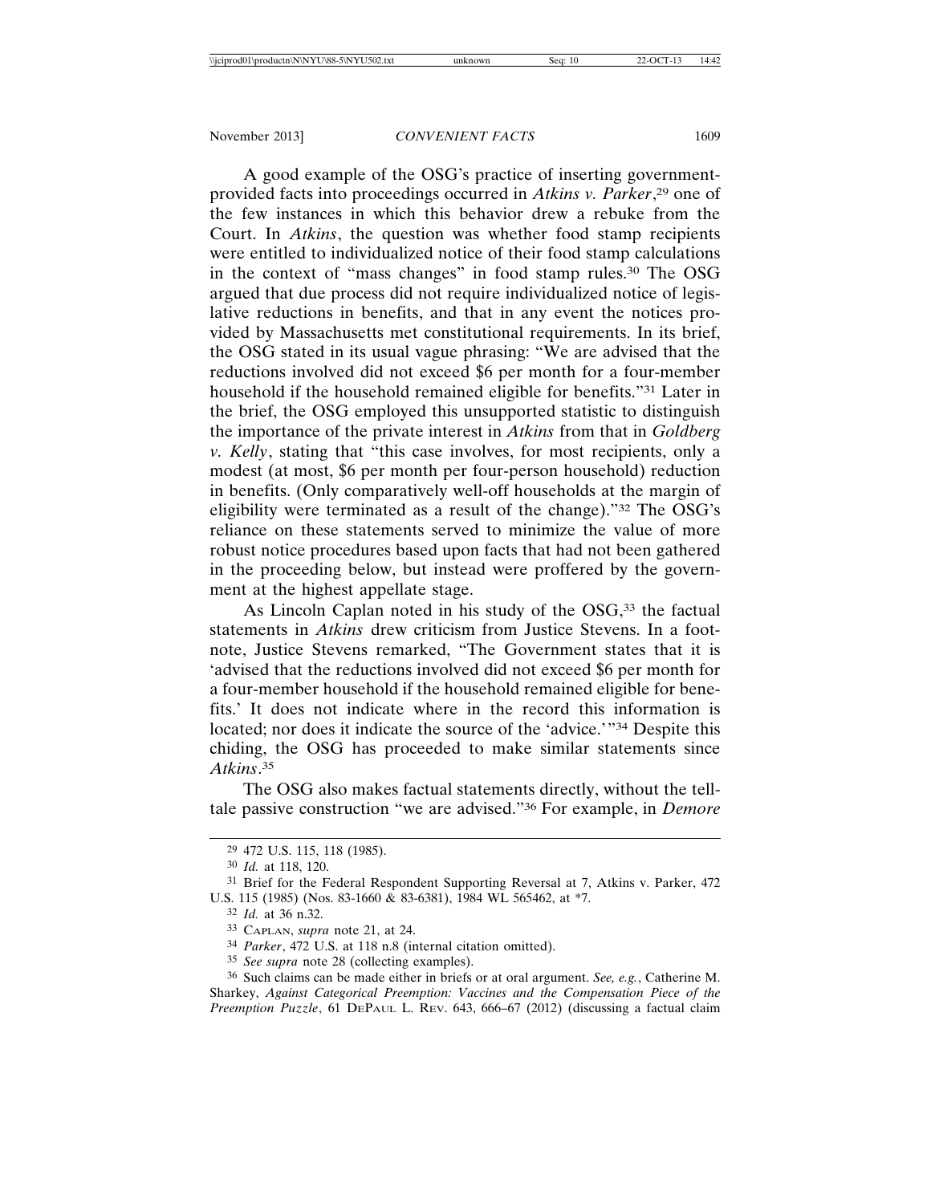A good example of the OSG's practice of inserting government-provided facts into proceedings occurred in *Atkins v. Parker*,[29] one of the few instances in which this behavior drew a rebuke from the Court. In *Atkins*, the question was whether food stamp recipients were entitled to individualized notice of their food stamp calculations in the context of "mass changes" in food stamp rules.[30] The OSG argued that due process did not require individualized notice of legislative reductions in benefits, and that in any event the notices provided by Massachusetts met constitutional requirements. In its brief, the OSG stated in its usual vague phrasing: "We are advised that the reductions involved did not exceed $6 per month for a four-member household if the household remained eligible for benefits."[31] Later in the brief, the OSG employed this unsupported statistic to distinguish the importance of the private interest in *Atkins* from that in *Goldberg v. Kelly*, stating that "this case involves, for most recipients, only a modest (at most, $6 per month per four-person household) reduction in benefits. (Only comparatively well-off households at the margin of eligibility were terminated as a result of the change)."[32] The OSG's reliance on these statements served to minimize the value of more robust notice procedures based upon facts that had not been gathered in the proceeding below, but instead were proffered by the government at the highest appellate stage.

As Lincoln Caplan noted in his study of the OSG,[33] the factual statements in *Atkins* drew criticism from Justice Stevens. In a footnote, Justice Stevens remarked, "The Government states that it is 'advised that the reductions involved did not exceed $6 per month for a four-member household if the household remained eligible for benefits.' It does not indicate where in the record this information is located; nor does it indicate the source of the 'advice.'"[34] Despite this chiding, the OSG has proceeded to make similar statements since *Atkins*.[35]

The OSG also makes factual statements directly, without the telltale passive construction "we are advised."[36] For example, in *Demore*

---

[29] 472 U.S. 115, 118 (1985).

[30] *Id.* at 118, 120.

[31] Brief for the Federal Respondent Supporting Reversal at 7, Atkins v. Parker, 472 U.S. 115 (1985) (Nos. 83-1660 & 83-6381), 1984 WL 565462, at *7.

[32] *Id.* at 36 n.32.

[33] CAPLAN, *supra* note 21, at 24.

[34] *Parker*, 472 U.S. at 118 n.8 (internal citation omitted).

[35] *See supra* note 28 (collecting examples).

[36] Such claims can be made either in briefs or at oral argument. *See, e.g.*, Catherine M. Sharkey, *Against Categorical Preemption: Vaccines and the Compensation Piece of the Preemption Puzzle*, 61 DEPAUL L. REV. 643, 666–67 (2012) (discussing a factual claim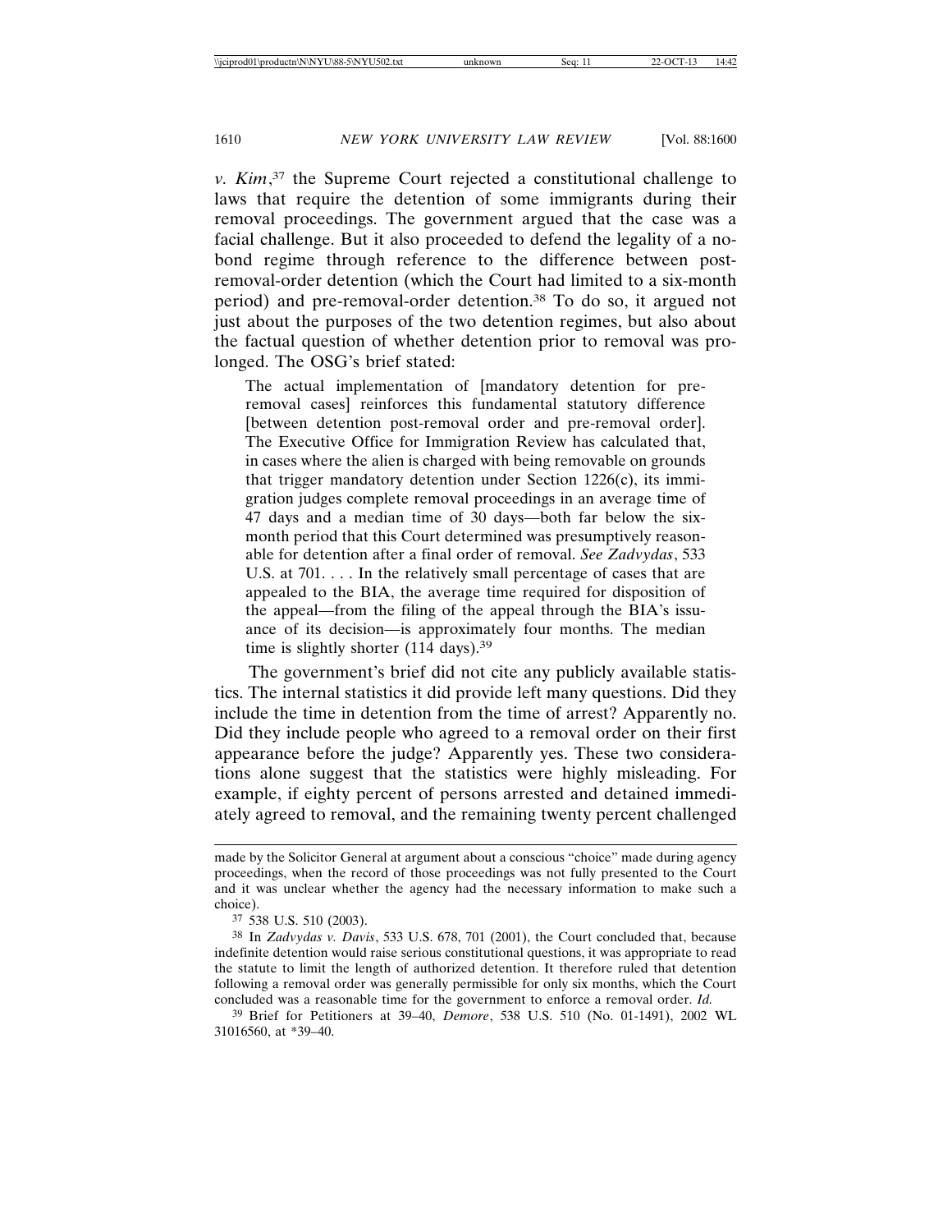*v. Kim*,[37] the Supreme Court rejected a constitutional challenge to laws that require the detention of some immigrants during their removal proceedings. The government argued that the case was a facial challenge. But it also proceeded to defend the legality of a no-bond regime through reference to the difference between post-removal-order detention (which the Court had limited to a six-month period) and pre-removal-order detention.[38] To do so, it argued not just about the purposes of the two detention regimes, but also about the factual question of whether detention prior to removal was prolonged. The OSG's brief stated:

> The actual implementation of [mandatory detention for pre-removal cases] reinforces this fundamental statutory difference [between detention post-removal order and pre-removal order]. The Executive Office for Immigration Review has calculated that, in cases where the alien is charged with being removable on grounds that trigger mandatory detention under Section 1226(c), its immigration judges complete removal proceedings in an average time of 47 days and a median time of 30 days—both far below the six-month period that this Court determined was presumptively reasonable for detention after a final order of removal. *See Zadvydas*, 533 U.S. at 701. . . . In the relatively small percentage of cases that are appealed to the BIA, the average time required for disposition of the appeal—from the filing of the appeal through the BIA's issuance of its decision—is approximately four months. The median time is slightly shorter (114 days).[39]

The government's brief did not cite any publicly available statistics. The internal statistics it did provide left many questions. Did they include the time in detention from the time of arrest? Apparently no. Did they include people who agreed to a removal order on their first appearance before the judge? Apparently yes. These two considerations alone suggest that the statistics were highly misleading. For example, if eighty percent of persons arrested and detained immediately agreed to removal, and the remaining twenty percent challenged

---

made by the Solicitor General at argument about a conscious "choice" made during agency proceedings, when the record of those proceedings was not fully presented to the Court and it was unclear whether the agency had the necessary information to make such a choice).

[37] 538 U.S. 510 (2003).

[38] In *Zadvydas v. Davis*, 533 U.S. 678, 701 (2001), the Court concluded that, because indefinite detention would raise serious constitutional questions, it was appropriate to read the statute to limit the length of authorized detention. It therefore ruled that detention following a removal order was generally permissible for only six months, which the Court concluded was a reasonable time for the government to enforce a removal order. *Id.*

[39] Brief for Petitioners at 39–40, *Demore*, 538 U.S. 510 (No. 01-1491), 2002 WL 31016560, at *39–40.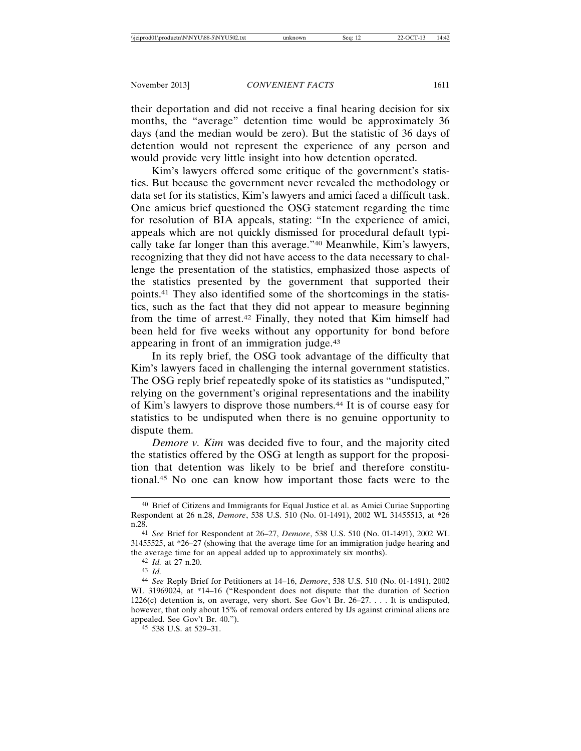their deportation and did not receive a final hearing decision for six months, the "average" detention time would be approximately 36 days (and the median would be zero). But the statistic of 36 days of detention would not represent the experience of any person and would provide very little insight into how detention operated.

Kim's lawyers offered some critique of the government's statistics. But because the government never revealed the methodology or data set for its statistics, Kim's lawyers and amici faced a difficult task. One amicus brief questioned the OSG statement regarding the time for resolution of BIA appeals, stating: "In the experience of amici, appeals which are not quickly dismissed for procedural default typically take far longer than this average."[40] Meanwhile, Kim's lawyers, recognizing that they did not have access to the data necessary to challenge the presentation of the statistics, emphasized those aspects of the statistics presented by the government that supported their points.[41] They also identified some of the shortcomings in the statistics, such as the fact that they did not appear to measure beginning from the time of arrest.[42] Finally, they noted that Kim himself had been held for five weeks without any opportunity for bond before appearing in front of an immigration judge.[43]

In its reply brief, the OSG took advantage of the difficulty that Kim's lawyers faced in challenging the internal government statistics. The OSG reply brief repeatedly spoke of its statistics as "undisputed," relying on the government's original representations and the inability of Kim's lawyers to disprove those numbers.[44] It is of course easy for statistics to be undisputed when there is no genuine opportunity to dispute them.

*Demore v. Kim* was decided five to four, and the majority cited the statistics offered by the OSG at length as support for the proposition that detention was likely to be brief and therefore constitutional.[45] No one can know how important those facts were to the

---

[40] Brief of Citizens and Immigrants for Equal Justice et al. as Amici Curiae Supporting Respondent at 26 n.28, *Demore*, 538 U.S. 510 (No. 01-1491), 2002 WL 31455513, at *26 n.28.

[41] *See* Brief for Respondent at 26–27, *Demore*, 538 U.S. 510 (No. 01-1491), 2002 WL 31455525, at *26–27 (showing that the average time for an immigration judge hearing and the average time for an appeal added up to approximately six months).

[42] *Id.* at 27 n.20.

[43] *Id.*

[44] *See* Reply Brief for Petitioners at 14–16, *Demore*, 538 U.S. 510 (No. 01-1491), 2002 WL 31969024, at *14–16 ("Respondent does not dispute that the duration of Section 1226(c) detention is, on average, very short. See Gov't Br. 26–27. . . . It is undisputed, however, that only about 15% of removal orders entered by IJs against criminal aliens are appealed. See Gov't Br. 40.").

[45] 538 U.S. at 529–31.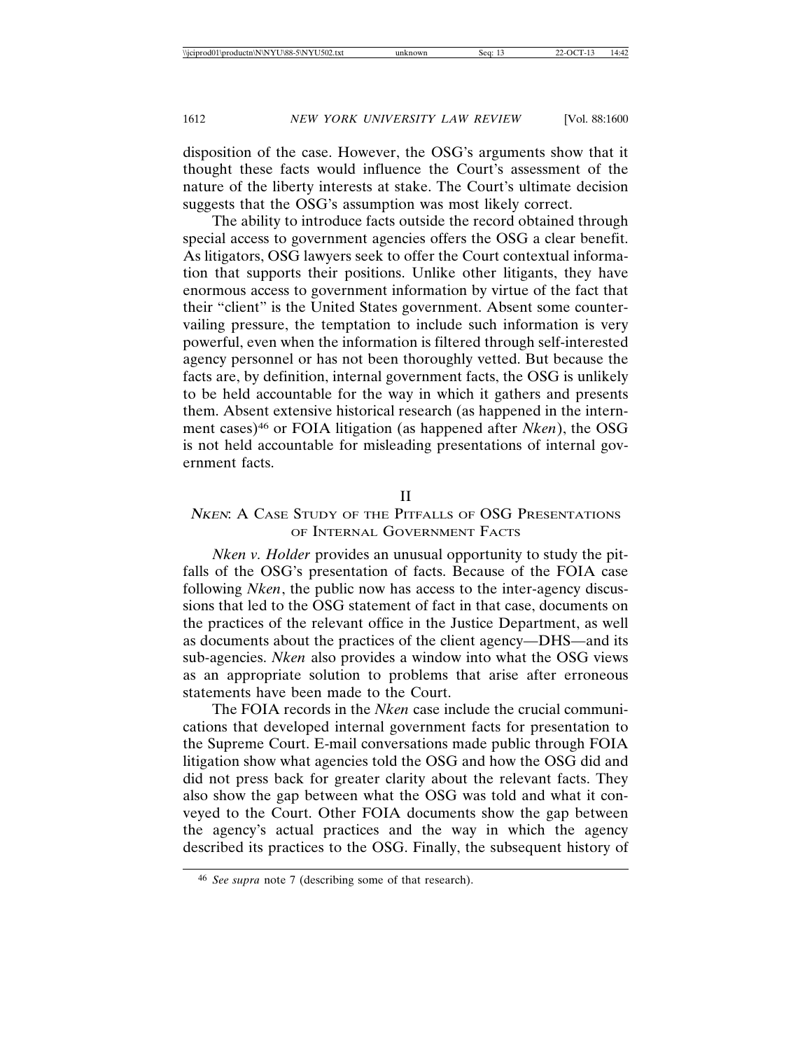disposition of the case. However, the OSG's arguments show that it thought these facts would influence the Court's assessment of the nature of the liberty interests at stake. The Court's ultimate decision suggests that the OSG's assumption was most likely correct.

The ability to introduce facts outside the record obtained through special access to government agencies offers the OSG a clear benefit. As litigators, OSG lawyers seek to offer the Court contextual information that supports their positions. Unlike other litigants, they have enormous access to government information by virtue of the fact that their "client" is the United States government. Absent some countervailing pressure, the temptation to include such information is very powerful, even when the information is filtered through self-interested agency personnel or has not been thoroughly vetted. But because the facts are, by definition, internal government facts, the OSG is unlikely to be held accountable for the way in which it gathers and presents them. Absent extensive historical research (as happened in the internment cases)[46] or FOIA litigation (as happened after *Nken*), the OSG is not held accountable for misleading presentations of internal government facts.

## II
## *NKEN*: A CASE STUDY OF THE PITFALLS OF OSG PRESENTATIONS OF INTERNAL GOVERNMENT FACTS

*Nken v. Holder* provides an unusual opportunity to study the pitfalls of the OSG's presentation of facts. Because of the FOIA case following *Nken*, the public now has access to the inter-agency discussions that led to the OSG statement of fact in that case, documents on the practices of the relevant office in the Justice Department, as well as documents about the practices of the client agency—DHS—and its sub-agencies. *Nken* also provides a window into what the OSG views as an appropriate solution to problems that arise after erroneous statements have been made to the Court.

The FOIA records in the *Nken* case include the crucial communications that developed internal government facts for presentation to the Supreme Court. E-mail conversations made public through FOIA litigation show what agencies told the OSG and how the OSG did and did not press back for greater clarity about the relevant facts. They also show the gap between what the OSG was told and what it conveyed to the Court. Other FOIA documents show the gap between the agency's actual practices and the way in which the agency described its practices to the OSG. Finally, the subsequent history of

---

[46] *See supra* note 7 (describing some of that research).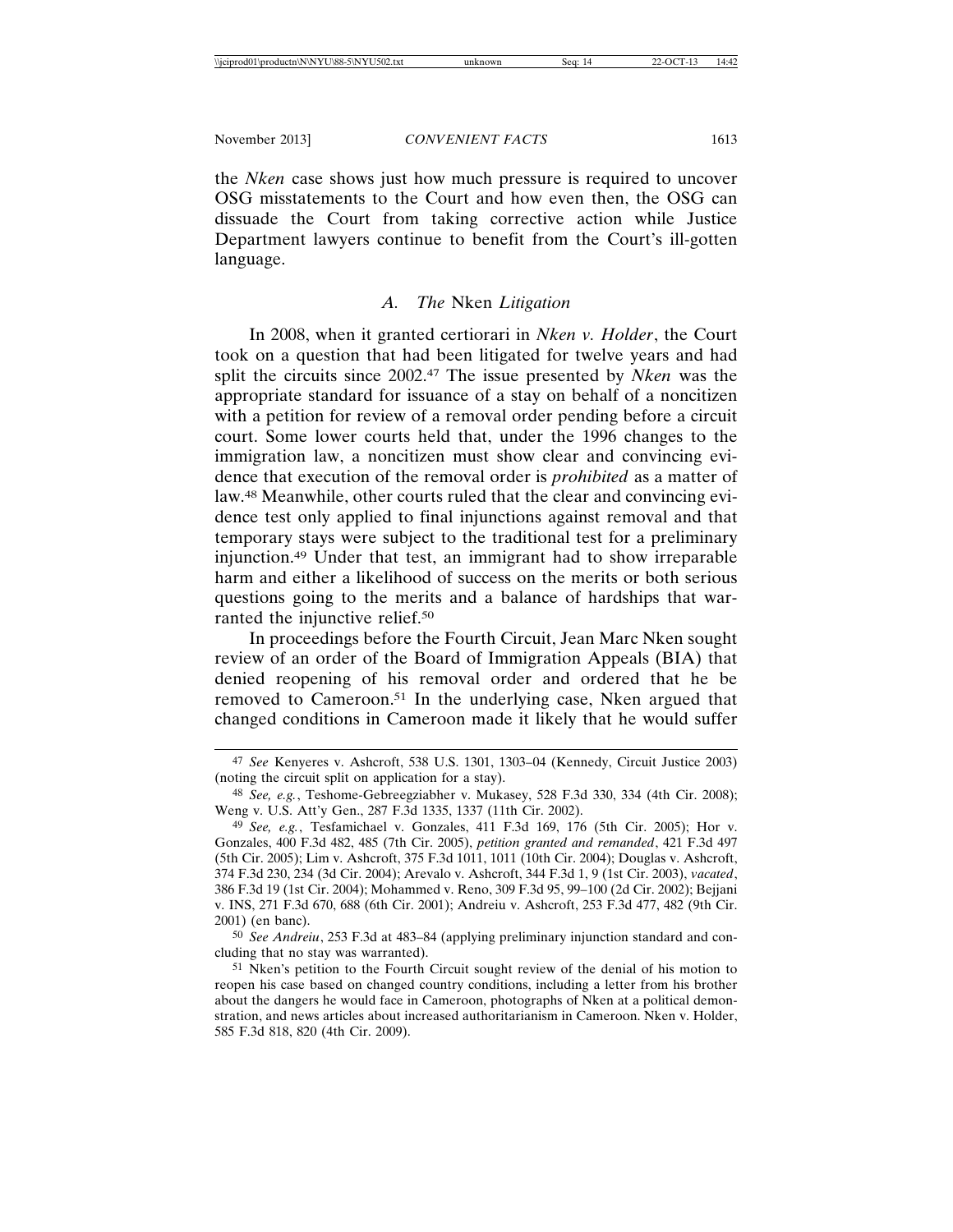the *Nken* case shows just how much pressure is required to uncover OSG misstatements to the Court and how even then, the OSG can dissuade the Court from taking corrective action while Justice Department lawyers continue to benefit from the Court's ill-gotten language.

### *A. The* Nken *Litigation*

In 2008, when it granted certiorari in *Nken v. Holder*, the Court took on a question that had been litigated for twelve years and had split the circuits since 2002.[47] The issue presented by *Nken* was the appropriate standard for issuance of a stay on behalf of a noncitizen with a petition for review of a removal order pending before a circuit court. Some lower courts held that, under the 1996 changes to the immigration law, a noncitizen must show clear and convincing evidence that execution of the removal order is *prohibited* as a matter of law.[48] Meanwhile, other courts ruled that the clear and convincing evidence test only applied to final injunctions against removal and that temporary stays were subject to the traditional test for a preliminary injunction.[49] Under that test, an immigrant had to show irreparable harm and either a likelihood of success on the merits or both serious questions going to the merits and a balance of hardships that warranted the injunctive relief.[50]

In proceedings before the Fourth Circuit, Jean Marc Nken sought review of an order of the Board of Immigration Appeals (BIA) that denied reopening of his removal order and ordered that he be removed to Cameroon.[51] In the underlying case, Nken argued that changed conditions in Cameroon made it likely that he would suffer

---

[47] *See* Kenyeres v. Ashcroft, 538 U.S. 1301, 1303–04 (Kennedy, Circuit Justice 2003) (noting the circuit split on application for a stay).

[48] *See, e.g.*, Teshome-Gebreegziabher v. Mukasey, 528 F.3d 330, 334 (4th Cir. 2008); Weng v. U.S. Att'y Gen., 287 F.3d 1335, 1337 (11th Cir. 2002).

[49] *See, e.g.*, Tesfamichael v. Gonzales, 411 F.3d 169, 176 (5th Cir. 2005); Hor v. Gonzales, 400 F.3d 482, 485 (7th Cir. 2005), *petition granted and remanded*, 421 F.3d 497 (5th Cir. 2005); Lim v. Ashcroft, 375 F.3d 1011, 1011 (10th Cir. 2004); Douglas v. Ashcroft, 374 F.3d 230, 234 (3d Cir. 2004); Arevalo v. Ashcroft, 344 F.3d 1, 9 (1st Cir. 2003), *vacated*, 386 F.3d 19 (1st Cir. 2004); Mohammed v. Reno, 309 F.3d 95, 99–100 (2d Cir. 2002); Bejjani v. INS, 271 F.3d 670, 688 (6th Cir. 2001); Andreiu v. Ashcroft, 253 F.3d 477, 482 (9th Cir. 2001) (en banc).

[50] *See Andreiu*, 253 F.3d at 483–84 (applying preliminary injunction standard and concluding that no stay was warranted).

[51] Nken's petition to the Fourth Circuit sought review of the denial of his motion to reopen his case based on changed country conditions, including a letter from his brother about the dangers he would face in Cameroon, photographs of Nken at a political demonstration, and news articles about increased authoritarianism in Cameroon. Nken v. Holder, 585 F.3d 818, 820 (4th Cir. 2009).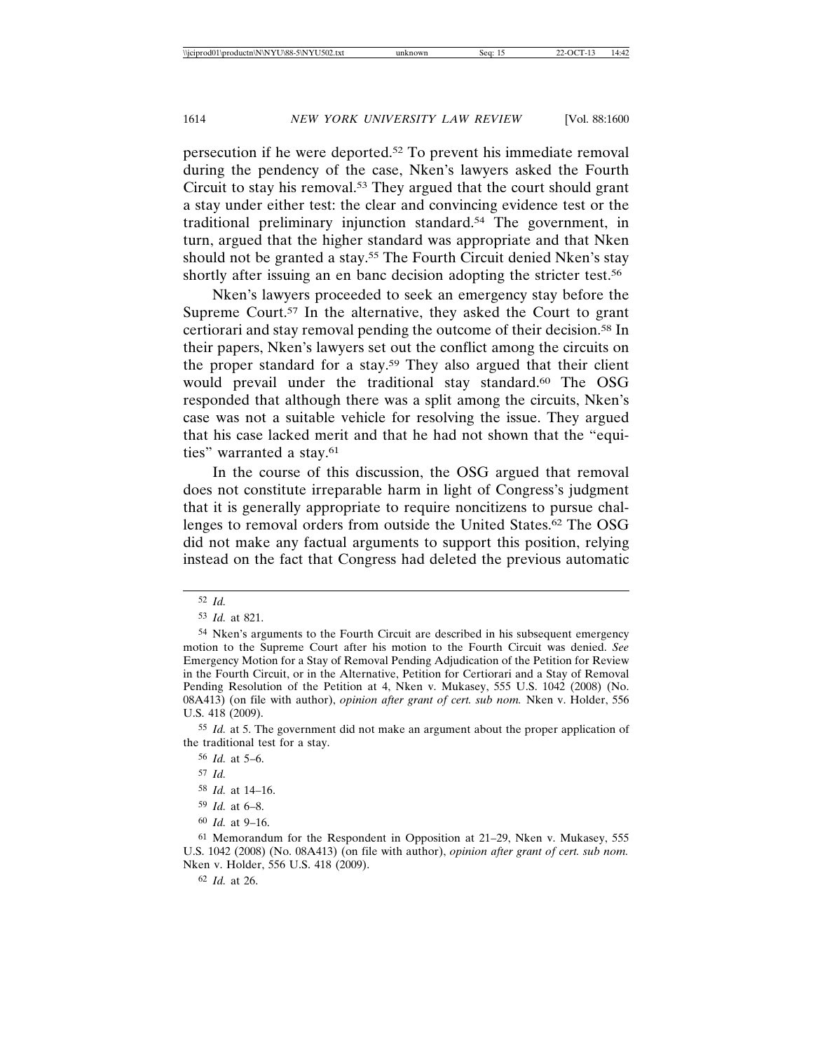persecution if he were deported.[52] To prevent his immediate removal during the pendency of the case, Nken's lawyers asked the Fourth Circuit to stay his removal.[53] They argued that the court should grant a stay under either test: the clear and convincing evidence test or the traditional preliminary injunction standard.[54] The government, in turn, argued that the higher standard was appropriate and that Nken should not be granted a stay.[55] The Fourth Circuit denied Nken's stay shortly after issuing an en banc decision adopting the stricter test.[56]

Nken's lawyers proceeded to seek an emergency stay before the Supreme Court.[57] In the alternative, they asked the Court to grant certiorari and stay removal pending the outcome of their decision.[58] In their papers, Nken's lawyers set out the conflict among the circuits on the proper standard for a stay.[59] They also argued that their client would prevail under the traditional stay standard.[60] The OSG responded that although there was a split among the circuits, Nken's case was not a suitable vehicle for resolving the issue. They argued that his case lacked merit and that he had not shown that the "equities" warranted a stay.[61]

In the course of this discussion, the OSG argued that removal does not constitute irreparable harm in light of Congress's judgment that it is generally appropriate to require noncitizens to pursue challenges to removal orders from outside the United States.[62] The OSG did not make any factual arguments to support this position, relying instead on the fact that Congress had deleted the previous automatic

---

[52] *Id.*

[53] *Id.* at 821.

[54] Nken's arguments to the Fourth Circuit are described in his subsequent emergency motion to the Supreme Court after his motion to the Fourth Circuit was denied. *See* Emergency Motion for a Stay of Removal Pending Adjudication of the Petition for Review in the Fourth Circuit, or in the Alternative, Petition for Certiorari and a Stay of Removal Pending Resolution of the Petition at 4, Nken v. Mukasey, 555 U.S. 1042 (2008) (No. 08A413) (on file with author), *opinion after grant of cert. sub nom.* Nken v. Holder, 556 U.S. 418 (2009).

[55] *Id.* at 5. The government did not make an argument about the proper application of the traditional test for a stay.

[56] *Id.* at 5–6.

[57] *Id.*

[58] *Id.* at 14–16.

[59] *Id.* at 6–8.

[60] *Id.* at 9–16.

[61] Memorandum for the Respondent in Opposition at 21–29, Nken v. Mukasey, 555 U.S. 1042 (2008) (No. 08A413) (on file with author), *opinion after grant of cert. sub nom.* Nken v. Holder, 556 U.S. 418 (2009).

[62] *Id.* at 26.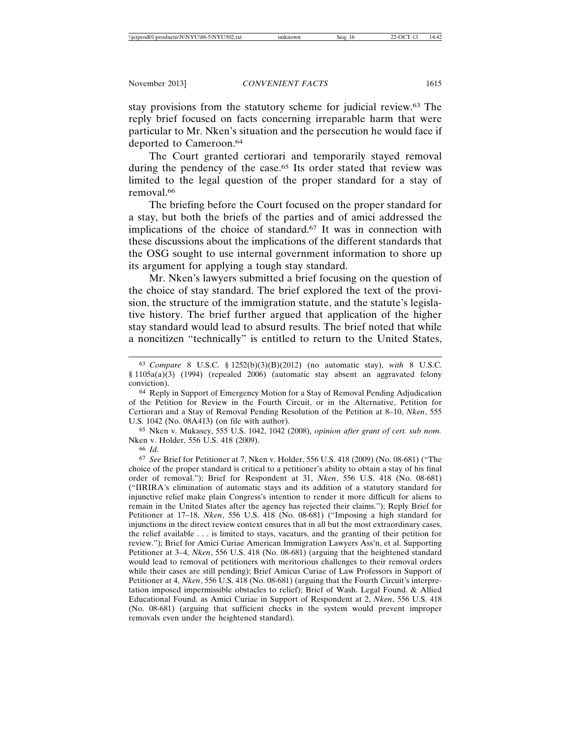stay provisions from the statutory scheme for judicial review.[63] The reply brief focused on facts concerning irreparable harm that were particular to Mr. Nken's situation and the persecution he would face if deported to Cameroon.[64]

The Court granted certiorari and temporarily stayed removal during the pendency of the case.[65] Its order stated that review was limited to the legal question of the proper standard for a stay of removal.[66]

The briefing before the Court focused on the proper standard for a stay, but both the briefs of the parties and of amici addressed the implications of the choice of standard.[67] It was in connection with these discussions about the implications of the different standards that the OSG sought to use internal government information to shore up its argument for applying a tough stay standard.

Mr. Nken's lawyers submitted a brief focusing on the question of the choice of stay standard. The brief explored the text of the provision, the structure of the immigration statute, and the statute's legislative history. The brief further argued that application of the higher stay standard would lead to absurd results. The brief noted that while a noncitizen "technically" is entitled to return to the United States,

---

[63] *Compare* 8 U.S.C. § 1252(b)(3)(B)(2012) (no automatic stay), *with* 8 U.S.C. § 1105a(a)(3) (1994) (repealed 2006) (automatic stay absent an aggravated felony conviction).

[64] Reply in Support of Emergency Motion for a Stay of Removal Pending Adjudication of the Petition for Review in the Fourth Circuit, or in the Alternative, Petition for Certiorari and a Stay of Removal Pending Resolution of the Petition at 8–10, *Nken*, 555 U.S. 1042 (No. 08A413) (on file with author).

[65] Nken v. Mukasey, 555 U.S. 1042, 1042 (2008), *opinion after grant of cert. sub nom.* Nken v. Holder, 556 U.S. 418 (2009).

[66] *Id.*

[67] *See* Brief for Petitioner at 7, Nken v. Holder, 556 U.S. 418 (2009) (No. 08-681) ("The choice of the proper standard is critical to a petitioner's ability to obtain a stay of his final order of removal."); Brief for Respondent at 31, *Nken*, 556 U.S. 418 (No. 08-681) ("IIRIRA's elimination of automatic stays and its addition of a statutory standard for injunctive relief make plain Congress's intention to render it more difficult for aliens to remain in the United States after the agency has rejected their claims."); Reply Brief for Petitioner at 17–18, *Nken*, 556 U.S. 418 (No. 08-681) ("Imposing a high standard for injunctions in the direct review context ensures that in all but the most extraordinary cases, the relief available . . . is limited to stays, vacaturs, and the granting of their petition for review."); Brief for Amici Curiae American Immigration Lawyers Ass'n, et al. Supporting Petitioner at 3–4, *Nken*, 556 U.S. 418 (No. 08-681) (arguing that the heightened standard would lead to removal of petitioners with meritorious challenges to their removal orders while their cases are still pending); Brief Amicus Curiae of Law Professors in Support of Petitioner at 4, *Nken*, 556 U.S. 418 (No. 08-681) (arguing that the Fourth Circuit's interpretation imposed impermissible obstacles to relief); Brief of Wash. Legal Found. & Allied Educational Found. as Amici Curiae in Support of Respondent at 2, *Nken*, 556 U.S. 418 (No. 08-681) (arguing that sufficient checks in the system would prevent improper removals even under the heightened standard).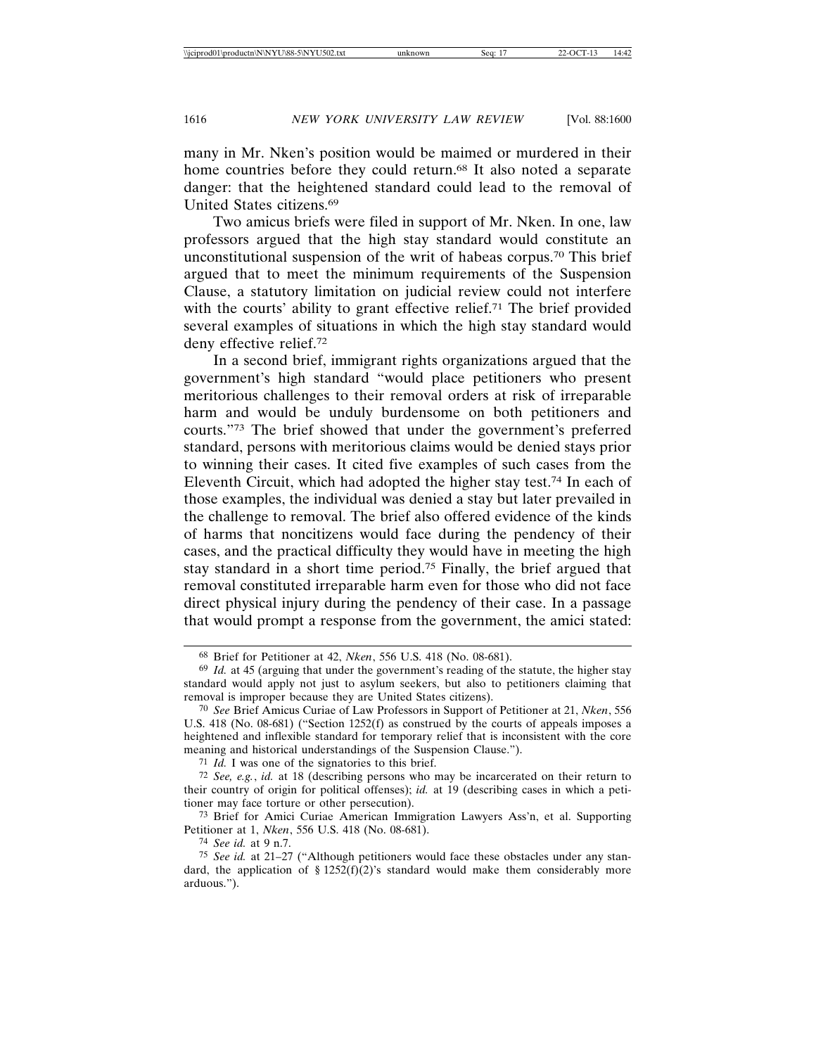many in Mr. Nken's position would be maimed or murdered in their home countries before they could return.[68] It also noted a separate danger: that the heightened standard could lead to the removal of United States citizens.[69]

Two amicus briefs were filed in support of Mr. Nken. In one, law professors argued that the high stay standard would constitute an unconstitutional suspension of the writ of habeas corpus.[70] This brief argued that to meet the minimum requirements of the Suspension Clause, a statutory limitation on judicial review could not interfere with the courts' ability to grant effective relief.[71] The brief provided several examples of situations in which the high stay standard would deny effective relief.[72]

In a second brief, immigrant rights organizations argued that the government's high standard "would place petitioners who present meritorious challenges to their removal orders at risk of irreparable harm and would be unduly burdensome on both petitioners and courts."[73] The brief showed that under the government's preferred standard, persons with meritorious claims would be denied stays prior to winning their cases. It cited five examples of such cases from the Eleventh Circuit, which had adopted the higher stay test.[74] In each of those examples, the individual was denied a stay but later prevailed in the challenge to removal. The brief also offered evidence of the kinds of harms that noncitizens would face during the pendency of their cases, and the practical difficulty they would have in meeting the high stay standard in a short time period.[75] Finally, the brief argued that removal constituted irreparable harm even for those who did not face direct physical injury during the pendency of their case. In a passage that would prompt a response from the government, the amici stated:

---

[68] Brief for Petitioner at 42, *Nken*, 556 U.S. 418 (No. 08-681).

[69] *Id.* at 45 (arguing that under the government's reading of the statute, the higher stay standard would apply not just to asylum seekers, but also to petitioners claiming that removal is improper because they are United States citizens).

[70] *See* Brief Amicus Curiae of Law Professors in Support of Petitioner at 21, *Nken*, 556 U.S. 418 (No. 08-681) ("Section 1252(f) as construed by the courts of appeals imposes a heightened and inflexible standard for temporary relief that is inconsistent with the core meaning and historical understandings of the Suspension Clause.").

[71] *Id.* I was one of the signatories to this brief.

[72] *See, e.g.*, *id.* at 18 (describing persons who may be incarcerated on their return to their country of origin for political offenses); *id.* at 19 (describing cases in which a petitioner may face torture or other persecution).

[73] Brief for Amici Curiae American Immigration Lawyers Ass'n, et al. Supporting Petitioner at 1, *Nken*, 556 U.S. 418 (No. 08-681).

[74] *See id.* at 9 n.7.

[75] *See id.* at 21–27 ("Although petitioners would face these obstacles under any standard, the application of § 1252(f)(2)'s standard would make them considerably more arduous.").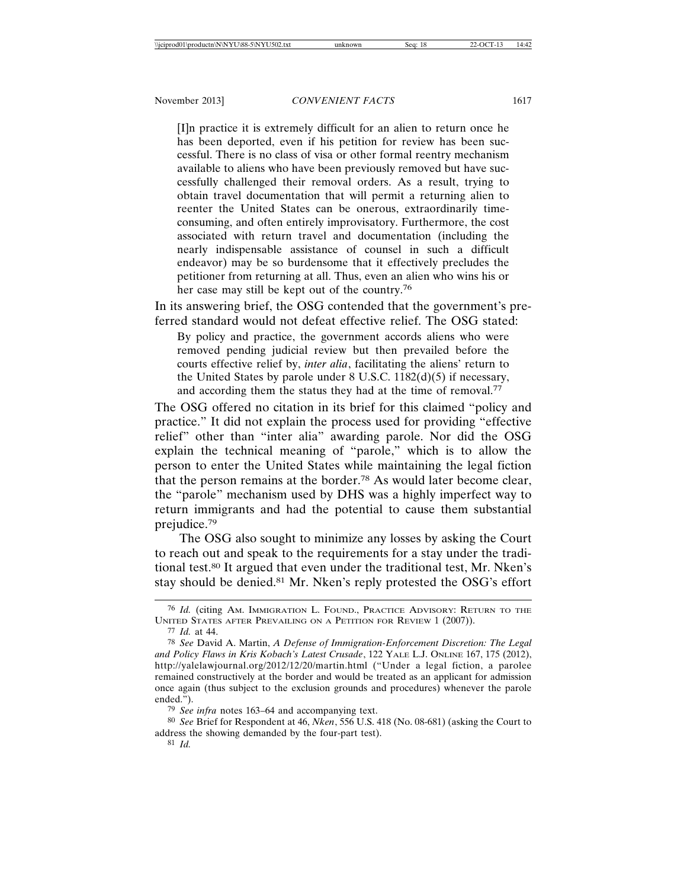> [I]n practice it is extremely difficult for an alien to return once he has been deported, even if his petition for review has been successful. There is no class of visa or other formal reentry mechanism available to aliens who have been previously removed but have successfully challenged their removal orders. As a result, trying to obtain travel documentation that will permit a returning alien to reenter the United States can be onerous, extraordinarily time-consuming, and often entirely improvisatory. Furthermore, the cost associated with return travel and documentation (including the nearly indispensable assistance of counsel in such a difficult endeavor) may be so burdensome that it effectively precludes the petitioner from returning at all. Thus, even an alien who wins his or her case may still be kept out of the country.[76]

In its answering brief, the OSG contended that the government's preferred standard would not defeat effective relief. The OSG stated:

> By policy and practice, the government accords aliens who were removed pending judicial review but then prevailed before the courts effective relief by, *inter alia*, facilitating the aliens' return to the United States by parole under 8 U.S.C. 1182(d)(5) if necessary, and according them the status they had at the time of removal.[77]

The OSG offered no citation in its brief for this claimed "policy and practice." It did not explain the process used for providing "effective relief" other than "inter alia" awarding parole. Nor did the OSG explain the technical meaning of "parole," which is to allow the person to enter the United States while maintaining the legal fiction that the person remains at the border.[78] As would later become clear, the "parole" mechanism used by DHS was a highly imperfect way to return immigrants and had the potential to cause them substantial prejudice.[79]

The OSG also sought to minimize any losses by asking the Court to reach out and speak to the requirements for a stay under the traditional test.[80] It argued that even under the traditional test, Mr. Nken's stay should be denied.[81] Mr. Nken's reply protested the OSG's effort

---

[76] *Id.* (citing AM. IMMIGRATION L. FOUND., PRACTICE ADVISORY: RETURN TO THE UNITED STATES AFTER PREVAILING ON A PETITION FOR REVIEW 1 (2007)).

[77] *Id.* at 44.

[78] *See* David A. Martin, *A Defense of Immigration-Enforcement Discretion: The Legal and Policy Flaws in Kris Kobach's Latest Crusade*, 122 YALE L.J. ONLINE 167, 175 (2012), http://yalelawjournal.org/2012/12/20/martin.html ("Under a legal fiction, a parolee remained constructively at the border and would be treated as an applicant for admission once again (thus subject to the exclusion grounds and procedures) whenever the parole ended.").

[79] *See infra* notes 163–64 and accompanying text.

[80] *See* Brief for Respondent at 46, *Nken*, 556 U.S. 418 (No. 08-681) (asking the Court to address the showing demanded by the four-part test).

[81] *Id.*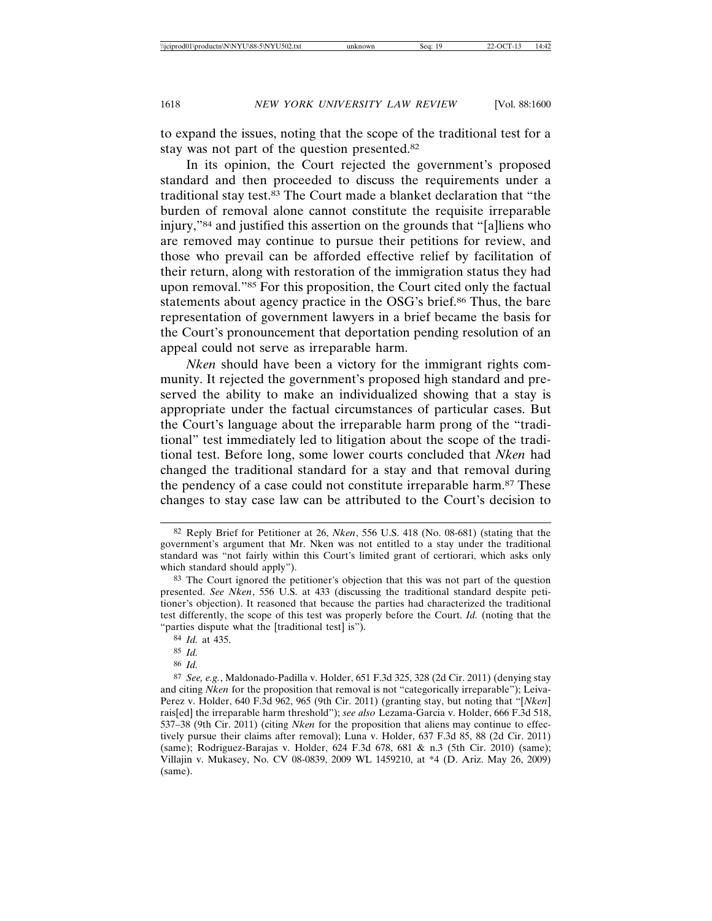to expand the issues, noting that the scope of the traditional test for a stay was not part of the question presented.[82]

In its opinion, the Court rejected the government's proposed standard and then proceeded to discuss the requirements under a traditional stay test.[83] The Court made a blanket declaration that "the burden of removal alone cannot constitute the requisite irreparable injury,"[84] and justified this assertion on the grounds that "[a]liens who are removed may continue to pursue their petitions for review, and those who prevail can be afforded effective relief by facilitation of their return, along with restoration of the immigration status they had upon removal."[85] For this proposition, the Court cited only the factual statements about agency practice in the OSG's brief.[86] Thus, the bare representation of government lawyers in a brief became the basis for the Court's pronouncement that deportation pending resolution of an appeal could not serve as irreparable harm.

*Nken* should have been a victory for the immigrant rights community. It rejected the government's proposed high standard and preserved the ability to make an individualized showing that a stay is appropriate under the factual circumstances of particular cases. But the Court's language about the irreparable harm prong of the "traditional" test immediately led to litigation about the scope of the traditional test. Before long, some lower courts concluded that *Nken* had changed the traditional standard for a stay and that removal during the pendency of a case could not constitute irreparable harm.[87] These changes to stay case law can be attributed to the Court's decision to

---

[82] Reply Brief for Petitioner at 26, *Nken*, 556 U.S. 418 (No. 08-681) (stating that the government's argument that Mr. Nken was not entitled to a stay under the traditional standard was "not fairly within this Court's limited grant of certiorari, which asks only which standard should apply").

[83] The Court ignored the petitioner's objection that this was not part of the question presented. *See Nken*, 556 U.S. at 433 (discussing the traditional standard despite petitioner's objection). It reasoned that because the parties had characterized the traditional test differently, the scope of this test was properly before the Court. *Id.* (noting that the "parties dispute what the [traditional test] is").

[84] *Id.* at 435.

[85] *Id.*

[86] *Id.*

[87] *See, e.g.*, Maldonado-Padilla v. Holder, 651 F.3d 325, 328 (2d Cir. 2011) (denying stay and citing *Nken* for the proposition that removal is not "categorically irreparable"); Leiva-Perez v. Holder, 640 F.3d 962, 965 (9th Cir. 2011) (granting stay, but noting that "[*Nken*] rais[ed] the irreparable harm threshold"); *see also* Lezama-Garcia v. Holder, 666 F.3d 518, 537–38 (9th Cir. 2011) (citing *Nken* for the proposition that aliens may continue to effectively pursue their claims after removal); Luna v. Holder, 637 F.3d 85, 88 (2d Cir. 2011) (same); Rodriguez-Barajas v. Holder, 624 F.3d 678, 681 & n.3 (5th Cir. 2010) (same); Villajin v. Mukasey, No. CV 08-0839, 2009 WL 1459210, at *4 (D. Ariz. May 26, 2009) (same).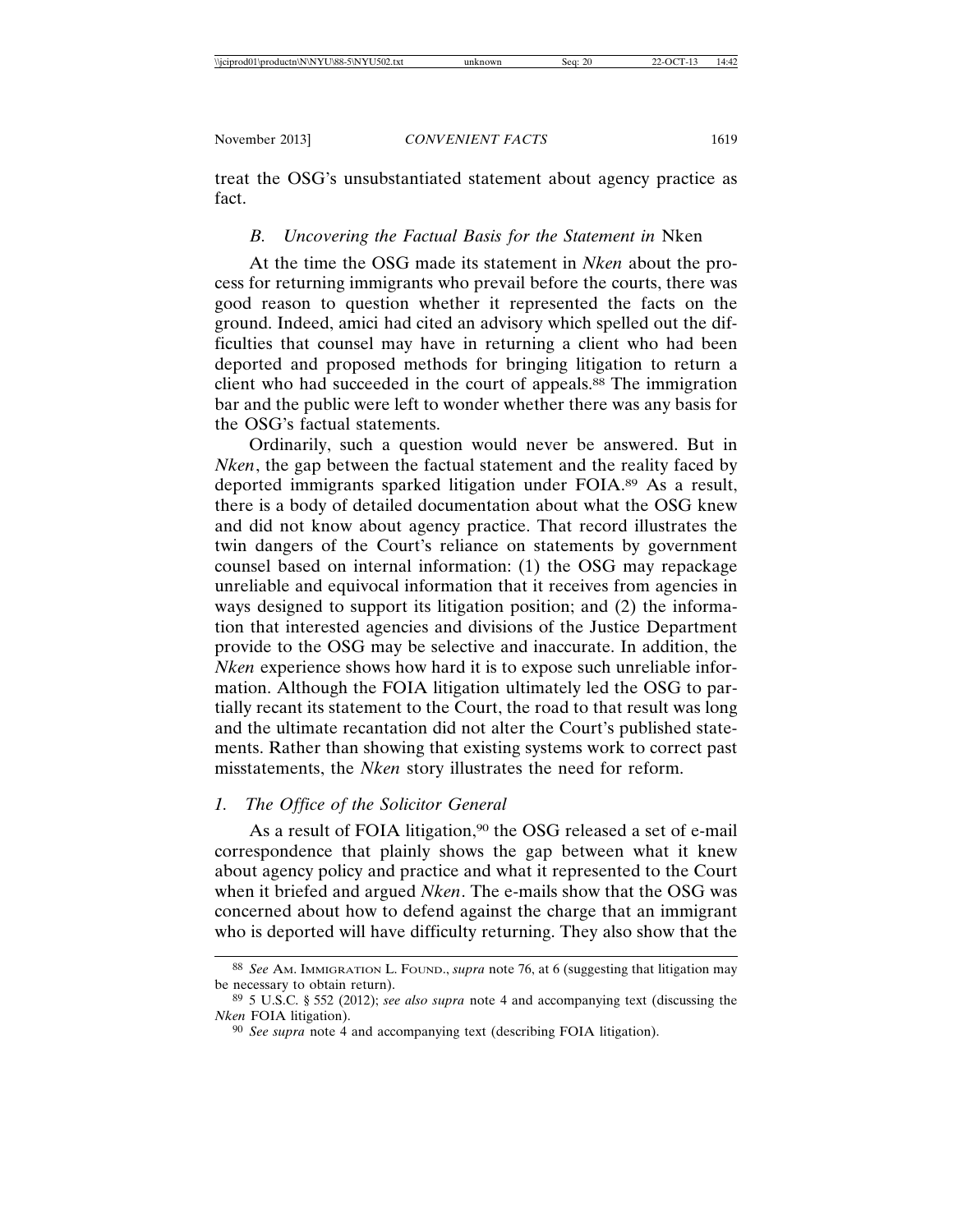treat the OSG's unsubstantiated statement about agency practice as fact.

### B. *Uncovering the Factual Basis for the Statement in* Nken

At the time the OSG made its statement in *Nken* about the process for returning immigrants who prevail before the courts, there was good reason to question whether it represented the facts on the ground. Indeed, amici had cited an advisory which spelled out the difficulties that counsel may have in returning a client who had been deported and proposed methods for bringing litigation to return a client who had succeeded in the court of appeals.[88] The immigration bar and the public were left to wonder whether there was any basis for the OSG's factual statements.

Ordinarily, such a question would never be answered. But in *Nken*, the gap between the factual statement and the reality faced by deported immigrants sparked litigation under FOIA.[89] As a result, there is a body of detailed documentation about what the OSG knew and did not know about agency practice. That record illustrates the twin dangers of the Court's reliance on statements by government counsel based on internal information: (1) the OSG may repackage unreliable and equivocal information that it receives from agencies in ways designed to support its litigation position; and (2) the information that interested agencies and divisions of the Justice Department provide to the OSG may be selective and inaccurate. In addition, the *Nken* experience shows how hard it is to expose such unreliable information. Although the FOIA litigation ultimately led the OSG to partially recant its statement to the Court, the road to that result was long and the ultimate recantation did not alter the Court's published statements. Rather than showing that existing systems work to correct past misstatements, the *Nken* story illustrates the need for reform.

#### 1. *The Office of the Solicitor General*

As a result of FOIA litigation,[90] the OSG released a set of e-mail correspondence that plainly shows the gap between what it knew about agency policy and practice and what it represented to the Court when it briefed and argued *Nken*. The e-mails show that the OSG was concerned about how to defend against the charge that an immigrant who is deported will have difficulty returning. They also show that the

---

[88] *See* AM. IMMIGRATION L. FOUND., *supra* note 76, at 6 (suggesting that litigation may be necessary to obtain return).

[89] 5 U.S.C. § 552 (2012); *see also supra* note 4 and accompanying text (discussing the *Nken* FOIA litigation).

[90] *See supra* note 4 and accompanying text (describing FOIA litigation).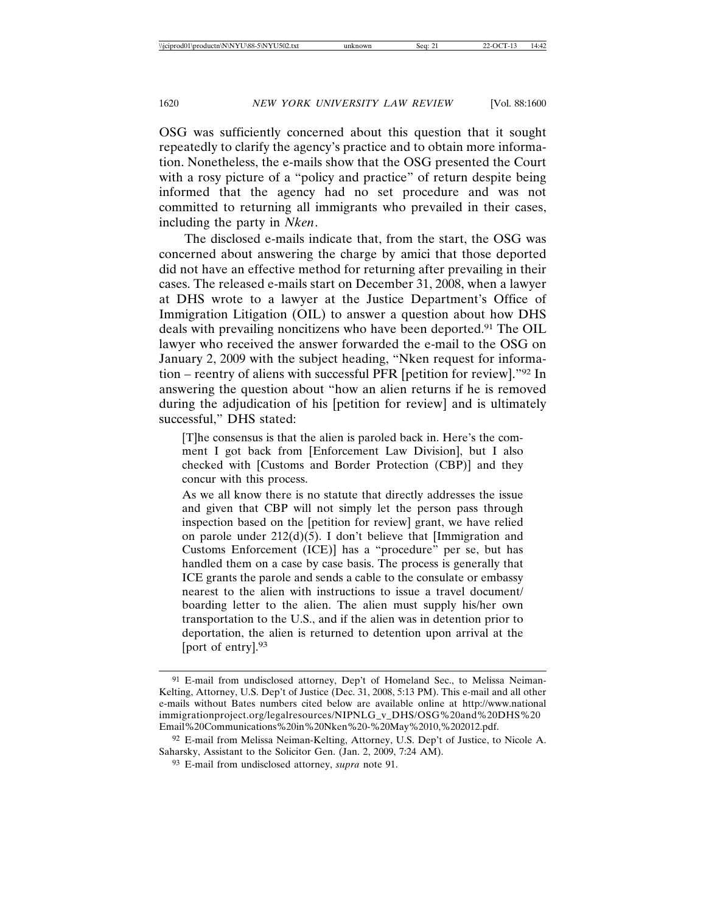OSG was sufficiently concerned about this question that it sought repeatedly to clarify the agency's practice and to obtain more information. Nonetheless, the e-mails show that the OSG presented the Court with a rosy picture of a "policy and practice" of return despite being informed that the agency had no set procedure and was not committed to returning all immigrants who prevailed in their cases, including the party in *Nken*.

The disclosed e-mails indicate that, from the start, the OSG was concerned about answering the charge by amici that those deported did not have an effective method for returning after prevailing in their cases. The released e-mails start on December 31, 2008, when a lawyer at DHS wrote to a lawyer at the Justice Department's Office of Immigration Litigation (OIL) to answer a question about how DHS deals with prevailing noncitizens who have been deported.[91] The OIL lawyer who received the answer forwarded the e-mail to the OSG on January 2, 2009 with the subject heading, "Nken request for information – reentry of aliens with successful PFR [petition for review]."[92] In answering the question about "how an alien returns if he is removed during the adjudication of his [petition for review] and is ultimately successful," DHS stated:

> [T]he consensus is that the alien is paroled back in. Here's the comment I got back from [Enforcement Law Division], but I also checked with [Customs and Border Protection (CBP)] and they concur with this process.
>
> As we all know there is no statute that directly addresses the issue and given that CBP will not simply let the person pass through inspection based on the [petition for review] grant, we have relied on parole under 212(d)(5). I don't believe that [Immigration and Customs Enforcement (ICE)] has a "procedure" per se, but has handled them on a case by case basis. The process is generally that ICE grants the parole and sends a cable to the consulate or embassy nearest to the alien with instructions to issue a travel document/ boarding letter to the alien. The alien must supply his/her own transportation to the U.S., and if the alien was in detention prior to deportation, the alien is returned to detention upon arrival at the [port of entry].[93]

---

[91] E-mail from undisclosed attorney, Dep't of Homeland Sec., to Melissa Neiman-Kelting, Attorney, U.S. Dep't of Justice (Dec. 31, 2008, 5:13 PM). This e-mail and all other e-mails without Bates numbers cited below are available online at http://www.nationalimmigrationproject.org/legalresources/NIPNLG_v_DHS/OSG%20and%20DHS%20Email%20Communications%20in%20Nken%20-%20May%2010,%202012.pdf.

[92] E-mail from Melissa Neiman-Kelting, Attorney, U.S. Dep't of Justice, to Nicole A. Saharsky, Assistant to the Solicitor Gen. (Jan. 2, 2009, 7:24 AM).

[93] E-mail from undisclosed attorney, *supra* note 91.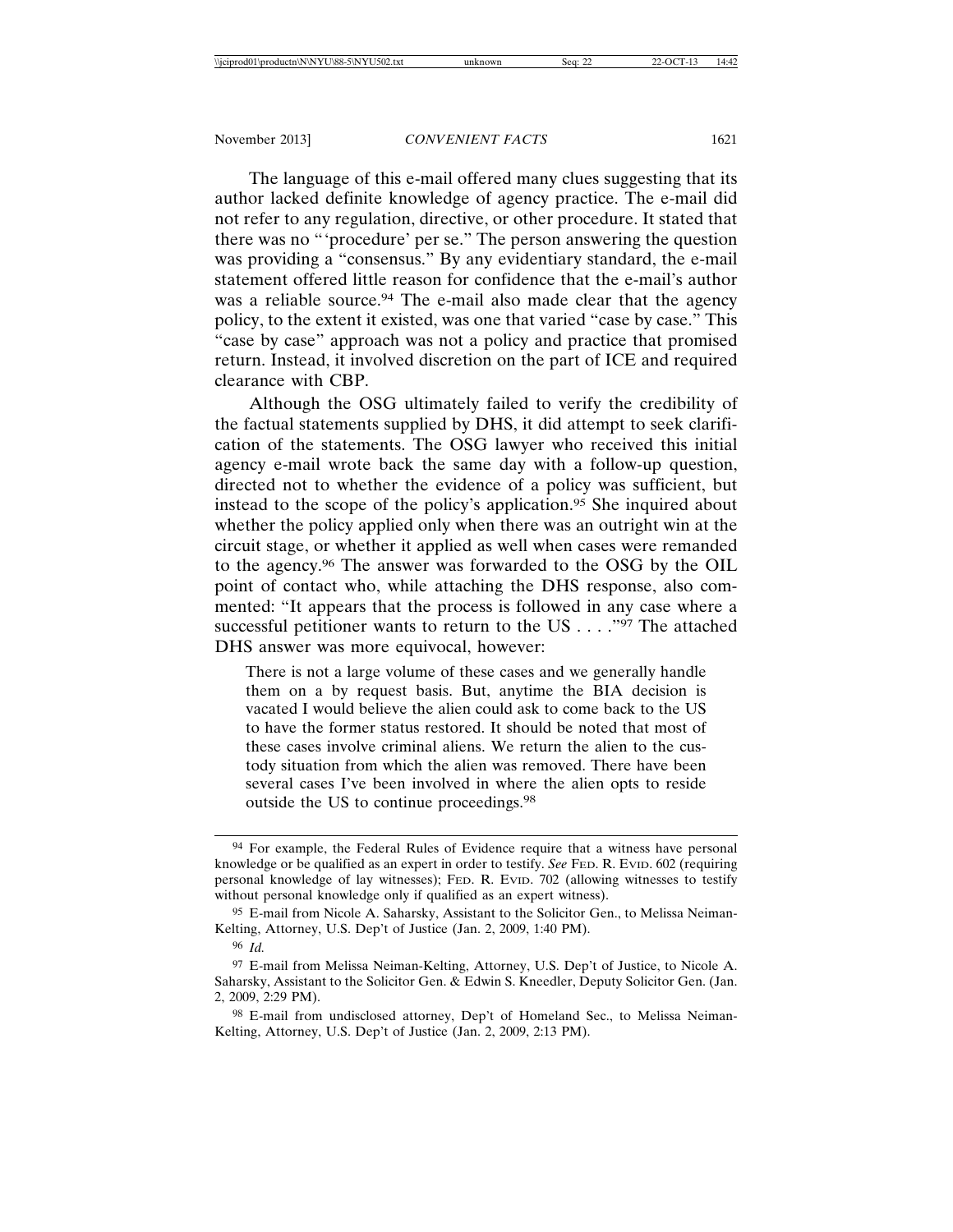The language of this e-mail offered many clues suggesting that its author lacked definite knowledge of agency practice. The e-mail did not refer to any regulation, directive, or other procedure. It stated that there was no "'procedure' per se." The person answering the question was providing a "consensus." By any evidentiary standard, the e-mail statement offered little reason for confidence that the e-mail's author was a reliable source.[94] The e-mail also made clear that the agency policy, to the extent it existed, was one that varied "case by case." This "case by case" approach was not a policy and practice that promised return. Instead, it involved discretion on the part of ICE and required clearance with CBP.

Although the OSG ultimately failed to verify the credibility of the factual statements supplied by DHS, it did attempt to seek clarification of the statements. The OSG lawyer who received this initial agency e-mail wrote back the same day with a follow-up question, directed not to whether the evidence of a policy was sufficient, but instead to the scope of the policy's application.[95] She inquired about whether the policy applied only when there was an outright win at the circuit stage, or whether it applied as well when cases were remanded to the agency.[96] The answer was forwarded to the OSG by the OIL point of contact who, while attaching the DHS response, also commented: "It appears that the process is followed in any case where a successful petitioner wants to return to the US . . . ."[97] The attached DHS answer was more equivocal, however:

> There is not a large volume of these cases and we generally handle them on a by request basis. But, anytime the BIA decision is vacated I would believe the alien could ask to come back to the US to have the former status restored. It should be noted that most of these cases involve criminal aliens. We return the alien to the custody situation from which the alien was removed. There have been several cases I've been involved in where the alien opts to reside outside the US to continue proceedings.[98]

---

[94] For example, the Federal Rules of Evidence require that a witness have personal knowledge or be qualified as an expert in order to testify. *See* FED. R. EVID. 602 (requiring personal knowledge of lay witnesses); FED. R. EVID. 702 (allowing witnesses to testify without personal knowledge only if qualified as an expert witness).

[95] E-mail from Nicole A. Saharsky, Assistant to the Solicitor Gen., to Melissa Neiman-Kelting, Attorney, U.S. Dep't of Justice (Jan. 2, 2009, 1:40 PM).

[96] *Id.*

[97] E-mail from Melissa Neiman-Kelting, Attorney, U.S. Dep't of Justice, to Nicole A. Saharsky, Assistant to the Solicitor Gen. & Edwin S. Kneedler, Deputy Solicitor Gen. (Jan. 2, 2009, 2:29 PM).

[98] E-mail from undisclosed attorney, Dep't of Homeland Sec., to Melissa Neiman-Kelting, Attorney, U.S. Dep't of Justice (Jan. 2, 2009, 2:13 PM).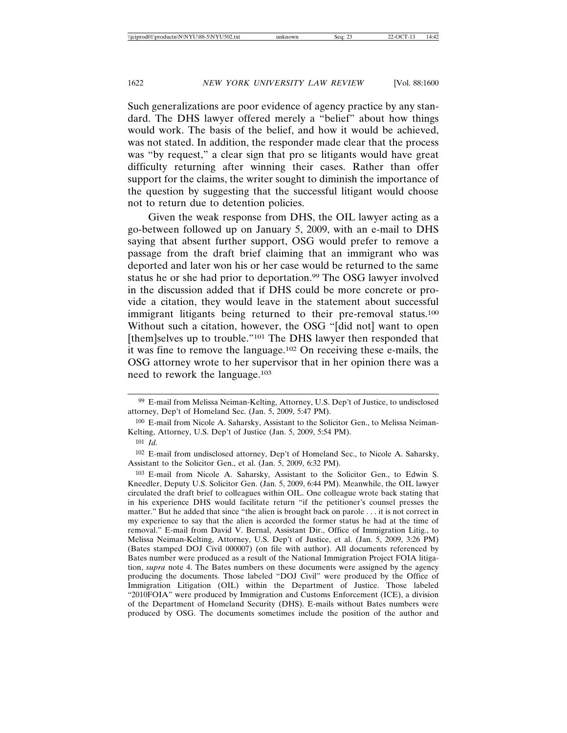Such generalizations are poor evidence of agency practice by any standard. The DHS lawyer offered merely a "belief" about how things would work. The basis of the belief, and how it would be achieved, was not stated. In addition, the responder made clear that the process was "by request," a clear sign that pro se litigants would have great difficulty returning after winning their cases. Rather than offer support for the claims, the writer sought to diminish the importance of the question by suggesting that the successful litigant would choose not to return due to detention policies.

Given the weak response from DHS, the OIL lawyer acting as a go-between followed up on January 5, 2009, with an e-mail to DHS saying that absent further support, OSG would prefer to remove a passage from the draft brief claiming that an immigrant who was deported and later won his or her case would be returned to the same status he or she had prior to deportation.[99] The OSG lawyer involved in the discussion added that if DHS could be more concrete or provide a citation, they would leave in the statement about successful immigrant litigants being returned to their pre-removal status.[100] Without such a citation, however, the OSG "[did not] want to open [them]selves up to trouble."[101] The DHS lawyer then responded that it was fine to remove the language.[102] On receiving these e-mails, the OSG attorney wrote to her supervisor that in her opinion there was a need to rework the language.[103]

---

[99] E-mail from Melissa Neiman-Kelting, Attorney, U.S. Dep't of Justice, to undisclosed attorney, Dep't of Homeland Sec. (Jan. 5, 2009, 5:47 PM).

[100] E-mail from Nicole A. Saharsky, Assistant to the Solicitor Gen., to Melissa Neiman-Kelting, Attorney, U.S. Dep't of Justice (Jan. 5, 2009, 5:54 PM).

[101] *Id.*

[102] E-mail from undisclosed attorney, Dep't of Homeland Sec., to Nicole A. Saharsky, Assistant to the Solicitor Gen., et al. (Jan. 5, 2009, 6:32 PM).

[103] E-mail from Nicole A. Saharsky, Assistant to the Solicitor Gen., to Edwin S. Kneedler, Deputy U.S. Solicitor Gen. (Jan. 5, 2009, 6:44 PM). Meanwhile, the OIL lawyer circulated the draft brief to colleagues within OIL. One colleague wrote back stating that in his experience DHS would facilitate return "if the petitioner's counsel presses the matter." But he added that since "the alien is brought back on parole . . . it is not correct in my experience to say that the alien is accorded the former status he had at the time of removal." E-mail from David V. Bernal, Assistant Dir., Office of Immigration Litig., to Melissa Neiman-Kelting, Attorney, U.S. Dep't of Justice, et al. (Jan. 5, 2009, 3:26 PM) (Bates stamped DOJ Civil 000007) (on file with author). All documents referenced by Bates number were produced as a result of the National Immigration Project FOIA litigation, *supra* note 4. The Bates numbers on these documents were assigned by the agency producing the documents. Those labeled "DOJ Civil" were produced by the Office of Immigration Litigation (OIL) within the Department of Justice. Those labeled "2010FOIA" were produced by Immigration and Customs Enforcement (ICE), a division of the Department of Homeland Security (DHS). E-mails without Bates numbers were produced by OSG. The documents sometimes include the position of the author and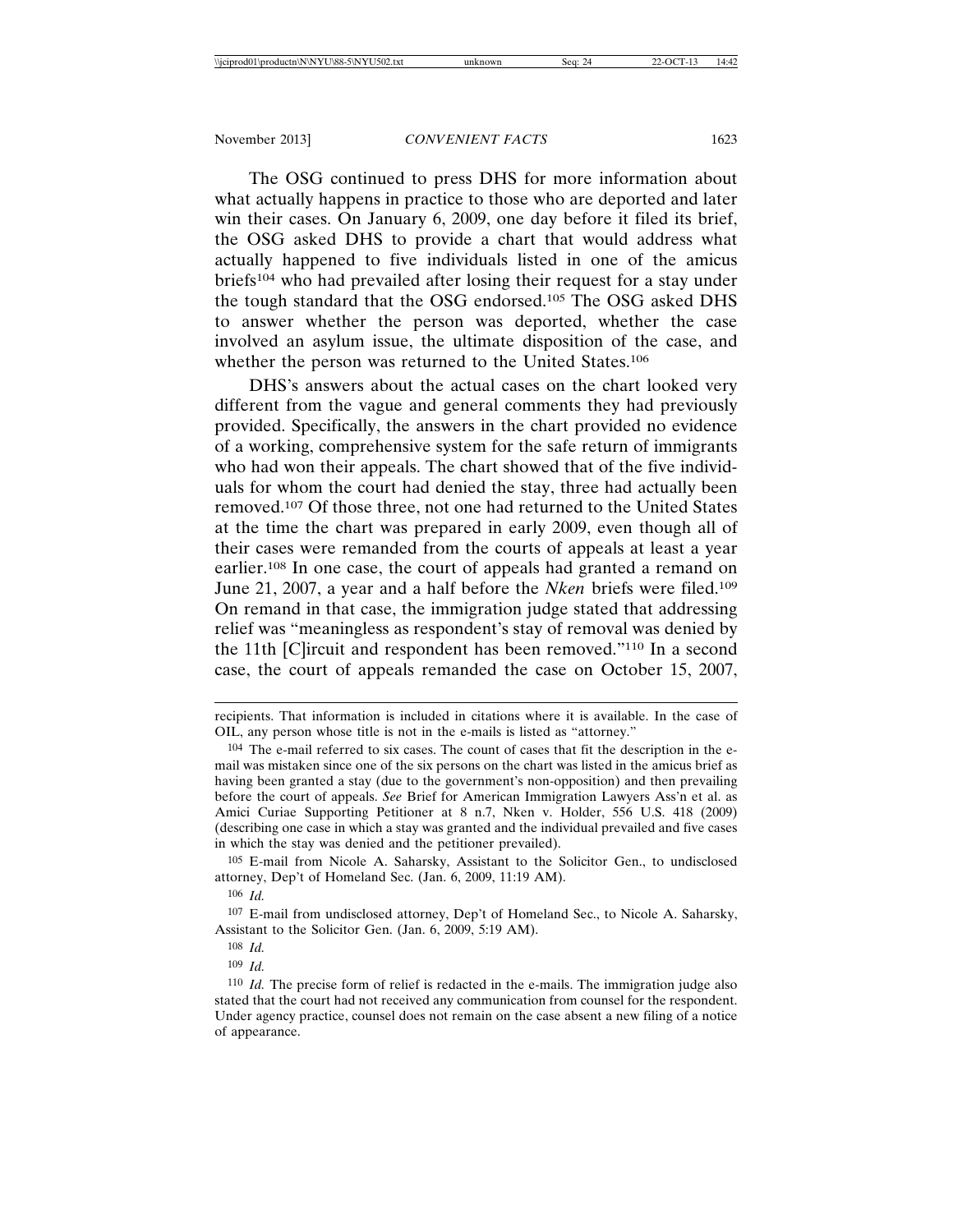The OSG continued to press DHS for more information about what actually happens in practice to those who are deported and later win their cases. On January 6, 2009, one day before it filed its brief, the OSG asked DHS to provide a chart that would address what actually happened to five individuals listed in one of the amicus briefs[104] who had prevailed after losing their request for a stay under the tough standard that the OSG endorsed.[105] The OSG asked DHS to answer whether the person was deported, whether the case involved an asylum issue, the ultimate disposition of the case, and whether the person was returned to the United States.[106]

DHS's answers about the actual cases on the chart looked very different from the vague and general comments they had previously provided. Specifically, the answers in the chart provided no evidence of a working, comprehensive system for the safe return of immigrants who had won their appeals. The chart showed that of the five individuals for whom the court had denied the stay, three had actually been removed.[107] Of those three, not one had returned to the United States at the time the chart was prepared in early 2009, even though all of their cases were remanded from the courts of appeals at least a year earlier.[108] In one case, the court of appeals had granted a remand on June 21, 2007, a year and a half before the *Nken* briefs were filed.[109] On remand in that case, the immigration judge stated that addressing relief was "meaningless as respondent's stay of removal was denied by the 11th [C]ircuit and respondent has been removed."[110] In a second case, the court of appeals remanded the case on October 15, 2007,

---

recipients. That information is included in citations where it is available. In the case of OIL, any person whose title is not in the e-mails is listed as "attorney."

[104] The e-mail referred to six cases. The count of cases that fit the description in the e-mail was mistaken since one of the six persons on the chart was listed in the amicus brief as having been granted a stay (due to the government's non-opposition) and then prevailing before the court of appeals. *See* Brief for American Immigration Lawyers Ass'n et al. as Amici Curiae Supporting Petitioner at 8 n.7, Nken v. Holder, 556 U.S. 418 (2009) (describing one case in which a stay was granted and the individual prevailed and five cases in which the stay was denied and the petitioner prevailed).

[105] E-mail from Nicole A. Saharsky, Assistant to the Solicitor Gen., to undisclosed attorney, Dep't of Homeland Sec. (Jan. 6, 2009, 11:19 AM).

[106] *Id.*

[107] E-mail from undisclosed attorney, Dep't of Homeland Sec., to Nicole A. Saharsky, Assistant to the Solicitor Gen. (Jan. 6, 2009, 5:19 AM).

[108] *Id.*

[109] *Id.*

[110] *Id.* The precise form of relief is redacted in the e-mails. The immigration judge also stated that the court had not received any communication from counsel for the respondent. Under agency practice, counsel does not remain on the case absent a new filing of a notice of appearance.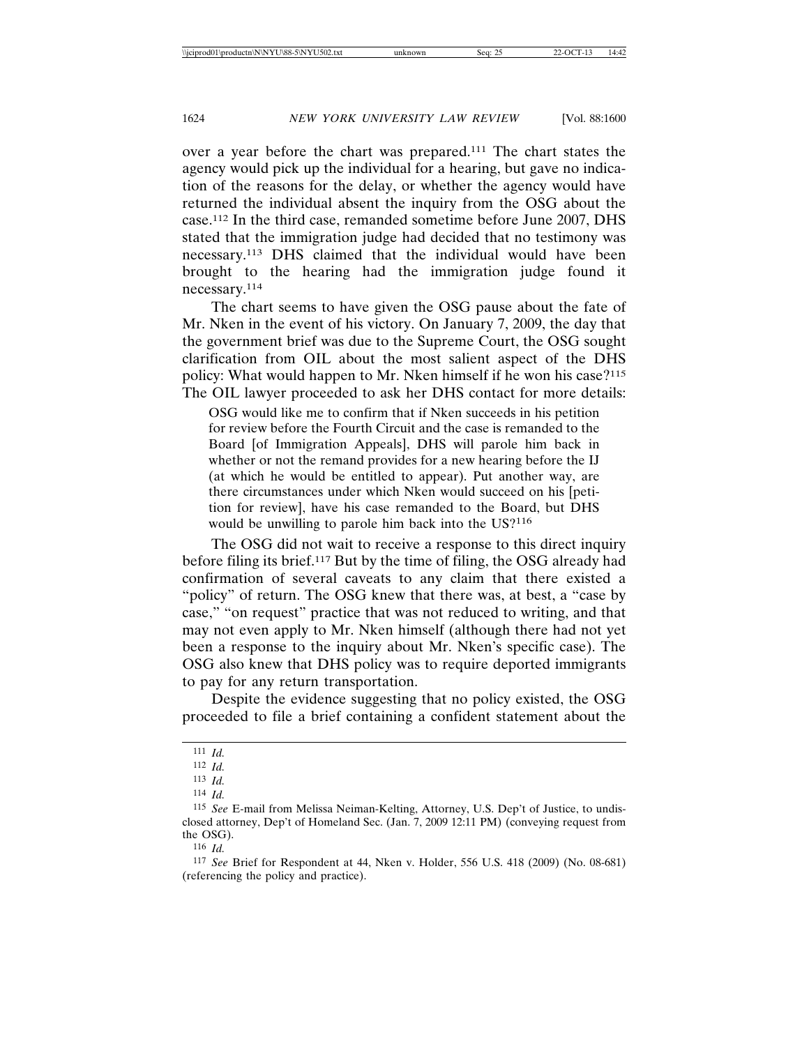over a year before the chart was prepared.[111] The chart states the agency would pick up the individual for a hearing, but gave no indication of the reasons for the delay, or whether the agency would have returned the individual absent the inquiry from the OSG about the case.[112] In the third case, remanded sometime before June 2007, DHS stated that the immigration judge had decided that no testimony was necessary.[113] DHS claimed that the individual would have been brought to the hearing had the immigration judge found it necessary.[114]

The chart seems to have given the OSG pause about the fate of Mr. Nken in the event of his victory. On January 7, 2009, the day that the government brief was due to the Supreme Court, the OSG sought clarification from OIL about the most salient aspect of the DHS policy: What would happen to Mr. Nken himself if he won his case?[115] The OIL lawyer proceeded to ask her DHS contact for more details:

> OSG would like me to confirm that if Nken succeeds in his petition for review before the Fourth Circuit and the case is remanded to the Board [of Immigration Appeals], DHS will parole him back in whether or not the remand provides for a new hearing before the IJ (at which he would be entitled to appear). Put another way, are there circumstances under which Nken would succeed on his [petition for review], have his case remanded to the Board, but DHS would be unwilling to parole him back into the US?[116]

The OSG did not wait to receive a response to this direct inquiry before filing its brief.[117] But by the time of filing, the OSG already had confirmation of several caveats to any claim that there existed a "policy" of return. The OSG knew that there was, at best, a "case by case," "on request" practice that was not reduced to writing, and that may not even apply to Mr. Nken himself (although there had not yet been a response to the inquiry about Mr. Nken's specific case). The OSG also knew that DHS policy was to require deported immigrants to pay for any return transportation.

Despite the evidence suggesting that no policy existed, the OSG proceeded to file a brief containing a confident statement about the

---

111 *Id.*

112 *Id.*

113 *Id.*

114 *Id.*

115 *See* E-mail from Melissa Neiman-Kelting, Attorney, U.S. Dep't of Justice, to undisclosed attorney, Dep't of Homeland Sec. (Jan. 7, 2009 12:11 PM) (conveying request from the OSG).

116 *Id.*

117 *See* Brief for Respondent at 44, Nken v. Holder, 556 U.S. 418 (2009) (No. 08-681) (referencing the policy and practice).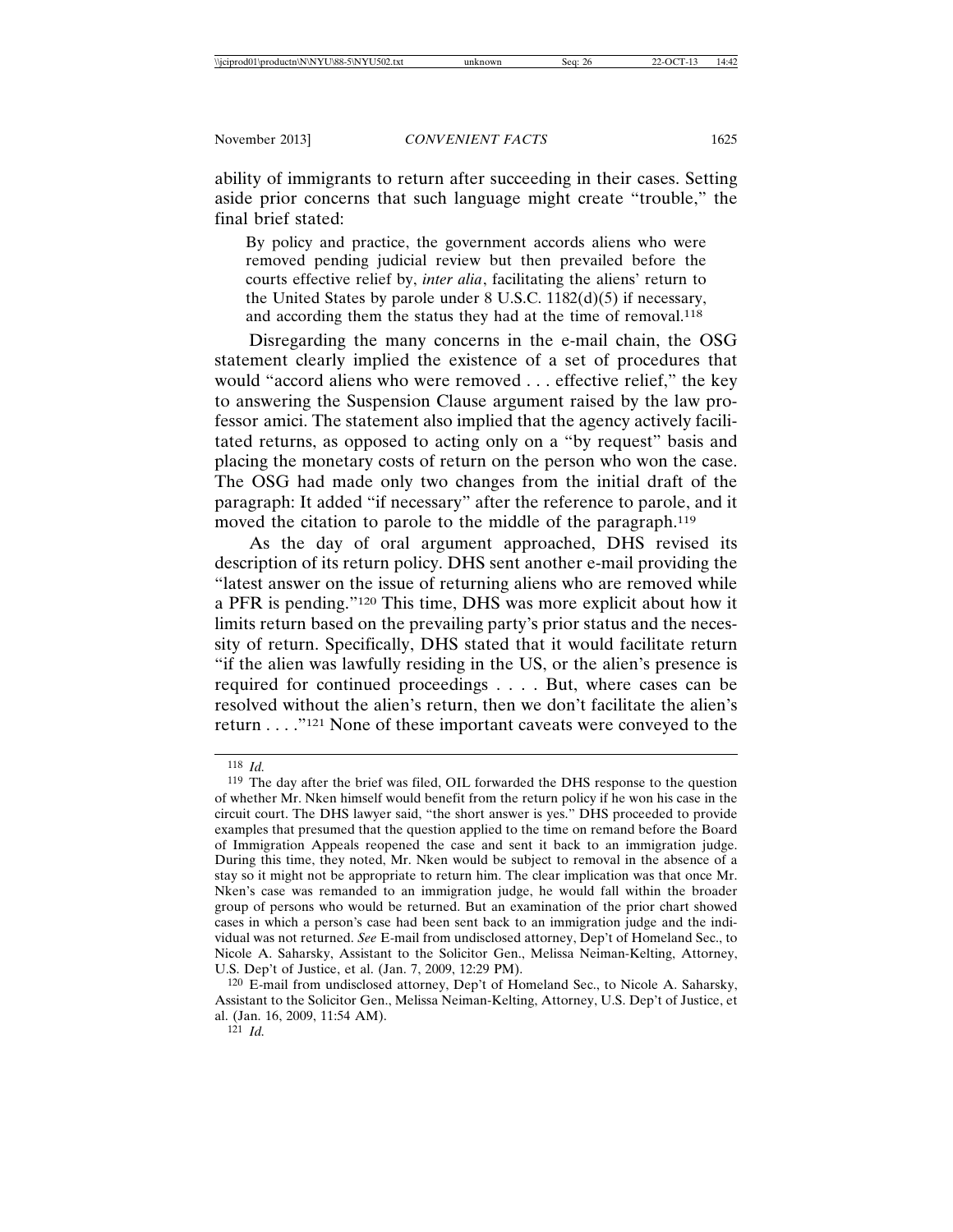ability of immigrants to return after succeeding in their cases. Setting aside prior concerns that such language might create "trouble," the final brief stated:

> By policy and practice, the government accords aliens who were removed pending judicial review but then prevailed before the courts effective relief by, *inter alia*, facilitating the aliens' return to the United States by parole under 8 U.S.C. 1182(d)(5) if necessary, and according them the status they had at the time of removal.[118]

Disregarding the many concerns in the e-mail chain, the OSG statement clearly implied the existence of a set of procedures that would "accord aliens who were removed . . . effective relief," the key to answering the Suspension Clause argument raised by the law professor amici. The statement also implied that the agency actively facilitated returns, as opposed to acting only on a "by request" basis and placing the monetary costs of return on the person who won the case. The OSG had made only two changes from the initial draft of the paragraph: It added "if necessary" after the reference to parole, and it moved the citation to parole to the middle of the paragraph.[119]

As the day of oral argument approached, DHS revised its description of its return policy. DHS sent another e-mail providing the "latest answer on the issue of returning aliens who are removed while a PFR is pending."[120] This time, DHS was more explicit about how it limits return based on the prevailing party's prior status and the necessity of return. Specifically, DHS stated that it would facilitate return "if the alien was lawfully residing in the US, or the alien's presence is required for continued proceedings . . . . But, where cases can be resolved without the alien's return, then we don't facilitate the alien's return . . . ."[121] None of these important caveats were conveyed to the

---

[118] *Id.*

[119] The day after the brief was filed, OIL forwarded the DHS response to the question of whether Mr. Nken himself would benefit from the return policy if he won his case in the circuit court. The DHS lawyer said, "the short answer is yes." DHS proceeded to provide examples that presumed that the question applied to the time on remand before the Board of Immigration Appeals reopened the case and sent it back to an immigration judge. During this time, they noted, Mr. Nken would be subject to removal in the absence of a stay so it might not be appropriate to return him. The clear implication was that once Mr. Nken's case was remanded to an immigration judge, he would fall within the broader group of persons who would be returned. But an examination of the prior chart showed cases in which a person's case had been sent back to an immigration judge and the individual was not returned. *See* E-mail from undisclosed attorney, Dep't of Homeland Sec., to Nicole A. Saharsky, Assistant to the Solicitor Gen., Melissa Neiman-Kelting, Attorney, U.S. Dep't of Justice, et al. (Jan. 7, 2009, 12:29 PM).

[120] E-mail from undisclosed attorney, Dep't of Homeland Sec., to Nicole A. Saharsky, Assistant to the Solicitor Gen., Melissa Neiman-Kelting, Attorney, U.S. Dep't of Justice, et al. (Jan. 16, 2009, 11:54 AM).

[121] *Id.*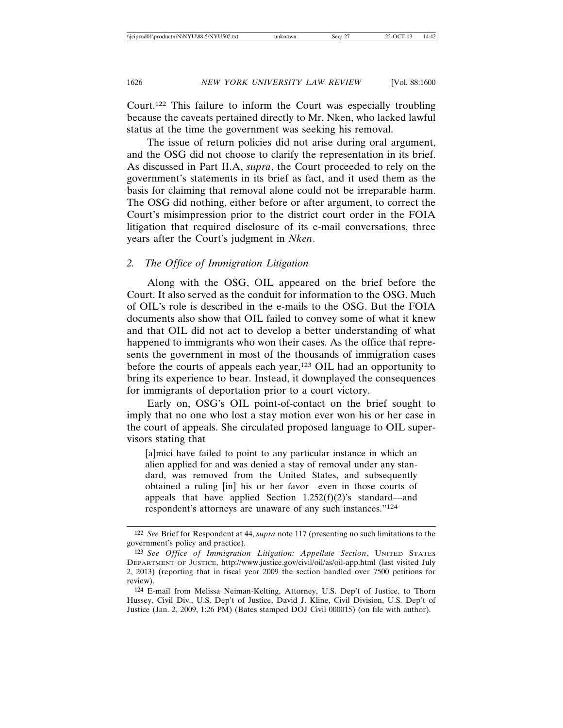Court.[122] This failure to inform the Court was especially troubling because the caveats pertained directly to Mr. Nken, who lacked lawful status at the time the government was seeking his removal.

The issue of return policies did not arise during oral argument, and the OSG did not choose to clarify the representation in its brief. As discussed in Part II.A, *supra*, the Court proceeded to rely on the government's statements in its brief as fact, and it used them as the basis for claiming that removal alone could not be irreparable harm. The OSG did nothing, either before or after argument, to correct the Court's misimpression prior to the district court order in the FOIA litigation that required disclosure of its e-mail conversations, three years after the Court's judgment in *Nken*.

### 2. *The Office of Immigration Litigation*

Along with the OSG, OIL appeared on the brief before the Court. It also served as the conduit for information to the OSG. Much of OIL's role is described in the e-mails to the OSG. But the FOIA documents also show that OIL failed to convey some of what it knew and that OIL did not act to develop a better understanding of what happened to immigrants who won their cases. As the office that represents the government in most of the thousands of immigration cases before the courts of appeals each year,[123] OIL had an opportunity to bring its experience to bear. Instead, it downplayed the consequences for immigrants of deportation prior to a court victory.

Early on, OSG's OIL point-of-contact on the brief sought to imply that no one who lost a stay motion ever won his or her case in the court of appeals. She circulated proposed language to OIL supervisors stating that

> [a]mici have failed to point to any particular instance in which an alien applied for and was denied a stay of removal under any standard, was removed from the United States, and subsequently obtained a ruling [in] his or her favor—even in those courts of appeals that have applied Section 1.252(f)(2)'s standard—and respondent's attorneys are unaware of any such instances."[124]

---

[122] *See* Brief for Respondent at 44, *supra* note 117 (presenting no such limitations to the government's policy and practice).

[123] *See Office of Immigration Litigation: Appellate Section*, UNITED STATES DEPARTMENT OF JUSTICE, http://www.justice.gov/civil/oil/as/oil-app.html (last visited July 2, 2013) (reporting that in fiscal year 2009 the section handled over 7500 petitions for review).

[124] E-mail from Melissa Neiman-Kelting, Attorney, U.S. Dep't of Justice, to Thorn Hussey, Civil Div., U.S. Dep't of Justice, David J. Kline, Civil Division, U.S. Dep't of Justice (Jan. 2, 2009, 1:26 PM) (Bates stamped DOJ Civil 000015) (on file with author).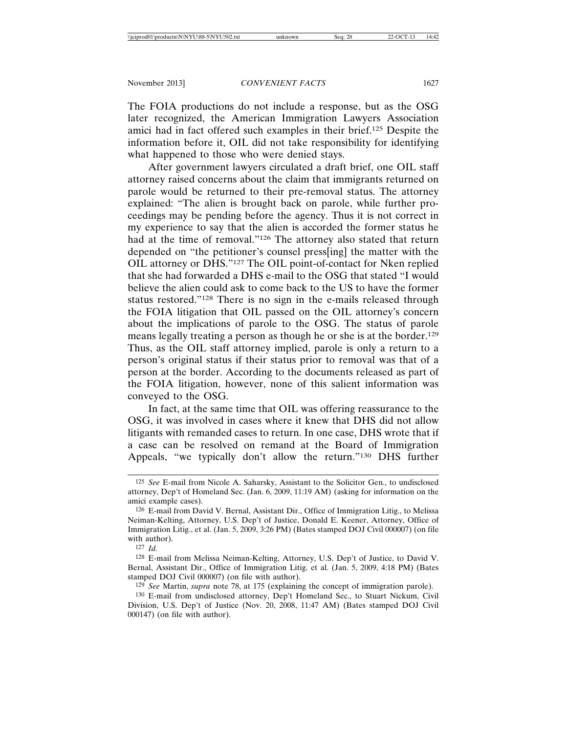The FOIA productions do not include a response, but as the OSG later recognized, the American Immigration Lawyers Association amici had in fact offered such examples in their brief.[125] Despite the information before it, OIL did not take responsibility for identifying what happened to those who were denied stays.

After government lawyers circulated a draft brief, one OIL staff attorney raised concerns about the claim that immigrants returned on parole would be returned to their pre-removal status. The attorney explained: "The alien is brought back on parole, while further proceedings may be pending before the agency. Thus it is not correct in my experience to say that the alien is accorded the former status he had at the time of removal."[126] The attorney also stated that return depended on "the petitioner's counsel press[ing] the matter with the OIL attorney or DHS."[127] The OIL point-of-contact for Nken replied that she had forwarded a DHS e-mail to the OSG that stated "I would believe the alien could ask to come back to the US to have the former status restored."[128] There is no sign in the e-mails released through the FOIA litigation that OIL passed on the OIL attorney's concern about the implications of parole to the OSG. The status of parole means legally treating a person as though he or she is at the border.[129] Thus, as the OIL staff attorney implied, parole is only a return to a person's original status if their status prior to removal was that of a person at the border. According to the documents released as part of the FOIA litigation, however, none of this salient information was conveyed to the OSG.

In fact, at the same time that OIL was offering reassurance to the OSG, it was involved in cases where it knew that DHS did not allow litigants with remanded cases to return. In one case, DHS wrote that if a case can be resolved on remand at the Board of Immigration Appeals, "we typically don't allow the return."[130] DHS further

---

[125] *See* E-mail from Nicole A. Saharsky, Assistant to the Solicitor Gen., to undisclosed attorney, Dep't of Homeland Sec. (Jan. 6, 2009, 11:19 AM) (asking for information on the amici example cases).

[126] E-mail from David V. Bernal, Assistant Dir., Office of Immigration Litig., to Melissa Neiman-Kelting, Attorney, U.S. Dep't of Justice, Donald E. Keener, Attorney, Office of Immigration Litig., et al. (Jan. 5, 2009, 3:26 PM) (Bates stamped DOJ Civil 000007) (on file with author).

[127] *Id.*

[128] E-mail from Melissa Neiman-Kelting, Attorney, U.S. Dep't of Justice, to David V. Bernal, Assistant Dir., Office of Immigration Litig. et al. (Jan. 5, 2009, 4:18 PM) (Bates stamped DOJ Civil 000007) (on file with author).

[129] *See* Martin, *supra* note 78, at 175 (explaining the concept of immigration parole).

[130] E-mail from undisclosed attorney, Dep't Homeland Sec., to Stuart Nickum, Civil Division, U.S. Dep't of Justice (Nov. 20, 2008, 11:47 AM) (Bates stamped DOJ Civil 000147) (on file with author).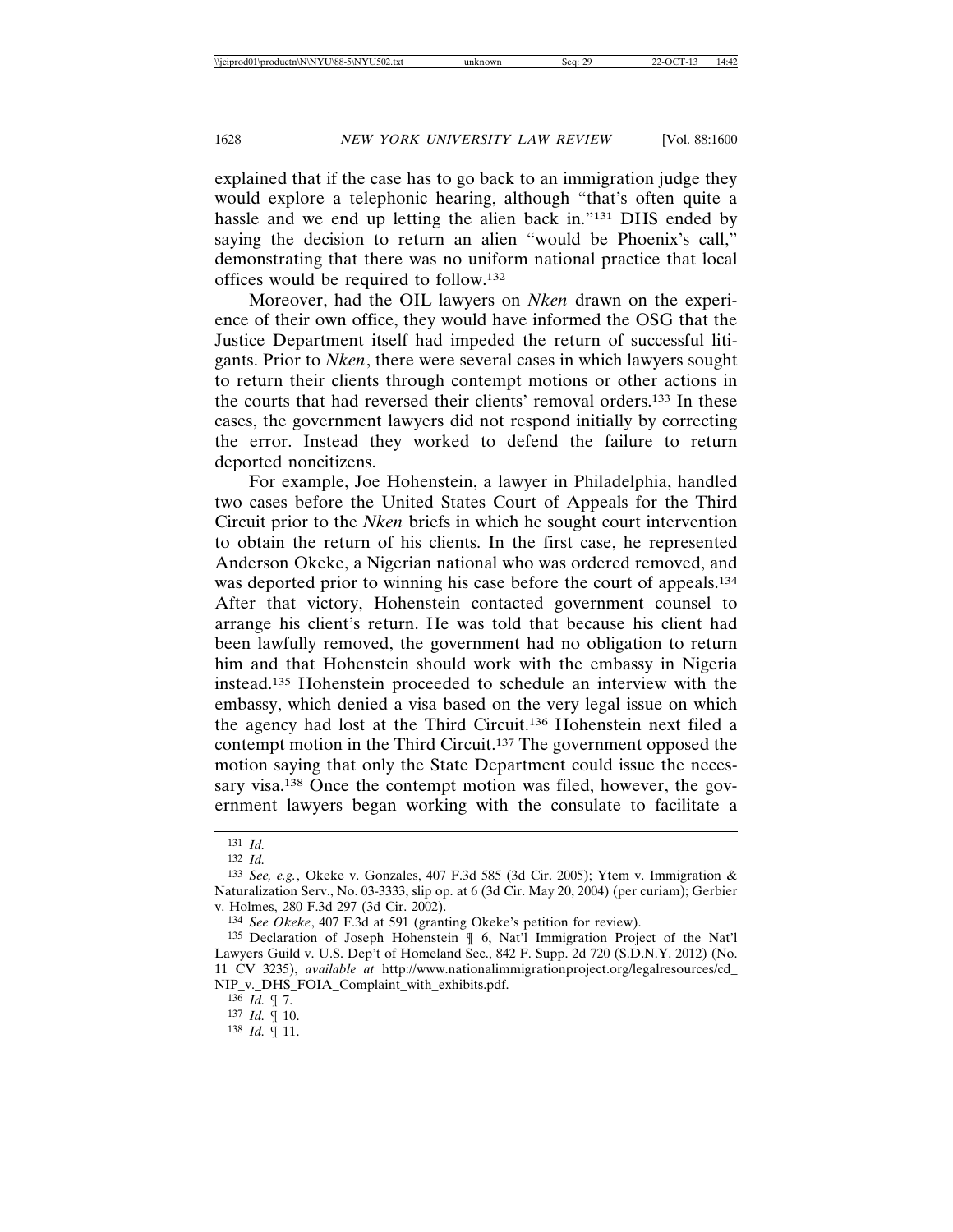explained that if the case has to go back to an immigration judge they would explore a telephonic hearing, although "that's often quite a hassle and we end up letting the alien back in."[131] DHS ended by saying the decision to return an alien "would be Phoenix's call," demonstrating that there was no uniform national practice that local offices would be required to follow.[132]

Moreover, had the OIL lawyers on *Nken* drawn on the experience of their own office, they would have informed the OSG that the Justice Department itself had impeded the return of successful litigants. Prior to *Nken*, there were several cases in which lawyers sought to return their clients through contempt motions or other actions in the courts that had reversed their clients' removal orders.[133] In these cases, the government lawyers did not respond initially by correcting the error. Instead they worked to defend the failure to return deported noncitizens.

For example, Joe Hohenstein, a lawyer in Philadelphia, handled two cases before the United States Court of Appeals for the Third Circuit prior to the *Nken* briefs in which he sought court intervention to obtain the return of his clients. In the first case, he represented Anderson Okeke, a Nigerian national who was ordered removed, and was deported prior to winning his case before the court of appeals.[134] After that victory, Hohenstein contacted government counsel to arrange his client's return. He was told that because his client had been lawfully removed, the government had no obligation to return him and that Hohenstein should work with the embassy in Nigeria instead.[135] Hohenstein proceeded to schedule an interview with the embassy, which denied a visa based on the very legal issue on which the agency had lost at the Third Circuit.[136] Hohenstein next filed a contempt motion in the Third Circuit.[137] The government opposed the motion saying that only the State Department could issue the necessary visa.[138] Once the contempt motion was filed, however, the government lawyers began working with the consulate to facilitate a

---

[131] *Id.*

[132] *Id.*

[133] *See, e.g.*, Okeke v. Gonzales, 407 F.3d 585 (3d Cir. 2005); Ytem v. Immigration & Naturalization Serv., No. 03-3333, slip op. at 6 (3d Cir. May 20, 2004) (per curiam); Gerbier v. Holmes, 280 F.3d 297 (3d Cir. 2002).

[134] *See Okeke*, 407 F.3d at 591 (granting Okeke's petition for review).

[135] Declaration of Joseph Hohenstein ¶ 6, Nat'l Immigration Project of the Nat'l Lawyers Guild v. U.S. Dep't of Homeland Sec., 842 F. Supp. 2d 720 (S.D.N.Y. 2012) (No. 11 CV 3235), *available at* http://www.nationalimmigrationproject.org/legalresources/cd_NIP_v._DHS_FOIA_Complaint_with_exhibits.pdf.

[136] *Id.* ¶ 7.

[137] *Id.* ¶ 10.

[138] *Id.* ¶ 11.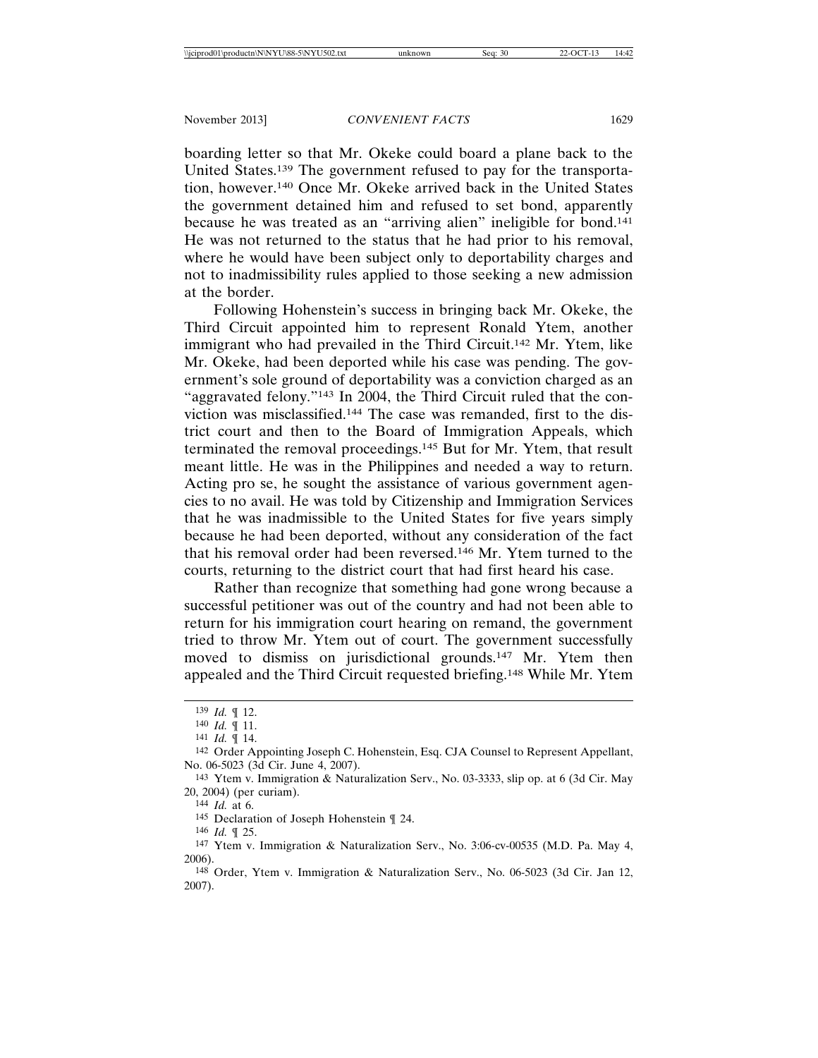boarding letter so that Mr. Okeke could board a plane back to the United States.[139] The government refused to pay for the transportation, however.[140] Once Mr. Okeke arrived back in the United States the government detained him and refused to set bond, apparently because he was treated as an "arriving alien" ineligible for bond.[141] He was not returned to the status that he had prior to his removal, where he would have been subject only to deportability charges and not to inadmissibility rules applied to those seeking a new admission at the border.

Following Hohenstein's success in bringing back Mr. Okeke, the Third Circuit appointed him to represent Ronald Ytem, another immigrant who had prevailed in the Third Circuit.[142] Mr. Ytem, like Mr. Okeke, had been deported while his case was pending. The government's sole ground of deportability was a conviction charged as an "aggravated felony."[143] In 2004, the Third Circuit ruled that the conviction was misclassified.[144] The case was remanded, first to the district court and then to the Board of Immigration Appeals, which terminated the removal proceedings.[145] But for Mr. Ytem, that result meant little. He was in the Philippines and needed a way to return. Acting pro se, he sought the assistance of various government agencies to no avail. He was told by Citizenship and Immigration Services that he was inadmissible to the United States for five years simply because he had been deported, without any consideration of the fact that his removal order had been reversed.[146] Mr. Ytem turned to the courts, returning to the district court that had first heard his case.

Rather than recognize that something had gone wrong because a successful petitioner was out of the country and had not been able to return for his immigration court hearing on remand, the government tried to throw Mr. Ytem out of court. The government successfully moved to dismiss on jurisdictional grounds.[147] Mr. Ytem then appealed and the Third Circuit requested briefing.[148] While Mr. Ytem

---

[139] *Id.* ¶ 12.

[140] *Id.* ¶ 11.

[141] *Id.* ¶ 14.

[142] Order Appointing Joseph C. Hohenstein, Esq. CJA Counsel to Represent Appellant, No. 06-5023 (3d Cir. June 4, 2007).

[143] Ytem v. Immigration & Naturalization Serv., No. 03-3333, slip op. at 6 (3d Cir. May 20, 2004) (per curiam).

[144] *Id.* at 6.

[145] Declaration of Joseph Hohenstein ¶ 24.

[146] *Id.* ¶ 25.

[147] Ytem v. Immigration & Naturalization Serv., No. 3:06-cv-00535 (M.D. Pa. May 4, 2006).

[148] Order, Ytem v. Immigration & Naturalization Serv., No. 06-5023 (3d Cir. Jan 12, 2007).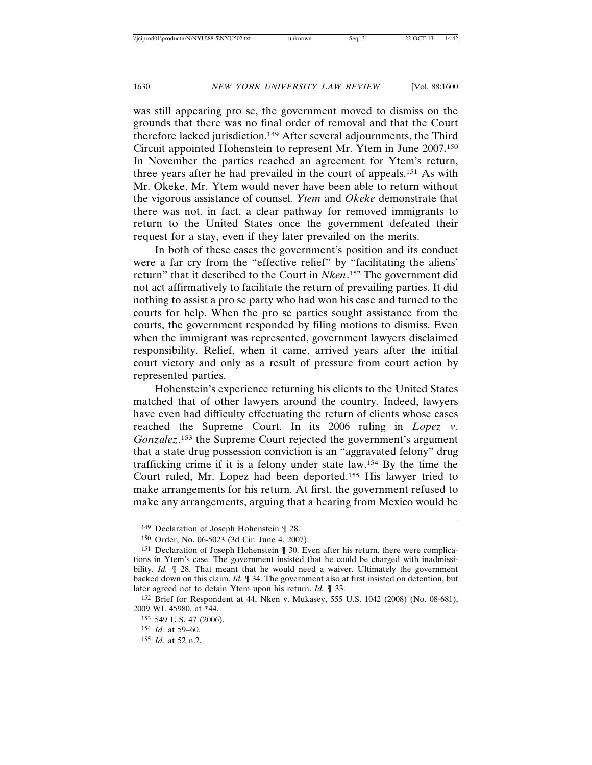was still appearing pro se, the government moved to dismiss on the grounds that there was no final order of removal and that the Court therefore lacked jurisdiction.[149] After several adjournments, the Third Circuit appointed Hohenstein to represent Mr. Ytem in June 2007.[150] In November the parties reached an agreement for Ytem's return, three years after he had prevailed in the court of appeals.[151] As with Mr. Okeke, Mr. Ytem would never have been able to return without the vigorous assistance of counsel. *Ytem* and *Okeke* demonstrate that there was not, in fact, a clear pathway for removed immigrants to return to the United States once the government defeated their request for a stay, even if they later prevailed on the merits.

In both of these cases the government's position and its conduct were a far cry from the "effective relief" by "facilitating the aliens' return" that it described to the Court in *Nken*.[152] The government did not act affirmatively to facilitate the return of prevailing parties. It did nothing to assist a pro se party who had won his case and turned to the courts for help. When the pro se parties sought assistance from the courts, the government responded by filing motions to dismiss. Even when the immigrant was represented, government lawyers disclaimed responsibility. Relief, when it came, arrived years after the initial court victory and only as a result of pressure from court action by represented parties.

Hohenstein's experience returning his clients to the United States matched that of other lawyers around the country. Indeed, lawyers have even had difficulty effectuating the return of clients whose cases reached the Supreme Court. In its 2006 ruling in *Lopez v. Gonzalez*,[153] the Supreme Court rejected the government's argument that a state drug possession conviction is an "aggravated felony" drug trafficking crime if it is a felony under state law.[154] By the time the Court ruled, Mr. Lopez had been deported.[155] His lawyer tried to make arrangements for his return. At first, the government refused to make any arrangements, arguing that a hearing from Mexico would be

---

[149] Declaration of Joseph Hohenstein ¶ 28.

[150] Order, No. 06-5023 (3d Cir. June 4, 2007).

[151] Declaration of Joseph Hohenstein ¶ 30. Even after his return, there were complications in Ytem's case. The government insisted that he could be charged with inadmissibility. *Id.* ¶ 28. That meant that he would need a waiver. Ultimately the government backed down on this claim. *Id.* ¶ 34. The government also at first insisted on detention, but later agreed not to detain Ytem upon his return. *Id.* ¶ 33.

[152] Brief for Respondent at 44, Nken v. Mukasey, 555 U.S. 1042 (2008) (No. 08-681), 2009 WL 45980, at *44.

[153] 549 U.S. 47 (2006).

[154] *Id.* at 59–60.

[155] *Id.* at 52 n.2.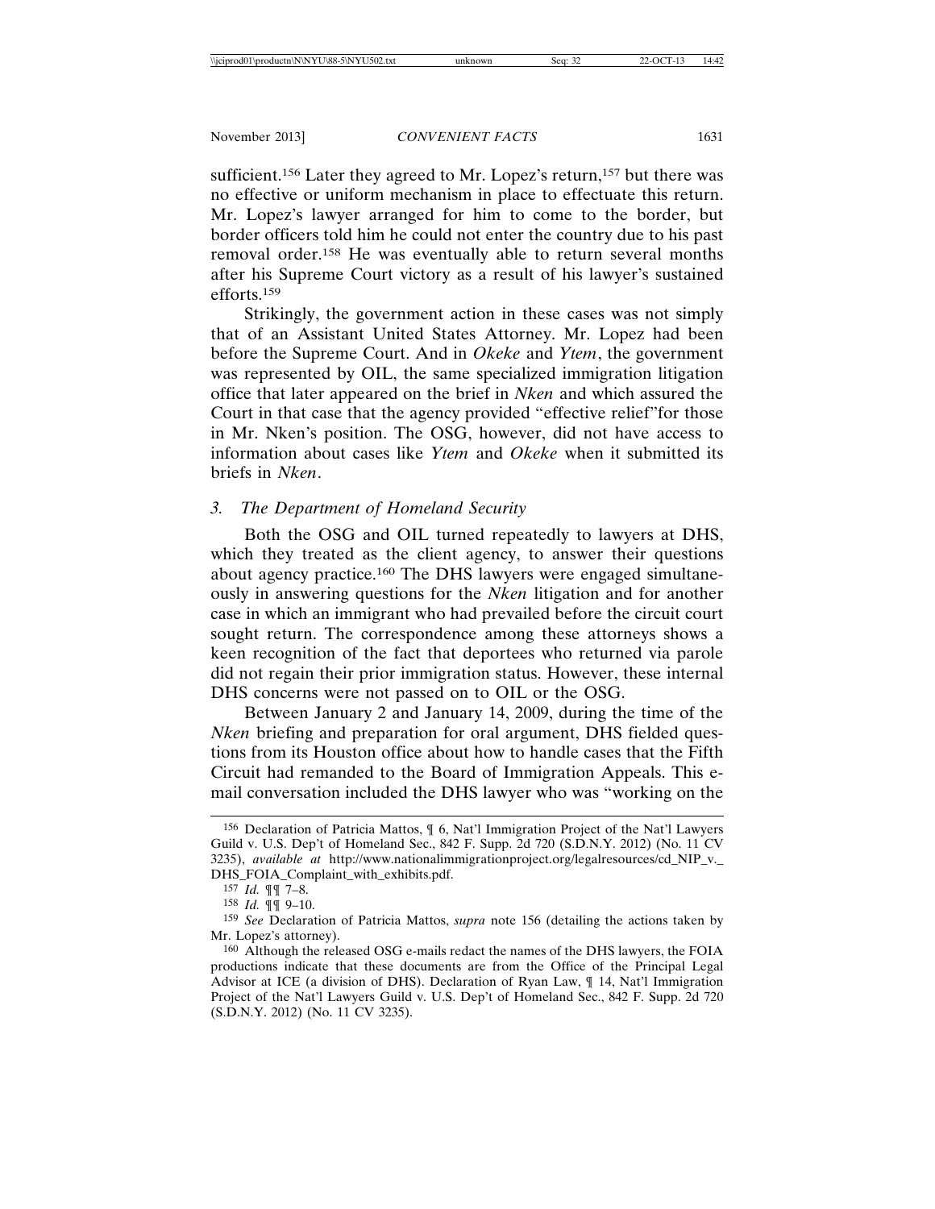sufficient.[156] Later they agreed to Mr. Lopez's return,[157] but there was no effective or uniform mechanism in place to effectuate this return. Mr. Lopez's lawyer arranged for him to come to the border, but border officers told him he could not enter the country due to his past removal order.[158] He was eventually able to return several months after his Supreme Court victory as a result of his lawyer's sustained efforts.[159]

Strikingly, the government action in these cases was not simply that of an Assistant United States Attorney. Mr. Lopez had been before the Supreme Court. And in *Okeke* and *Ytem*, the government was represented by OIL, the same specialized immigration litigation office that later appeared on the brief in *Nken* and which assured the Court in that case that the agency provided "effective relief"for those in Mr. Nken's position. The OSG, however, did not have access to information about cases like *Ytem* and *Okeke* when it submitted its briefs in *Nken*.

### 3. *The Department of Homeland Security*

Both the OSG and OIL turned repeatedly to lawyers at DHS, which they treated as the client agency, to answer their questions about agency practice.[160] The DHS lawyers were engaged simultaneously in answering questions for the *Nken* litigation and for another case in which an immigrant who had prevailed before the circuit court sought return. The correspondence among these attorneys shows a keen recognition of the fact that deportees who returned via parole did not regain their prior immigration status. However, these internal DHS concerns were not passed on to OIL or the OSG.

Between January 2 and January 14, 2009, during the time of the *Nken* briefing and preparation for oral argument, DHS fielded questions from its Houston office about how to handle cases that the Fifth Circuit had remanded to the Board of Immigration Appeals. This e-mail conversation included the DHS lawyer who was "working on the

---

[156] Declaration of Patricia Mattos, ¶ 6, Nat'l Immigration Project of the Nat'l Lawyers Guild v. U.S. Dep't of Homeland Sec., 842 F. Supp. 2d 720 (S.D.N.Y. 2012) (No. 11 CV 3235), *available at* http://www.nationalimmigrationproject.org/legalresources/cd_NIP_v._DHS_FOIA_Complaint_with_exhibits.pdf.

[157] *Id.* ¶¶ 7–8.

[158] *Id.* ¶¶ 9–10.

[159] *See* Declaration of Patricia Mattos, *supra* note 156 (detailing the actions taken by Mr. Lopez's attorney).

[160] Although the released OSG e-mails redact the names of the DHS lawyers, the FOIA productions indicate that these documents are from the Office of the Principal Legal Advisor at ICE (a division of DHS). Declaration of Ryan Law, ¶ 14, Nat'l Immigration Project of the Nat'l Lawyers Guild v. U.S. Dep't of Homeland Sec., 842 F. Supp. 2d 720 (S.D.N.Y. 2012) (No. 11 CV 3235).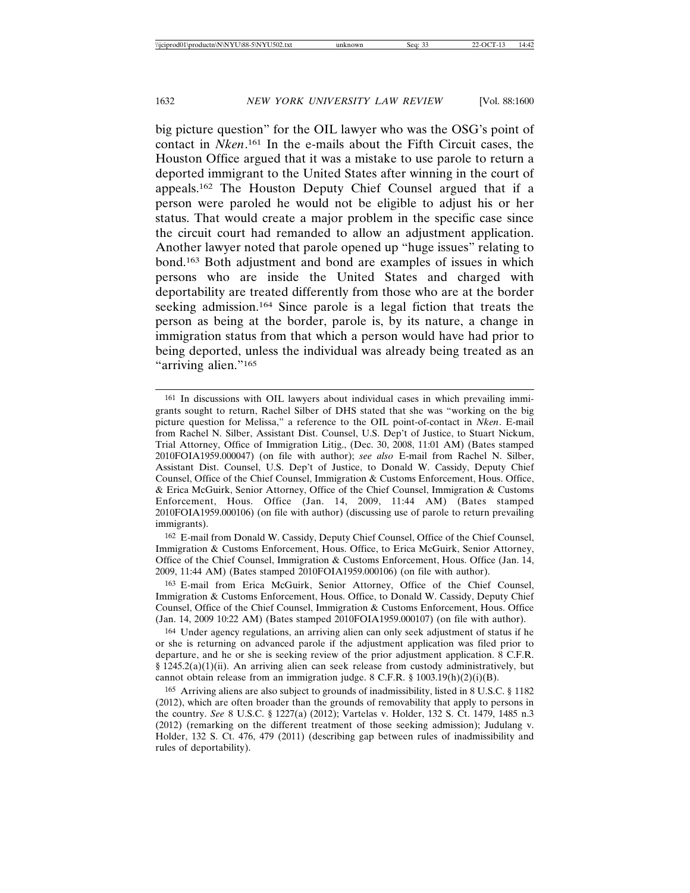big picture question" for the OIL lawyer who was the OSG's point of contact in *Nken*.[161] In the e-mails about the Fifth Circuit cases, the Houston Office argued that it was a mistake to use parole to return a deported immigrant to the United States after winning in the court of appeals.[162] The Houston Deputy Chief Counsel argued that if a person were paroled he would not be eligible to adjust his or her status. That would create a major problem in the specific case since the circuit court had remanded to allow an adjustment application. Another lawyer noted that parole opened up "huge issues" relating to bond.[163] Both adjustment and bond are examples of issues in which persons who are inside the United States and charged with deportability are treated differently from those who are at the border seeking admission.[164] Since parole is a legal fiction that treats the person as being at the border, parole is, by its nature, a change in immigration status from that which a person would have had prior to being deported, unless the individual was already being treated as an "arriving alien."[165]

---

161 In discussions with OIL lawyers about individual cases in which prevailing immigrants sought to return, Rachel Silber of DHS stated that she was "working on the big picture question for Melissa," a reference to the OIL point-of-contact in *Nken*. E-mail from Rachel N. Silber, Assistant Dist. Counsel, U.S. Dep't of Justice, to Stuart Nickum, Trial Attorney, Office of Immigration Litig., (Dec. 30, 2008, 11:01 AM) (Bates stamped 2010FOIA1959.000047) (on file with author); *see also* E-mail from Rachel N. Silber, Assistant Dist. Counsel, U.S. Dep't of Justice, to Donald W. Cassidy, Deputy Chief Counsel, Office of the Chief Counsel, Immigration & Customs Enforcement, Hous. Office, & Erica McGuirk, Senior Attorney, Office of the Chief Counsel, Immigration & Customs Enforcement, Hous. Office (Jan. 14, 2009, 11:44 AM) (Bates stamped 2010FOIA1959.000106) (on file with author) (discussing use of parole to return prevailing immigrants).

162 E-mail from Donald W. Cassidy, Deputy Chief Counsel, Office of the Chief Counsel, Immigration & Customs Enforcement, Hous. Office, to Erica McGuirk, Senior Attorney, Office of the Chief Counsel, Immigration & Customs Enforcement, Hous. Office (Jan. 14, 2009, 11:44 AM) (Bates stamped 2010FOIA1959.000106) (on file with author).

163 E-mail from Erica McGuirk, Senior Attorney, Office of the Chief Counsel, Immigration & Customs Enforcement, Hous. Office, to Donald W. Cassidy, Deputy Chief Counsel, Office of the Chief Counsel, Immigration & Customs Enforcement, Hous. Office (Jan. 14, 2009 10:22 AM) (Bates stamped 2010FOIA1959.000107) (on file with author).

164 Under agency regulations, an arriving alien can only seek adjustment of status if he or she is returning on advanced parole if the adjustment application was filed prior to departure, and he or she is seeking review of the prior adjustment application. 8 C.F.R. § 1245.2(a)(1)(ii). An arriving alien can seek release from custody administratively, but cannot obtain release from an immigration judge. 8 C.F.R. § 1003.19(h)(2)(i)(B).

165 Arriving aliens are also subject to grounds of inadmissibility, listed in 8 U.S.C. § 1182 (2012), which are often broader than the grounds of removability that apply to persons in the country. *See* 8 U.S.C. § 1227(a) (2012); Vartelas v. Holder, 132 S. Ct. 1479, 1485 n.3 (2012) (remarking on the different treatment of those seeking admission); Judulang v. Holder, 132 S. Ct. 476, 479 (2011) (describing gap between rules of inadmissibility and rules of deportability).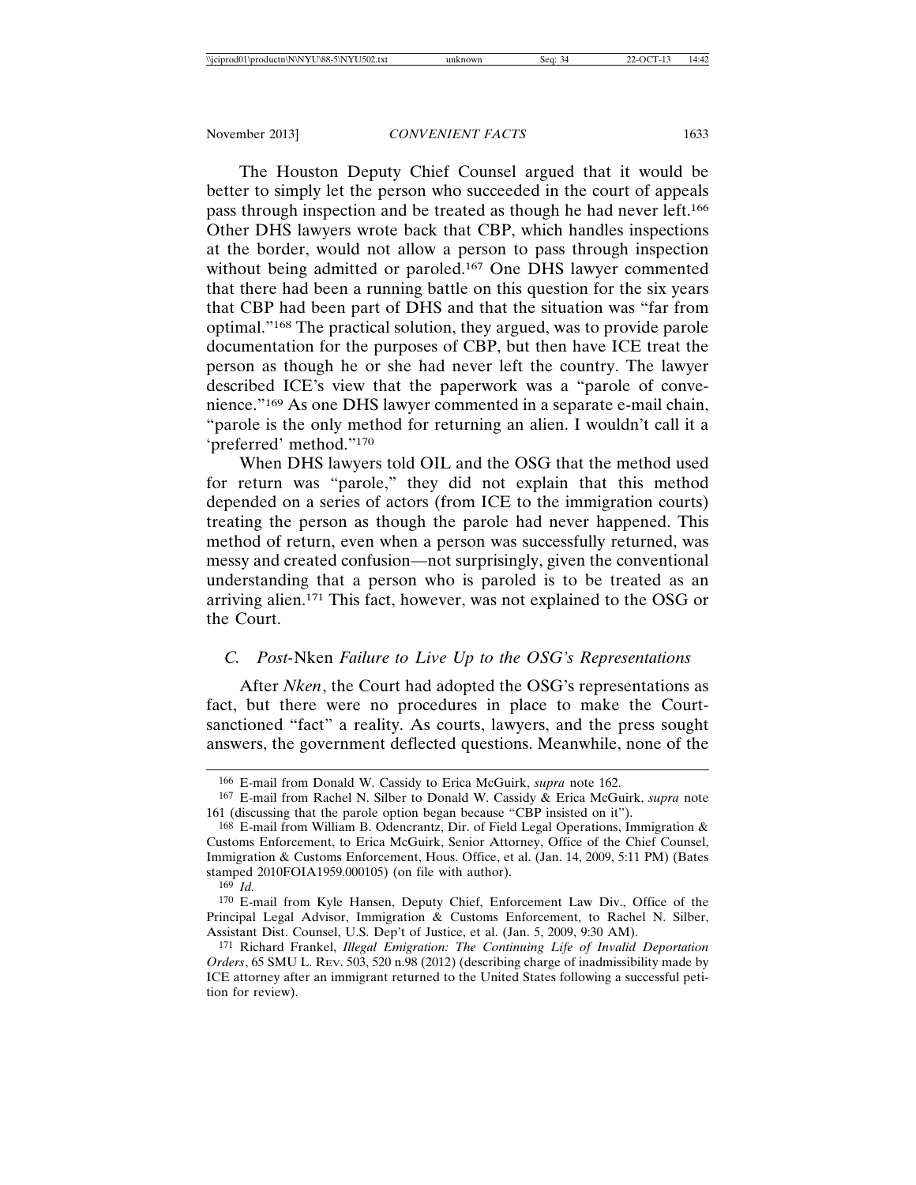The Houston Deputy Chief Counsel argued that it would be better to simply let the person who succeeded in the court of appeals pass through inspection and be treated as though he had never left.[166] Other DHS lawyers wrote back that CBP, which handles inspections at the border, would not allow a person to pass through inspection without being admitted or paroled.[167] One DHS lawyer commented that there had been a running battle on this question for the six years that CBP had been part of DHS and that the situation was "far from optimal."[168] The practical solution, they argued, was to provide parole documentation for the purposes of CBP, but then have ICE treat the person as though he or she had never left the country. The lawyer described ICE's view that the paperwork was a "parole of convenience."[169] As one DHS lawyer commented in a separate e-mail chain, "parole is the only method for returning an alien. I wouldn't call it a 'preferred' method."[170]

When DHS lawyers told OIL and the OSG that the method used for return was "parole," they did not explain that this method depended on a series of actors (from ICE to the immigration courts) treating the person as though the parole had never happened. This method of return, even when a person was successfully returned, was messy and created confusion—not surprisingly, given the conventional understanding that a person who is paroled is to be treated as an arriving alien.[171] This fact, however, was not explained to the OSG or the Court.

### C. *Post-*Nken *Failure to Live Up to the OSG's Representations*

After *Nken*, the Court had adopted the OSG's representations as fact, but there were no procedures in place to make the Court-sanctioned "fact" a reality. As courts, lawyers, and the press sought answers, the government deflected questions. Meanwhile, none of the

---

166 E-mail from Donald W. Cassidy to Erica McGuirk, *supra* note 162.

167 E-mail from Rachel N. Silber to Donald W. Cassidy & Erica McGuirk, *supra* note 161 (discussing that the parole option began because "CBP insisted on it").

168 E-mail from William B. Odencrantz, Dir. of Field Legal Operations, Immigration & Customs Enforcement, to Erica McGuirk, Senior Attorney, Office of the Chief Counsel, Immigration & Customs Enforcement, Hous. Office, et al. (Jan. 14, 2009, 5:11 PM) (Bates stamped 2010FOIA1959.000105) (on file with author).

169 *Id.*

170 E-mail from Kyle Hansen, Deputy Chief, Enforcement Law Div., Office of the Principal Legal Advisor, Immigration & Customs Enforcement, to Rachel N. Silber, Assistant Dist. Counsel, U.S. Dep't of Justice, et al. (Jan. 5, 2009, 9:30 AM).

171 Richard Frankel, *Illegal Emigration: The Continuing Life of Invalid Deportation Orders*, 65 SMU L. REV. 503, 520 n.98 (2012) (describing charge of inadmissibility made by ICE attorney after an immigrant returned to the United States following a successful petition for review).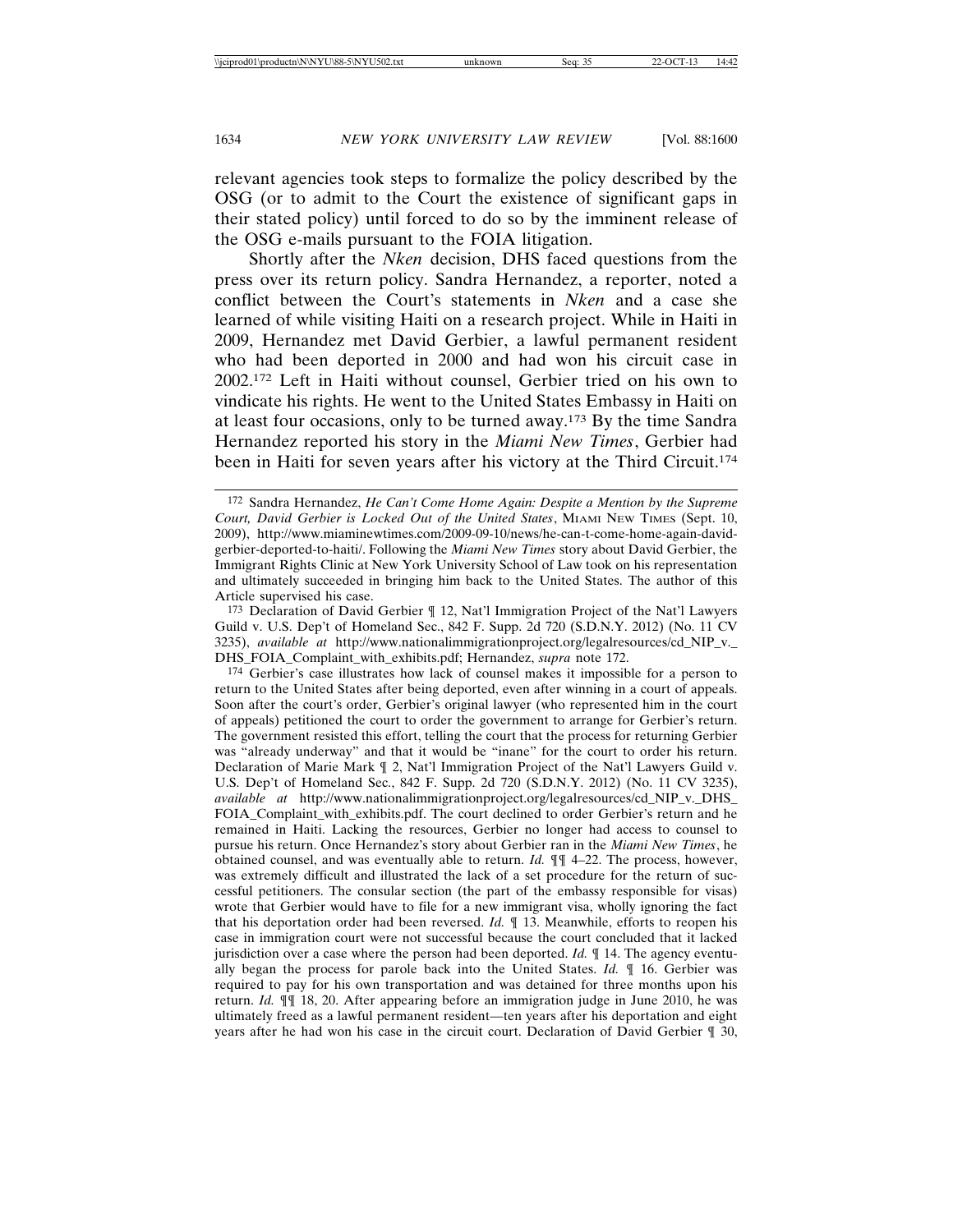relevant agencies took steps to formalize the policy described by the OSG (or to admit to the Court the existence of significant gaps in their stated policy) until forced to do so by the imminent release of the OSG e-mails pursuant to the FOIA litigation.

Shortly after the *Nken* decision, DHS faced questions from the press over its return policy. Sandra Hernandez, a reporter, noted a conflict between the Court's statements in *Nken* and a case she learned of while visiting Haiti on a research project. While in Haiti in 2009, Hernandez met David Gerbier, a lawful permanent resident who had been deported in 2000 and had won his circuit case in 2002.[172] Left in Haiti without counsel, Gerbier tried on his own to vindicate his rights. He went to the United States Embassy in Haiti on at least four occasions, only to be turned away.[173] By the time Sandra Hernandez reported his story in the *Miami New Times*, Gerbier had been in Haiti for seven years after his victory at the Third Circuit.[174]

---

[172] Sandra Hernandez, *He Can't Come Home Again: Despite a Mention by the Supreme Court, David Gerbier is Locked Out of the United States*, MIAMI NEW TIMES (Sept. 10, 2009), http://www.miaminewtimes.com/2009-09-10/news/he-can-t-come-home-again-david-gerbier-deported-to-haiti/. Following the *Miami New Times* story about David Gerbier, the Immigrant Rights Clinic at New York University School of Law took on his representation and ultimately succeeded in bringing him back to the United States. The author of this Article supervised his case.

[173] Declaration of David Gerbier ¶ 12, Nat'l Immigration Project of the Nat'l Lawyers Guild v. U.S. Dep't of Homeland Sec., 842 F. Supp. 2d 720 (S.D.N.Y. 2012) (No. 11 CV 3235), *available at* http://www.nationalimmigrationproject.org/legalresources/cd_NIP_v._DHS_FOIA_Complaint_with_exhibits.pdf; Hernandez, *supra* note 172.

[174] Gerbier's case illustrates how lack of counsel makes it impossible for a person to return to the United States after being deported, even after winning in a court of appeals. Soon after the court's order, Gerbier's original lawyer (who represented him in the court of appeals) petitioned the court to order the government to arrange for Gerbier's return. The government resisted this effort, telling the court that the process for returning Gerbier was "already underway" and that it would be "inane" for the court to order his return. Declaration of Marie Mark ¶ 2, Nat'l Immigration Project of the Nat'l Lawyers Guild v. U.S. Dep't of Homeland Sec., 842 F. Supp. 2d 720 (S.D.N.Y. 2012) (No. 11 CV 3235), *available at* http://www.nationalimmigrationproject.org/legalresources/cd_NIP_v._DHS_FOIA_Complaint_with_exhibits.pdf. The court declined to order Gerbier's return and he remained in Haiti. Lacking the resources, Gerbier no longer had access to counsel to pursue his return. Once Hernandez's story about Gerbier ran in the *Miami New Times*, he obtained counsel, and was eventually able to return. *Id.* ¶¶ 4–22. The process, however, was extremely difficult and illustrated the lack of a set procedure for the return of successful petitioners. The consular section (the part of the embassy responsible for visas) wrote that Gerbier would have to file for a new immigrant visa, wholly ignoring the fact that his deportation order had been reversed. *Id.* ¶ 13. Meanwhile, efforts to reopen his case in immigration court were not successful because the court concluded that it lacked jurisdiction over a case where the person had been deported. *Id.* ¶ 14. The agency eventually began the process for parole back into the United States. *Id.* ¶ 16. Gerbier was required to pay for his own transportation and was detained for three months upon his return. *Id.* ¶¶ 18, 20. After appearing before an immigration judge in June 2010, he was ultimately freed as a lawful permanent resident—ten years after his deportation and eight years after he had won his case in the circuit court. Declaration of David Gerbier ¶ 30,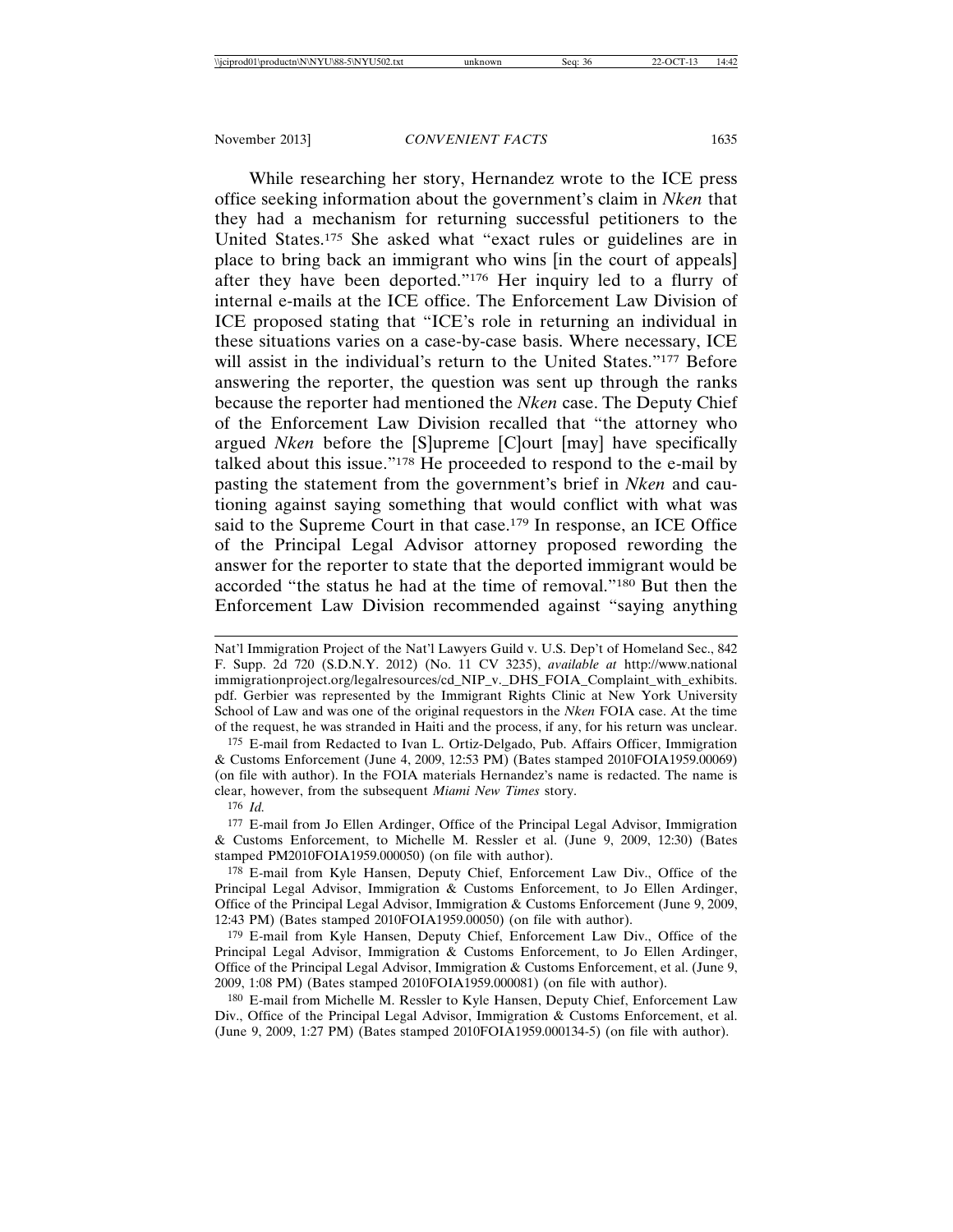While researching her story, Hernandez wrote to the ICE press office seeking information about the government's claim in *Nken* that they had a mechanism for returning successful petitioners to the United States.[175] She asked what "exact rules or guidelines are in place to bring back an immigrant who wins [in the court of appeals] after they have been deported."[176] Her inquiry led to a flurry of internal e-mails at the ICE office. The Enforcement Law Division of ICE proposed stating that "ICE's role in returning an individual in these situations varies on a case-by-case basis. Where necessary, ICE will assist in the individual's return to the United States."[177] Before answering the reporter, the question was sent up through the ranks because the reporter had mentioned the *Nken* case. The Deputy Chief of the Enforcement Law Division recalled that "the attorney who argued *Nken* before the [S]upreme [C]ourt [may] have specifically talked about this issue."[178] He proceeded to respond to the e-mail by pasting the statement from the government's brief in *Nken* and cautioning against saying something that would conflict with what was said to the Supreme Court in that case.[179] In response, an ICE Office of the Principal Legal Advisor attorney proposed rewording the answer for the reporter to state that the deported immigrant would be accorded "the status he had at the time of removal."[180] But then the Enforcement Law Division recommended against "saying anything

---

Nat'l Immigration Project of the Nat'l Lawyers Guild v. U.S. Dep't of Homeland Sec., 842 F. Supp. 2d 720 (S.D.N.Y. 2012) (No. 11 CV 3235), *available at* http://www.nationalimmigrationproject.org/legalresources/cd_NIP_v._DHS_FOIA_Complaint_with_exhibits.pdf. Gerbier was represented by the Immigrant Rights Clinic at New York University School of Law and was one of the original requestors in the *Nken* FOIA case. At the time of the request, he was stranded in Haiti and the process, if any, for his return was unclear.

175 E-mail from Redacted to Ivan L. Ortiz-Delgado, Pub. Affairs Officer, Immigration & Customs Enforcement (June 4, 2009, 12:53 PM) (Bates stamped 2010FOIA1959.00069) (on file with author). In the FOIA materials Hernandez's name is redacted. The name is clear, however, from the subsequent *Miami New Times* story.

176 *Id.*

177 E-mail from Jo Ellen Ardinger, Office of the Principal Legal Advisor, Immigration & Customs Enforcement, to Michelle M. Ressler et al. (June 9, 2009, 12:30) (Bates stamped PM2010FOIA1959.000050) (on file with author).

178 E-mail from Kyle Hansen, Deputy Chief, Enforcement Law Div., Office of the Principal Legal Advisor, Immigration & Customs Enforcement, to Jo Ellen Ardinger, Office of the Principal Legal Advisor, Immigration & Customs Enforcement (June 9, 2009, 12:43 PM) (Bates stamped 2010FOIA1959.00050) (on file with author).

179 E-mail from Kyle Hansen, Deputy Chief, Enforcement Law Div., Office of the Principal Legal Advisor, Immigration & Customs Enforcement, to Jo Ellen Ardinger, Office of the Principal Legal Advisor, Immigration & Customs Enforcement, et al. (June 9, 2009, 1:08 PM) (Bates stamped 2010FOIA1959.000081) (on file with author).

180 E-mail from Michelle M. Ressler to Kyle Hansen, Deputy Chief, Enforcement Law Div., Office of the Principal Legal Advisor, Immigration & Customs Enforcement, et al. (June 9, 2009, 1:27 PM) (Bates stamped 2010FOIA1959.000134-5) (on file with author).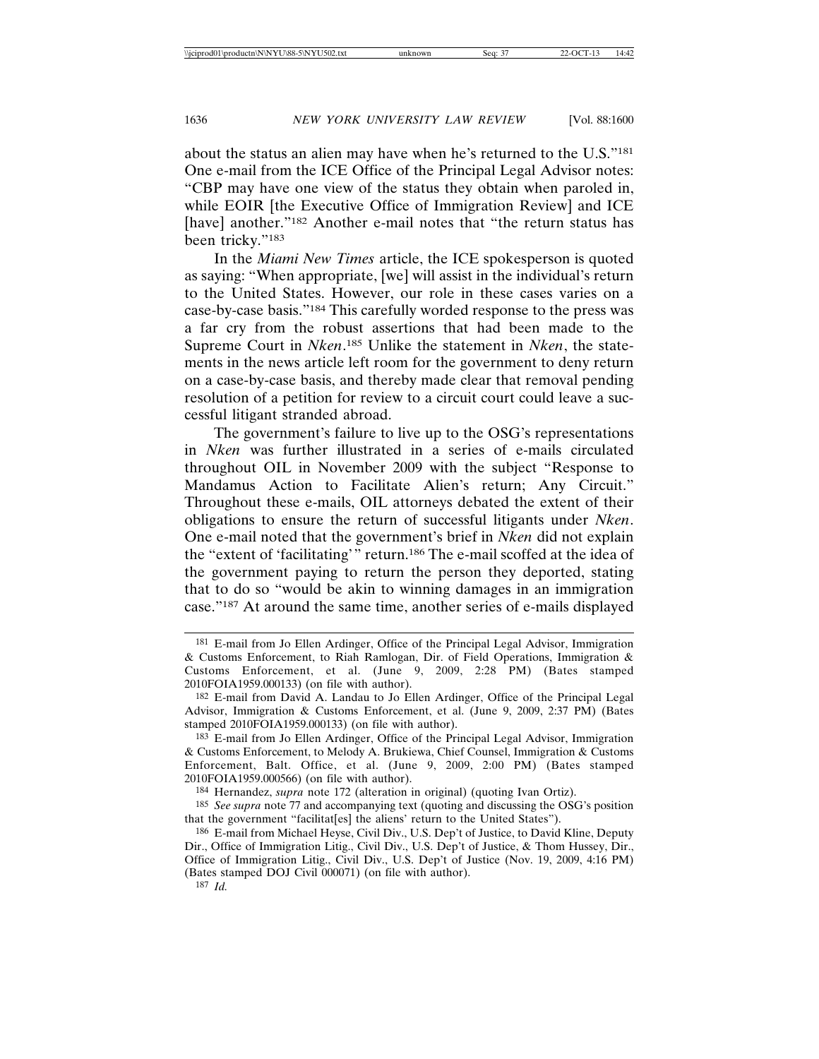about the status an alien may have when he's returned to the U.S."[181] One e-mail from the ICE Office of the Principal Legal Advisor notes: "CBP may have one view of the status they obtain when paroled in, while EOIR [the Executive Office of Immigration Review] and ICE [have] another."[182] Another e-mail notes that "the return status has been tricky."[183]

In the *Miami New Times* article, the ICE spokesperson is quoted as saying: "When appropriate, [we] will assist in the individual's return to the United States. However, our role in these cases varies on a case-by-case basis."[184] This carefully worded response to the press was a far cry from the robust assertions that had been made to the Supreme Court in *Nken*.[185] Unlike the statement in *Nken*, the statements in the news article left room for the government to deny return on a case-by-case basis, and thereby made clear that removal pending resolution of a petition for review to a circuit court could leave a successful litigant stranded abroad.

The government's failure to live up to the OSG's representations in *Nken* was further illustrated in a series of e-mails circulated throughout OIL in November 2009 with the subject "Response to Mandamus Action to Facilitate Alien's return; Any Circuit." Throughout these e-mails, OIL attorneys debated the extent of their obligations to ensure the return of successful litigants under *Nken*. One e-mail noted that the government's brief in *Nken* did not explain the "extent of 'facilitating'" return.[186] The e-mail scoffed at the idea of the government paying to return the person they deported, stating that to do so "would be akin to winning damages in an immigration case."[187] At around the same time, another series of e-mails displayed

---

[181] E-mail from Jo Ellen Ardinger, Office of the Principal Legal Advisor, Immigration & Customs Enforcement, to Riah Ramlogan, Dir. of Field Operations, Immigration & Customs Enforcement, et al. (June 9, 2009, 2:28 PM) (Bates stamped 2010FOIA1959.000133) (on file with author).

[182] E-mail from David A. Landau to Jo Ellen Ardinger, Office of the Principal Legal Advisor, Immigration & Customs Enforcement, et al. (June 9, 2009, 2:37 PM) (Bates stamped 2010FOIA1959.000133) (on file with author).

[183] E-mail from Jo Ellen Ardinger, Office of the Principal Legal Advisor, Immigration & Customs Enforcement, to Melody A. Brukiewa, Chief Counsel, Immigration & Customs Enforcement, Balt. Office, et al. (June 9, 2009, 2:00 PM) (Bates stamped 2010FOIA1959.000566) (on file with author).

[184] Hernandez, *supra* note 172 (alteration in original) (quoting Ivan Ortiz).

[185] *See supra* note 77 and accompanying text (quoting and discussing the OSG's position that the government "facilitat[es] the aliens' return to the United States").

[186] E-mail from Michael Heyse, Civil Div., U.S. Dep't of Justice, to David Kline, Deputy Dir., Office of Immigration Litig., Civil Div., U.S. Dep't of Justice, & Thom Hussey, Dir., Office of Immigration Litig., Civil Div., U.S. Dep't of Justice (Nov. 19, 2009, 4:16 PM) (Bates stamped DOJ Civil 000071) (on file with author).

[187] *Id.*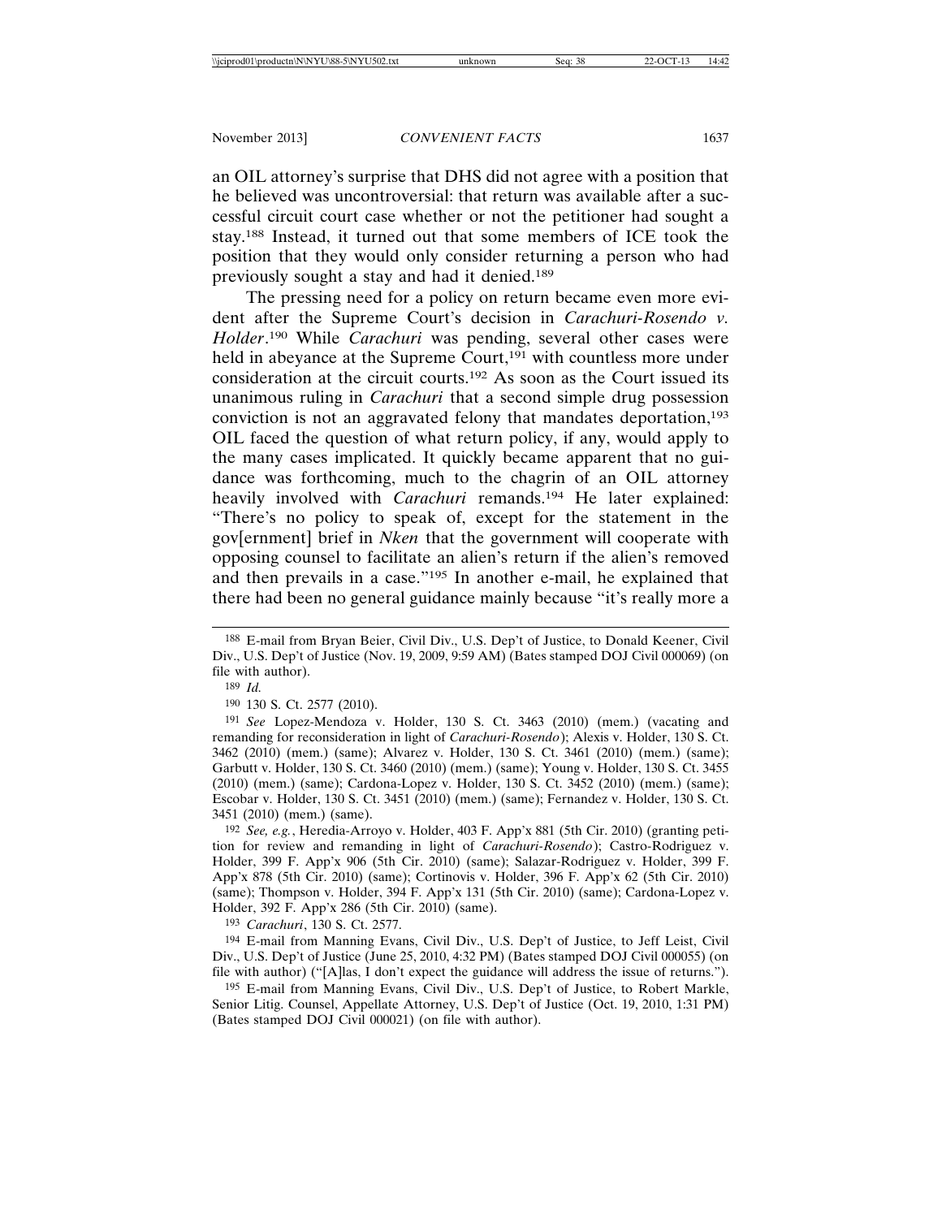an OIL attorney's surprise that DHS did not agree with a position that he believed was uncontroversial: that return was available after a successful circuit court case whether or not the petitioner had sought a stay.[188] Instead, it turned out that some members of ICE took the position that they would only consider returning a person who had previously sought a stay and had it denied.[189]

The pressing need for a policy on return became even more evident after the Supreme Court's decision in *Carachuri-Rosendo v. Holder*.[190] While *Carachuri* was pending, several other cases were held in abeyance at the Supreme Court,[191] with countless more under consideration at the circuit courts.[192] As soon as the Court issued its unanimous ruling in *Carachuri* that a second simple drug possession conviction is not an aggravated felony that mandates deportation,[193] OIL faced the question of what return policy, if any, would apply to the many cases implicated. It quickly became apparent that no guidance was forthcoming, much to the chagrin of an OIL attorney heavily involved with *Carachuri* remands.[194] He later explained: "There's no policy to speak of, except for the statement in the gov[ernment] brief in *Nken* that the government will cooperate with opposing counsel to facilitate an alien's return if the alien's removed and then prevails in a case."[195] In another e-mail, he explained that there had been no general guidance mainly because "it's really more a

---

188 E-mail from Bryan Beier, Civil Div., U.S. Dep't of Justice, to Donald Keener, Civil Div., U.S. Dep't of Justice (Nov. 19, 2009, 9:59 AM) (Bates stamped DOJ Civil 000069) (on file with author).

189 *Id.*

190 130 S. Ct. 2577 (2010).

191 *See* Lopez-Mendoza v. Holder, 130 S. Ct. 3463 (2010) (mem.) (vacating and remanding for reconsideration in light of *Carachuri-Rosendo*); Alexis v. Holder, 130 S. Ct. 3462 (2010) (mem.) (same); Alvarez v. Holder, 130 S. Ct. 3461 (2010) (mem.) (same); Garbutt v. Holder, 130 S. Ct. 3460 (2010) (mem.) (same); Young v. Holder, 130 S. Ct. 3455 (2010) (mem.) (same); Cardona-Lopez v. Holder, 130 S. Ct. 3452 (2010) (mem.) (same); Escobar v. Holder, 130 S. Ct. 3451 (2010) (mem.) (same); Fernandez v. Holder, 130 S. Ct. 3451 (2010) (mem.) (same).

192 *See, e.g.*, Heredia-Arroyo v. Holder, 403 F. App'x 881 (5th Cir. 2010) (granting petition for review and remanding in light of *Carachuri-Rosendo*); Castro-Rodriguez v. Holder, 399 F. App'x 906 (5th Cir. 2010) (same); Salazar-Rodriguez v. Holder, 399 F. App'x 878 (5th Cir. 2010) (same); Cortinovis v. Holder, 396 F. App'x 62 (5th Cir. 2010) (same); Thompson v. Holder, 394 F. App'x 131 (5th Cir. 2010) (same); Cardona-Lopez v. Holder, 392 F. App'x 286 (5th Cir. 2010) (same).

193 *Carachuri*, 130 S. Ct. 2577.

194 E-mail from Manning Evans, Civil Div., U.S. Dep't of Justice, to Jeff Leist, Civil Div., U.S. Dep't of Justice (June 25, 2010, 4:32 PM) (Bates stamped DOJ Civil 000055) (on file with author) ("[A]las, I don't expect the guidance will address the issue of returns.").

195 E-mail from Manning Evans, Civil Div., U.S. Dep't of Justice, to Robert Markle, Senior Litig. Counsel, Appellate Attorney, U.S. Dep't of Justice (Oct. 19, 2010, 1:31 PM) (Bates stamped DOJ Civil 000021) (on file with author).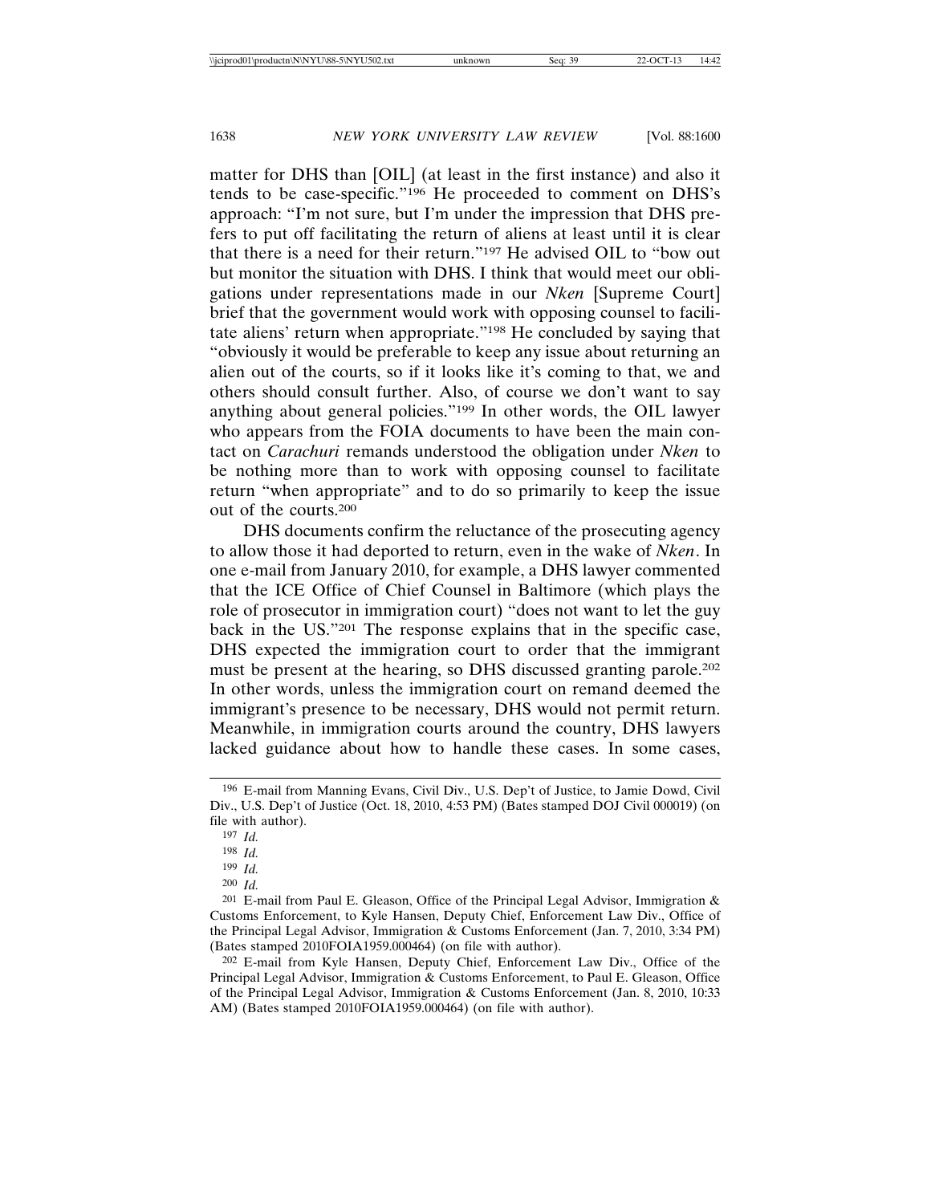matter for DHS than [OIL] (at least in the first instance) and also it tends to be case-specific."[196] He proceeded to comment on DHS's approach: "I'm not sure, but I'm under the impression that DHS prefers to put off facilitating the return of aliens at least until it is clear that there is a need for their return."[197] He advised OIL to "bow out but monitor the situation with DHS. I think that would meet our obligations under representations made in our *Nken* [Supreme Court] brief that the government would work with opposing counsel to facilitate aliens' return when appropriate."[198] He concluded by saying that "obviously it would be preferable to keep any issue about returning an alien out of the courts, so if it looks like it's coming to that, we and others should consult further. Also, of course we don't want to say anything about general policies."[199] In other words, the OIL lawyer who appears from the FOIA documents to have been the main contact on *Carachuri* remands understood the obligation under *Nken* to be nothing more than to work with opposing counsel to facilitate return "when appropriate" and to do so primarily to keep the issue out of the courts.[200]

DHS documents confirm the reluctance of the prosecuting agency to allow those it had deported to return, even in the wake of *Nken*. In one e-mail from January 2010, for example, a DHS lawyer commented that the ICE Office of Chief Counsel in Baltimore (which plays the role of prosecutor in immigration court) "does not want to let the guy back in the US."[201] The response explains that in the specific case, DHS expected the immigration court to order that the immigrant must be present at the hearing, so DHS discussed granting parole.[202] In other words, unless the immigration court on remand deemed the immigrant's presence to be necessary, DHS would not permit return. Meanwhile, in immigration courts around the country, DHS lawyers lacked guidance about how to handle these cases. In some cases,

---

[196] E-mail from Manning Evans, Civil Div., U.S. Dep't of Justice, to Jamie Dowd, Civil Div., U.S. Dep't of Justice (Oct. 18, 2010, 4:53 PM) (Bates stamped DOJ Civil 000019) (on file with author).

[197] *Id.*

[198] *Id.*

[199] *Id.*

[200] *Id.*

[201] E-mail from Paul E. Gleason, Office of the Principal Legal Advisor, Immigration & Customs Enforcement, to Kyle Hansen, Deputy Chief, Enforcement Law Div., Office of the Principal Legal Advisor, Immigration & Customs Enforcement (Jan. 7, 2010, 3:34 PM) (Bates stamped 2010FOIA1959.000464) (on file with author).

[202] E-mail from Kyle Hansen, Deputy Chief, Enforcement Law Div., Office of the Principal Legal Advisor, Immigration & Customs Enforcement, to Paul E. Gleason, Office of the Principal Legal Advisor, Immigration & Customs Enforcement (Jan. 8, 2010, 10:33 AM) (Bates stamped 2010FOIA1959.000464) (on file with author).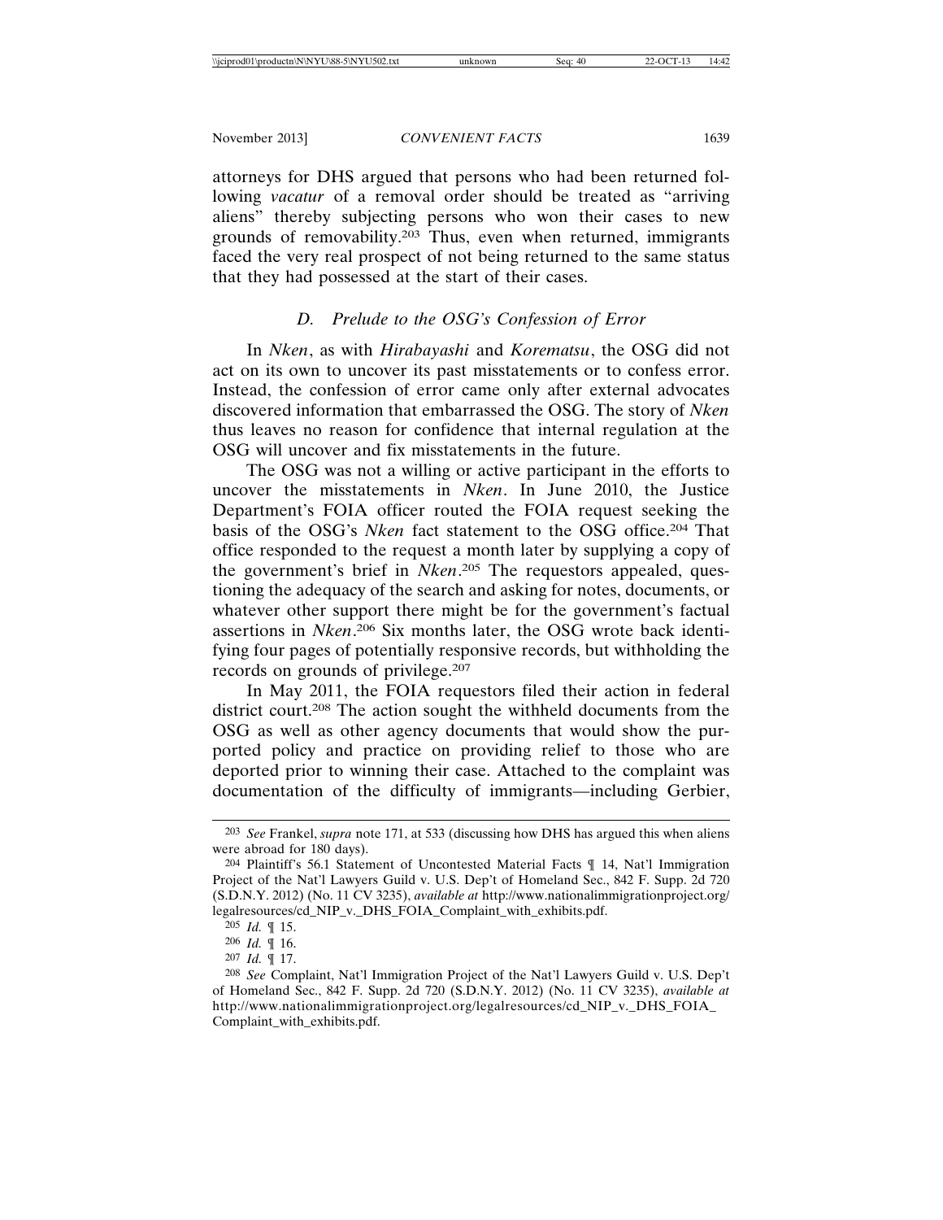attorneys for DHS argued that persons who had been returned following *vacatur* of a removal order should be treated as "arriving aliens" thereby subjecting persons who won their cases to new grounds of removability.[203] Thus, even when returned, immigrants faced the very real prospect of not being returned to the same status that they had possessed at the start of their cases.

### D. Prelude to the OSG's Confession of Error

In *Nken*, as with *Hirabayashi* and *Korematsu*, the OSG did not act on its own to uncover its past misstatements or to confess error. Instead, the confession of error came only after external advocates discovered information that embarrassed the OSG. The story of *Nken* thus leaves no reason for confidence that internal regulation at the OSG will uncover and fix misstatements in the future.

The OSG was not a willing or active participant in the efforts to uncover the misstatements in *Nken*. In June 2010, the Justice Department's FOIA officer routed the FOIA request seeking the basis of the OSG's *Nken* fact statement to the OSG office.[204] That office responded to the request a month later by supplying a copy of the government's brief in *Nken*.[205] The requestors appealed, questioning the adequacy of the search and asking for notes, documents, or whatever other support there might be for the government's factual assertions in *Nken*.[206] Six months later, the OSG wrote back identifying four pages of potentially responsive records, but withholding the records on grounds of privilege.[207]

In May 2011, the FOIA requestors filed their action in federal district court.[208] The action sought the withheld documents from the OSG as well as other agency documents that would show the purported policy and practice on providing relief to those who are deported prior to winning their case. Attached to the complaint was documentation of the difficulty of immigrants—including Gerbier,

---

[203] *See* Frankel, *supra* note 171, at 533 (discussing how DHS has argued this when aliens were abroad for 180 days).

[204] Plaintiff's 56.1 Statement of Uncontested Material Facts ¶ 14, Nat'l Immigration Project of the Nat'l Lawyers Guild v. U.S. Dep't of Homeland Sec., 842 F. Supp. 2d 720 (S.D.N.Y. 2012) (No. 11 CV 3235), *available at* http://www.nationalimmigrationproject.org/legalresources/cd_NIP_v._DHS_FOIA_Complaint_with_exhibits.pdf.

[205] *Id.* ¶ 15.

[206] *Id.* ¶ 16.

[207] *Id.* ¶ 17.

[208] *See* Complaint, Nat'l Immigration Project of the Nat'l Lawyers Guild v. U.S. Dep't of Homeland Sec., 842 F. Supp. 2d 720 (S.D.N.Y. 2012) (No. 11 CV 3235), *available at* http://www.nationalimmigrationproject.org/legalresources/cd_NIP_v._DHS_FOIA_Complaint_with_exhibits.pdf.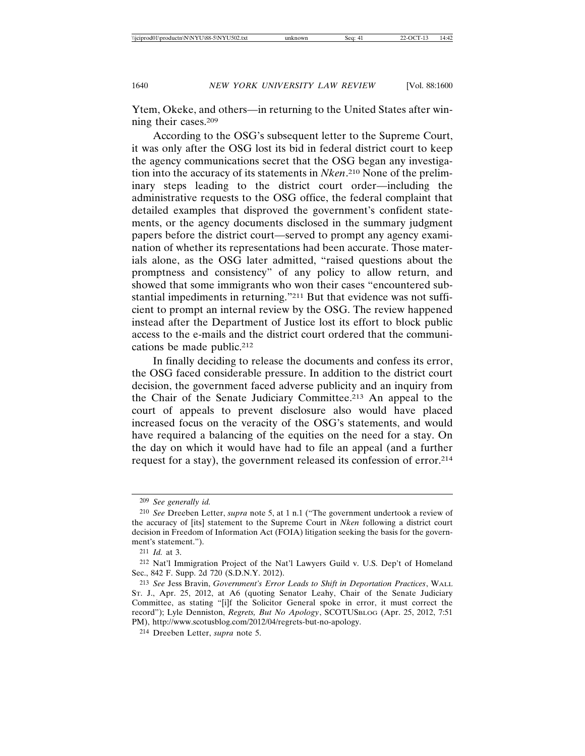Ytem, Okeke, and others—in returning to the United States after winning their cases.[209]

According to the OSG's subsequent letter to the Supreme Court, it was only after the OSG lost its bid in federal district court to keep the agency communications secret that the OSG began any investigation into the accuracy of its statements in *Nken*.[210] None of the preliminary steps leading to the district court order—including the administrative requests to the OSG office, the federal complaint that detailed examples that disproved the government's confident statements, or the agency documents disclosed in the summary judgment papers before the district court—served to prompt any agency examination of whether its representations had been accurate. Those materials alone, as the OSG later admitted, "raised questions about the promptness and consistency" of any policy to allow return, and showed that some immigrants who won their cases "encountered substantial impediments in returning."[211] But that evidence was not sufficient to prompt an internal review by the OSG. The review happened instead after the Department of Justice lost its effort to block public access to the e-mails and the district court ordered that the communications be made public.[212]

In finally deciding to release the documents and confess its error, the OSG faced considerable pressure. In addition to the district court decision, the government faced adverse publicity and an inquiry from the Chair of the Senate Judiciary Committee.[213] An appeal to the court of appeals to prevent disclosure also would have placed increased focus on the veracity of the OSG's statements, and would have required a balancing of the equities on the need for a stay. On the day on which it would have had to file an appeal (and a further request for a stay), the government released its confession of error.[214]

---

[209] *See generally id.*

[210] *See* Dreeben Letter, *supra* note 5, at 1 n.1 ("The government undertook a review of the accuracy of [its] statement to the Supreme Court in *Nken* following a district court decision in Freedom of Information Act (FOIA) litigation seeking the basis for the government's statement.").

[211] *Id.* at 3.

[212] Nat'l Immigration Project of the Nat'l Lawyers Guild v. U.S. Dep't of Homeland Sec., 842 F. Supp. 2d 720 (S.D.N.Y. 2012).

[213] *See* Jess Bravin, *Government's Error Leads to Shift in Deportation Practices*, WALL ST. J., Apr. 25, 2012, at A6 (quoting Senator Leahy, Chair of the Senate Judiciary Committee, as stating "[i]f the Solicitor General spoke in error, it must correct the record"); Lyle Denniston, *Regrets, But No Apology*, SCOTUSBLOG (Apr. 25, 2012, 7:51 PM), http://www.scotusblog.com/2012/04/regrets-but-no-apology.

[214] Dreeben Letter, *supra* note 5.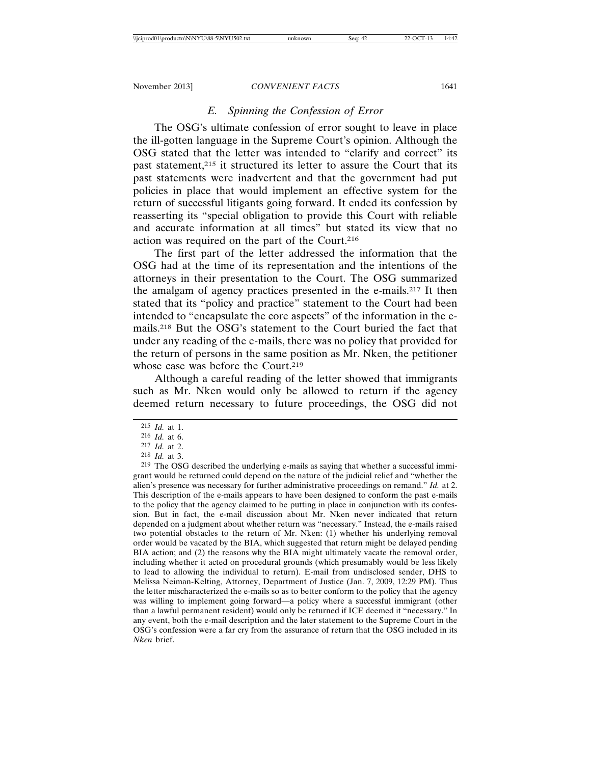### *E. Spinning the Confession of Error*

The OSG's ultimate confession of error sought to leave in place the ill-gotten language in the Supreme Court's opinion. Although the OSG stated that the letter was intended to "clarify and correct" its past statement,[215] it structured its letter to assure the Court that its past statements were inadvertent and that the government had put policies in place that would implement an effective system for the return of successful litigants going forward. It ended its confession by reasserting its "special obligation to provide this Court with reliable and accurate information at all times" but stated its view that no action was required on the part of the Court.[216]

The first part of the letter addressed the information that the OSG had at the time of its representation and the intentions of the attorneys in their presentation to the Court. The OSG summarized the amalgam of agency practices presented in the e-mails.[217] It then stated that its "policy and practice" statement to the Court had been intended to "encapsulate the core aspects" of the information in the e-mails.[218] But the OSG's statement to the Court buried the fact that under any reading of the e-mails, there was no policy that provided for the return of persons in the same position as Mr. Nken, the petitioner whose case was before the Court.[219]

Although a careful reading of the letter showed that immigrants such as Mr. Nken would only be allowed to return if the agency deemed return necessary to future proceedings, the OSG did not

---

[215] *Id.* at 1.

[216] *Id.* at 6.

[217] *Id.* at 2.

[218] *Id.* at 3.

[219] The OSG described the underlying e-mails as saying that whether a successful immigrant would be returned could depend on the nature of the judicial relief and "whether the alien's presence was necessary for further administrative proceedings on remand." *Id.* at 2. This description of the e-mails appears to have been designed to conform the past e-mails to the policy that the agency claimed to be putting in place in conjunction with its confession. But in fact, the e-mail discussion about Mr. Nken never indicated that return depended on a judgment about whether return was "necessary." Instead, the e-mails raised two potential obstacles to the return of Mr. Nken: (1) whether his underlying removal order would be vacated by the BIA, which suggested that return might be delayed pending BIA action; and (2) the reasons why the BIA might ultimately vacate the removal order, including whether it acted on procedural grounds (which presumably would be less likely to lead to allowing the individual to return). E-mail from undisclosed sender, DHS to Melissa Neiman-Kelting, Attorney, Department of Justice (Jan. 7, 2009, 12:29 PM). Thus the letter mischaracterized the e-mails so as to better conform to the policy that the agency was willing to implement going forward—a policy where a successful immigrant (other than a lawful permanent resident) would only be returned if ICE deemed it "necessary." In any event, both the e-mail description and the later statement to the Supreme Court in the OSG's confession were a far cry from the assurance of return that the OSG included in its *Nken* brief.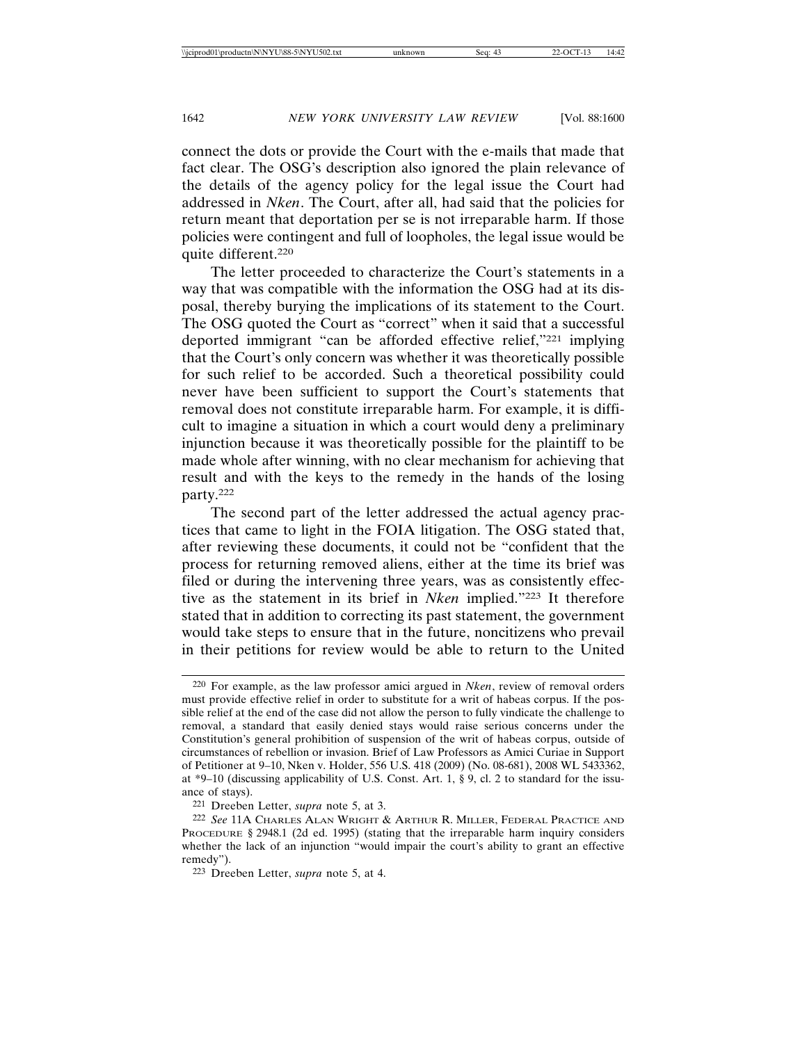connect the dots or provide the Court with the e-mails that made that fact clear. The OSG's description also ignored the plain relevance of the details of the agency policy for the legal issue the Court had addressed in *Nken*. The Court, after all, had said that the policies for return meant that deportation per se is not irreparable harm. If those policies were contingent and full of loopholes, the legal issue would be quite different.[220]

The letter proceeded to characterize the Court's statements in a way that was compatible with the information the OSG had at its disposal, thereby burying the implications of its statement to the Court. The OSG quoted the Court as "correct" when it said that a successful deported immigrant "can be afforded effective relief,"[221] implying that the Court's only concern was whether it was theoretically possible for such relief to be accorded. Such a theoretical possibility could never have been sufficient to support the Court's statements that removal does not constitute irreparable harm. For example, it is difficult to imagine a situation in which a court would deny a preliminary injunction because it was theoretically possible for the plaintiff to be made whole after winning, with no clear mechanism for achieving that result and with the keys to the remedy in the hands of the losing party.[222]

The second part of the letter addressed the actual agency practices that came to light in the FOIA litigation. The OSG stated that, after reviewing these documents, it could not be "confident that the process for returning removed aliens, either at the time its brief was filed or during the intervening three years, was as consistently effective as the statement in its brief in *Nken* implied."[223] It therefore stated that in addition to correcting its past statement, the government would take steps to ensure that in the future, noncitizens who prevail in their petitions for review would be able to return to the United

---

220 For example, as the law professor amici argued in *Nken*, review of removal orders must provide effective relief in order to substitute for a writ of habeas corpus. If the possible relief at the end of the case did not allow the person to fully vindicate the challenge to removal, a standard that easily denied stays would raise serious concerns under the Constitution's general prohibition of suspension of the writ of habeas corpus, outside of circumstances of rebellion or invasion. Brief of Law Professors as Amici Curiae in Support of Petitioner at 9–10, Nken v. Holder, 556 U.S. 418 (2009) (No. 08-681), 2008 WL 5433362, at *9–10 (discussing applicability of U.S. Const. Art. 1, § 9, cl. 2 to standard for the issuance of stays).

221 Dreeben Letter, *supra* note 5, at 3.

222 *See* 11A CHARLES ALAN WRIGHT & ARTHUR R. MILLER, FEDERAL PRACTICE AND PROCEDURE § 2948.1 (2d ed. 1995) (stating that the irreparable harm inquiry considers whether the lack of an injunction "would impair the court's ability to grant an effective remedy").

223 Dreeben Letter, *supra* note 5, at 4.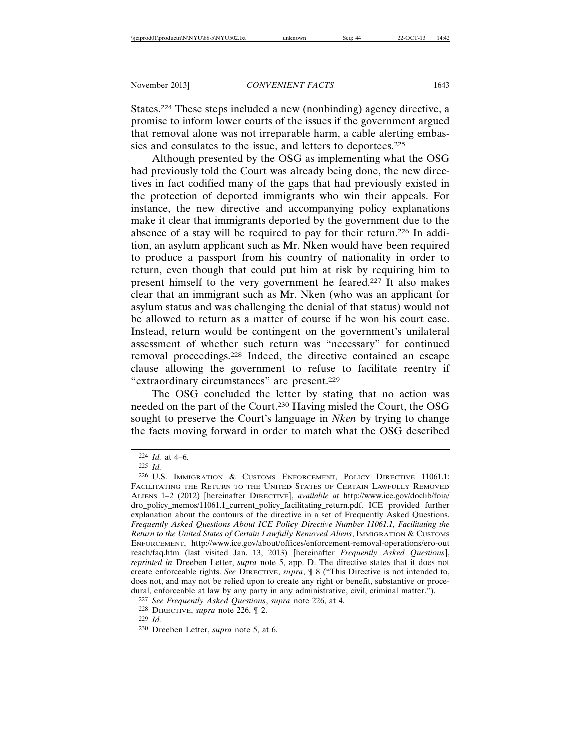States.[224] These steps included a new (nonbinding) agency directive, a promise to inform lower courts of the issues if the government argued that removal alone was not irreparable harm, a cable alerting embassies and consulates to the issue, and letters to deportees.[225]

Although presented by the OSG as implementing what the OSG had previously told the Court was already being done, the new directives in fact codified many of the gaps that had previously existed in the protection of deported immigrants who win their appeals. For instance, the new directive and accompanying policy explanations make it clear that immigrants deported by the government due to the absence of a stay will be required to pay for their return.[226] In addition, an asylum applicant such as Mr. Nken would have been required to produce a passport from his country of nationality in order to return, even though that could put him at risk by requiring him to present himself to the very government he feared.[227] It also makes clear that an immigrant such as Mr. Nken (who was an applicant for asylum status and was challenging the denial of that status) would not be allowed to return as a matter of course if he won his court case. Instead, return would be contingent on the government's unilateral assessment of whether such return was "necessary" for continued removal proceedings.[228] Indeed, the directive contained an escape clause allowing the government to refuse to facilitate reentry if "extraordinary circumstances" are present.[229]

The OSG concluded the letter by stating that no action was needed on the part of the Court.[230] Having misled the Court, the OSG sought to preserve the Court's language in *Nken* by trying to change the facts moving forward in order to match what the OSG described

---

224 *Id.* at 4–6.

225 *Id.*

226 U.S. Immigration & Customs Enforcement, Policy Directive 11061.1: Facilitating the Return to the United States of Certain Lawfully Removed Aliens 1–2 (2012) [hereinafter Directive], *available at* http://www.ice.gov/doclib/foia/dro_policy_memos/11061.1_current_policy_facilitating_return.pdf. ICE provided further explanation about the contours of the directive in a set of Frequently Asked Questions. *Frequently Asked Questions About ICE Policy Directive Number 11061.1, Facilitating the Return to the United States of Certain Lawfully Removed Aliens*, Immigration & Customs Enforcement, http://www.ice.gov/about/offices/enforcement-removal-operations/ero-outreach/faq.htm (last visited Jan. 13, 2013) [hereinafter *Frequently Asked Questions*], *reprinted in* Dreeben Letter, *supra* note 5, app. D. The directive states that it does not create enforceable rights. *See* Directive, *supra*, ¶ 8 ("This Directive is not intended to, does not, and may not be relied upon to create any right or benefit, substantive or procedural, enforceable at law by any party in any administrative, civil, criminal matter.").

227 *See Frequently Asked Questions*, *supra* note 226, at 4.

228 Directive, *supra* note 226, ¶ 2.

229 *Id.*

230 Dreeben Letter, *supra* note 5, at 6.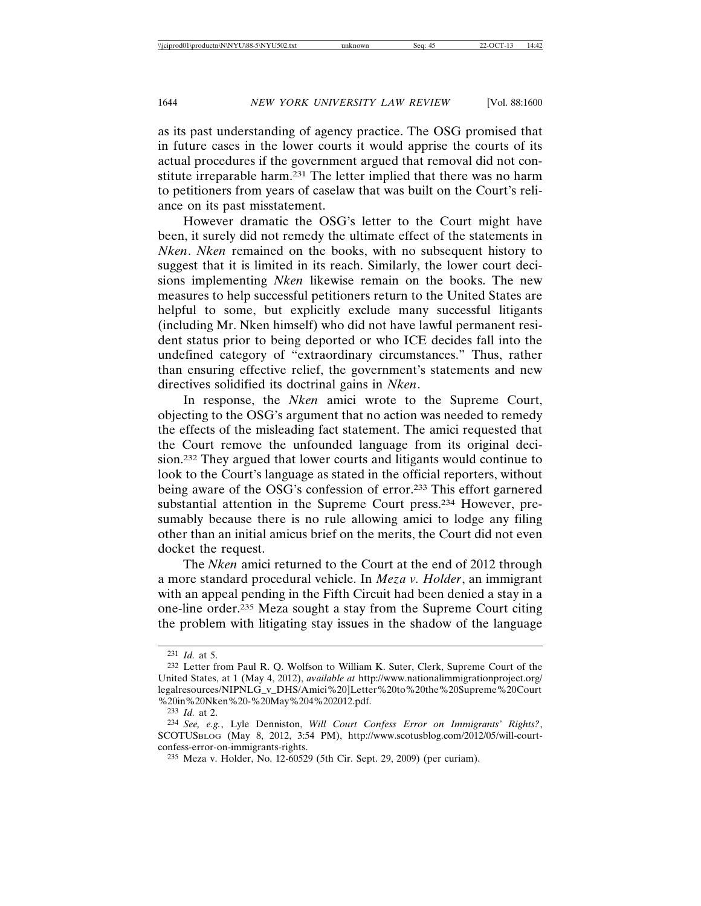as its past understanding of agency practice. The OSG promised that in future cases in the lower courts it would apprise the courts of its actual procedures if the government argued that removal did not constitute irreparable harm.[231] The letter implied that there was no harm to petitioners from years of caselaw that was built on the Court's reliance on its past misstatement.

However dramatic the OSG's letter to the Court might have been, it surely did not remedy the ultimate effect of the statements in *Nken*. *Nken* remained on the books, with no subsequent history to suggest that it is limited in its reach. Similarly, the lower court decisions implementing *Nken* likewise remain on the books. The new measures to help successful petitioners return to the United States are helpful to some, but explicitly exclude many successful litigants (including Mr. Nken himself) who did not have lawful permanent resident status prior to being deported or who ICE decides fall into the undefined category of "extraordinary circumstances." Thus, rather than ensuring effective relief, the government's statements and new directives solidified its doctrinal gains in *Nken*.

In response, the *Nken* amici wrote to the Supreme Court, objecting to the OSG's argument that no action was needed to remedy the effects of the misleading fact statement. The amici requested that the Court remove the unfounded language from its original decision.[232] They argued that lower courts and litigants would continue to look to the Court's language as stated in the official reporters, without being aware of the OSG's confession of error.[233] This effort garnered substantial attention in the Supreme Court press.[234] However, presumably because there is no rule allowing amici to lodge any filing other than an initial amicus brief on the merits, the Court did not even docket the request.

The *Nken* amici returned to the Court at the end of 2012 through a more standard procedural vehicle. In *Meza v. Holder*, an immigrant with an appeal pending in the Fifth Circuit had been denied a stay in a one-line order.[235] Meza sought a stay from the Supreme Court citing the problem with litigating stay issues in the shadow of the language

---

[231] *Id.* at 5.

[232] Letter from Paul R. Q. Wolfson to William K. Suter, Clerk, Supreme Court of the United States, at 1 (May 4, 2012), *available at* http://www.nationalimmigrationproject.org/legalresources/NIPNLG_v_DHS/Amici%20]Letter%20to%20the%20Supreme%20Court%20in%20Nken%20-%20May%204%202012.pdf.

[233] *Id.* at 2.

[234] *See, e.g.*, Lyle Denniston, *Will Court Confess Error on Immigrants' Rights?*, SCOTUSBLOG (May 8, 2012, 3:54 PM), http://www.scotusblog.com/2012/05/will-court-confess-error-on-immigrants-rights.

[235] Meza v. Holder, No. 12-60529 (5th Cir. Sept. 29, 2009) (per curiam).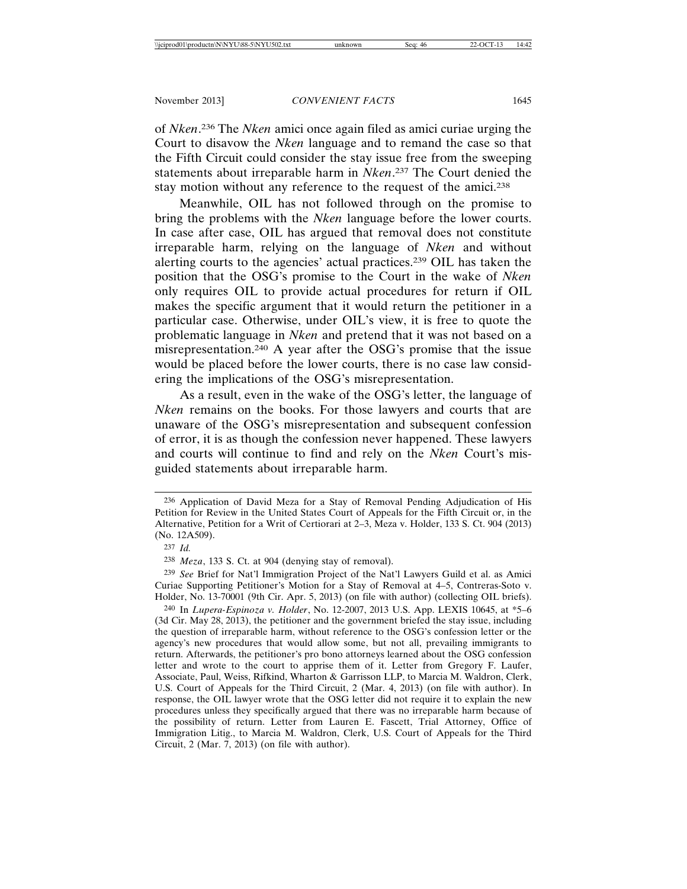of *Nken*.[236] The *Nken* amici once again filed as amici curiae urging the Court to disavow the *Nken* language and to remand the case so that the Fifth Circuit could consider the stay issue free from the sweeping statements about irreparable harm in *Nken*.[237] The Court denied the stay motion without any reference to the request of the amici.[238]

Meanwhile, OIL has not followed through on the promise to bring the problems with the *Nken* language before the lower courts. In case after case, OIL has argued that removal does not constitute irreparable harm, relying on the language of *Nken* and without alerting courts to the agencies' actual practices.[239] OIL has taken the position that the OSG's promise to the Court in the wake of *Nken* only requires OIL to provide actual procedures for return if OIL makes the specific argument that it would return the petitioner in a particular case. Otherwise, under OIL's view, it is free to quote the problematic language in *Nken* and pretend that it was not based on a misrepresentation.[240] A year after the OSG's promise that the issue would be placed before the lower courts, there is no case law considering the implications of the OSG's misrepresentation.

As a result, even in the wake of the OSG's letter, the language of *Nken* remains on the books. For those lawyers and courts that are unaware of the OSG's misrepresentation and subsequent confession of error, it is as though the confession never happened. These lawyers and courts will continue to find and rely on the *Nken* Court's misguided statements about irreparable harm.

---

236 Application of David Meza for a Stay of Removal Pending Adjudication of His Petition for Review in the United States Court of Appeals for the Fifth Circuit or, in the Alternative, Petition for a Writ of Certiorari at 2–3, Meza v. Holder, 133 S. Ct. 904 (2013) (No. 12A509).

237 *Id.*

238 *Meza*, 133 S. Ct. at 904 (denying stay of removal).

239 *See* Brief for Nat'l Immigration Project of the Nat'l Lawyers Guild et al. as Amici Curiae Supporting Petitioner's Motion for a Stay of Removal at 4–5, Contreras-Soto v. Holder, No. 13-70001 (9th Cir. Apr. 5, 2013) (on file with author) (collecting OIL briefs).

240 In *Lupera-Espinoza v. Holder*, No. 12-2007, 2013 U.S. App. LEXIS 10645, at *5–6 (3d Cir. May 28, 2013), the petitioner and the government briefed the stay issue, including the question of irreparable harm, without reference to the OSG's confession letter or the agency's new procedures that would allow some, but not all, prevailing immigrants to return. Afterwards, the petitioner's pro bono attorneys learned about the OSG confession letter and wrote to the court to apprise them of it. Letter from Gregory F. Laufer, Associate, Paul, Weiss, Rifkind, Wharton & Garrisson LLP, to Marcia M. Waldron, Clerk, U.S. Court of Appeals for the Third Circuit, 2 (Mar. 4, 2013) (on file with author). In response, the OIL lawyer wrote that the OSG letter did not require it to explain the new procedures unless they specifically argued that there was no irreparable harm because of the possibility of return. Letter from Lauren E. Fascett, Trial Attorney, Office of Immigration Litig., to Marcia M. Waldron, Clerk, U.S. Court of Appeals for the Third Circuit, 2 (Mar. 7, 2013) (on file with author).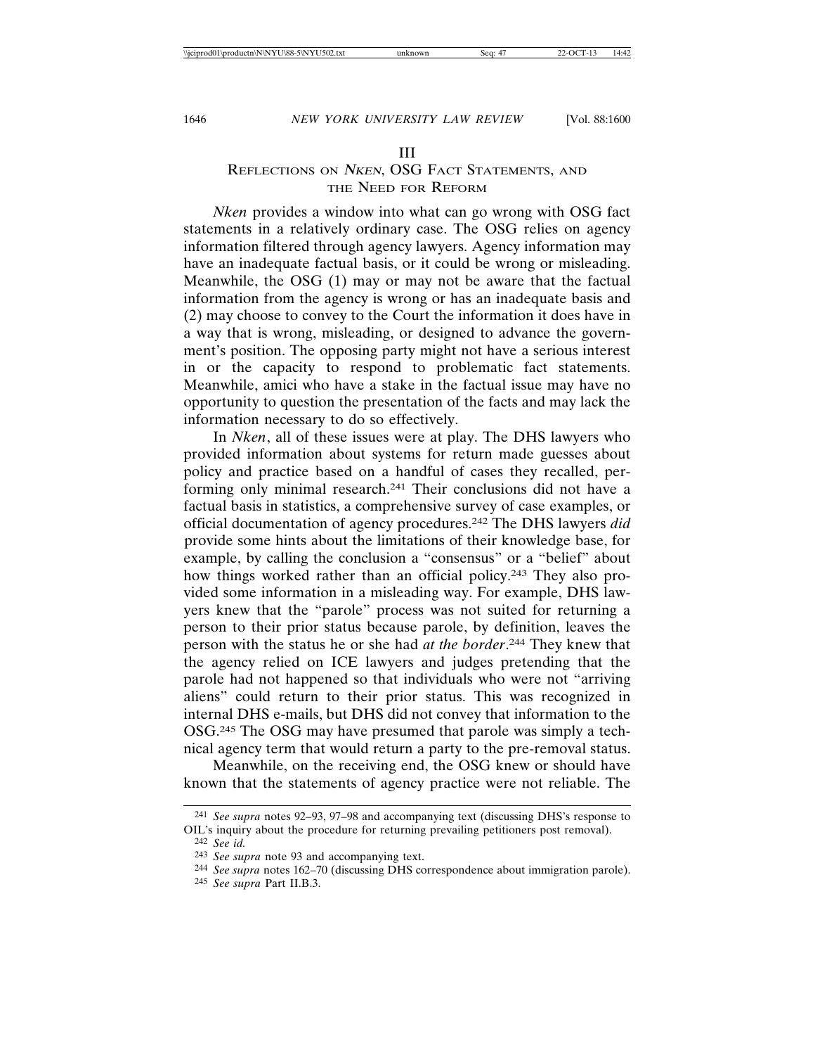# III
## Reflections on *Nken*, OSG Fact Statements, and the Need for Reform

*Nken* provides a window into what can go wrong with OSG fact statements in a relatively ordinary case. The OSG relies on agency information filtered through agency lawyers. Agency information may have an inadequate factual basis, or it could be wrong or misleading. Meanwhile, the OSG (1) may or may not be aware that the factual information from the agency is wrong or has an inadequate basis and (2) may choose to convey to the Court the information it does have in a way that is wrong, misleading, or designed to advance the government's position. The opposing party might not have a serious interest in or the capacity to respond to problematic fact statements. Meanwhile, amici who have a stake in the factual issue may have no opportunity to question the presentation of the facts and may lack the information necessary to do so effectively.

In *Nken*, all of these issues were at play. The DHS lawyers who provided information about systems for return made guesses about policy and practice based on a handful of cases they recalled, performing only minimal research.[241] Their conclusions did not have a factual basis in statistics, a comprehensive survey of case examples, or official documentation of agency procedures.[242] The DHS lawyers *did* provide some hints about the limitations of their knowledge base, for example, by calling the conclusion a "consensus" or a "belief" about how things worked rather than an official policy.[243] They also provided some information in a misleading way. For example, DHS lawyers knew that the "parole" process was not suited for returning a person to their prior status because parole, by definition, leaves the person with the status he or she had *at the border*.[244] They knew that the agency relied on ICE lawyers and judges pretending that the parole had not happened so that individuals who were not "arriving aliens" could return to their prior status. This was recognized in internal DHS e-mails, but DHS did not convey that information to the OSG.[245] The OSG may have presumed that parole was simply a technical agency term that would return a party to the pre-removal status.

Meanwhile, on the receiving end, the OSG knew or should have known that the statements of agency practice were not reliable. The

---

241 *See supra* notes 92–93, 97–98 and accompanying text (discussing DHS's response to OIL's inquiry about the procedure for returning prevailing petitioners post removal).

242 *See id.*

243 *See supra* note 93 and accompanying text.

244 *See supra* notes 162–70 (discussing DHS correspondence about immigration parole).

245 *See supra* Part II.B.3.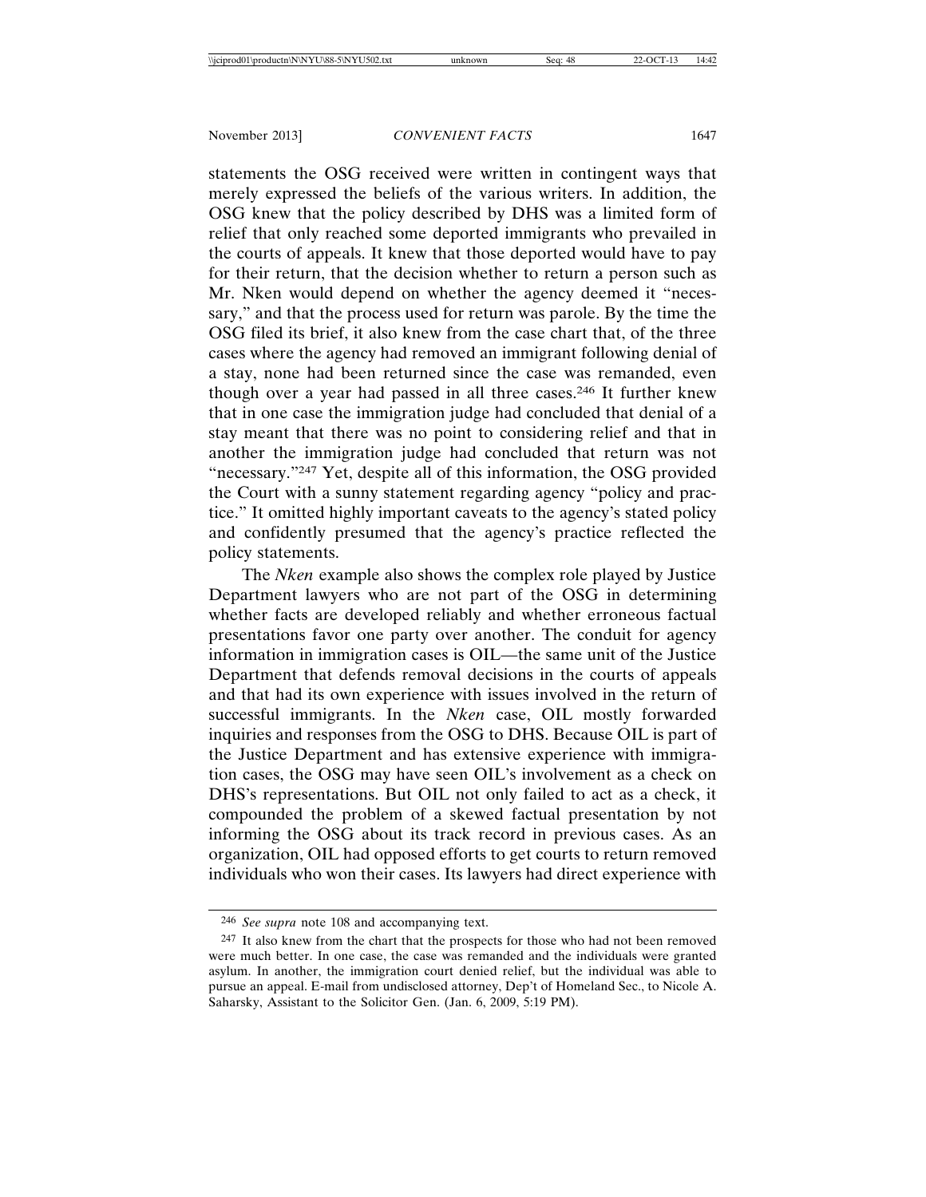statements the OSG received were written in contingent ways that merely expressed the beliefs of the various writers. In addition, the OSG knew that the policy described by DHS was a limited form of relief that only reached some deported immigrants who prevailed in the courts of appeals. It knew that those deported would have to pay for their return, that the decision whether to return a person such as Mr. Nken would depend on whether the agency deemed it "necessary," and that the process used for return was parole. By the time the OSG filed its brief, it also knew from the case chart that, of the three cases where the agency had removed an immigrant following denial of a stay, none had been returned since the case was remanded, even though over a year had passed in all three cases.[246] It further knew that in one case the immigration judge had concluded that denial of a stay meant that there was no point to considering relief and that in another the immigration judge had concluded that return was not "necessary."[247] Yet, despite all of this information, the OSG provided the Court with a sunny statement regarding agency "policy and practice." It omitted highly important caveats to the agency's stated policy and confidently presumed that the agency's practice reflected the policy statements.

The *Nken* example also shows the complex role played by Justice Department lawyers who are not part of the OSG in determining whether facts are developed reliably and whether erroneous factual presentations favor one party over another. The conduit for agency information in immigration cases is OIL—the same unit of the Justice Department that defends removal decisions in the courts of appeals and that had its own experience with issues involved in the return of successful immigrants. In the *Nken* case, OIL mostly forwarded inquiries and responses from the OSG to DHS. Because OIL is part of the Justice Department and has extensive experience with immigration cases, the OSG may have seen OIL's involvement as a check on DHS's representations. But OIL not only failed to act as a check, it compounded the problem of a skewed factual presentation by not informing the OSG about its track record in previous cases. As an organization, OIL had opposed efforts to get courts to return removed individuals who won their cases. Its lawyers had direct experience with

---

[246] *See supra* note 108 and accompanying text.

[247] It also knew from the chart that the prospects for those who had not been removed were much better. In one case, the case was remanded and the individuals were granted asylum. In another, the immigration court denied relief, but the individual was able to pursue an appeal. E-mail from undisclosed attorney, Dep't of Homeland Sec., to Nicole A. Saharsky, Assistant to the Solicitor Gen. (Jan. 6, 2009, 5:19 PM).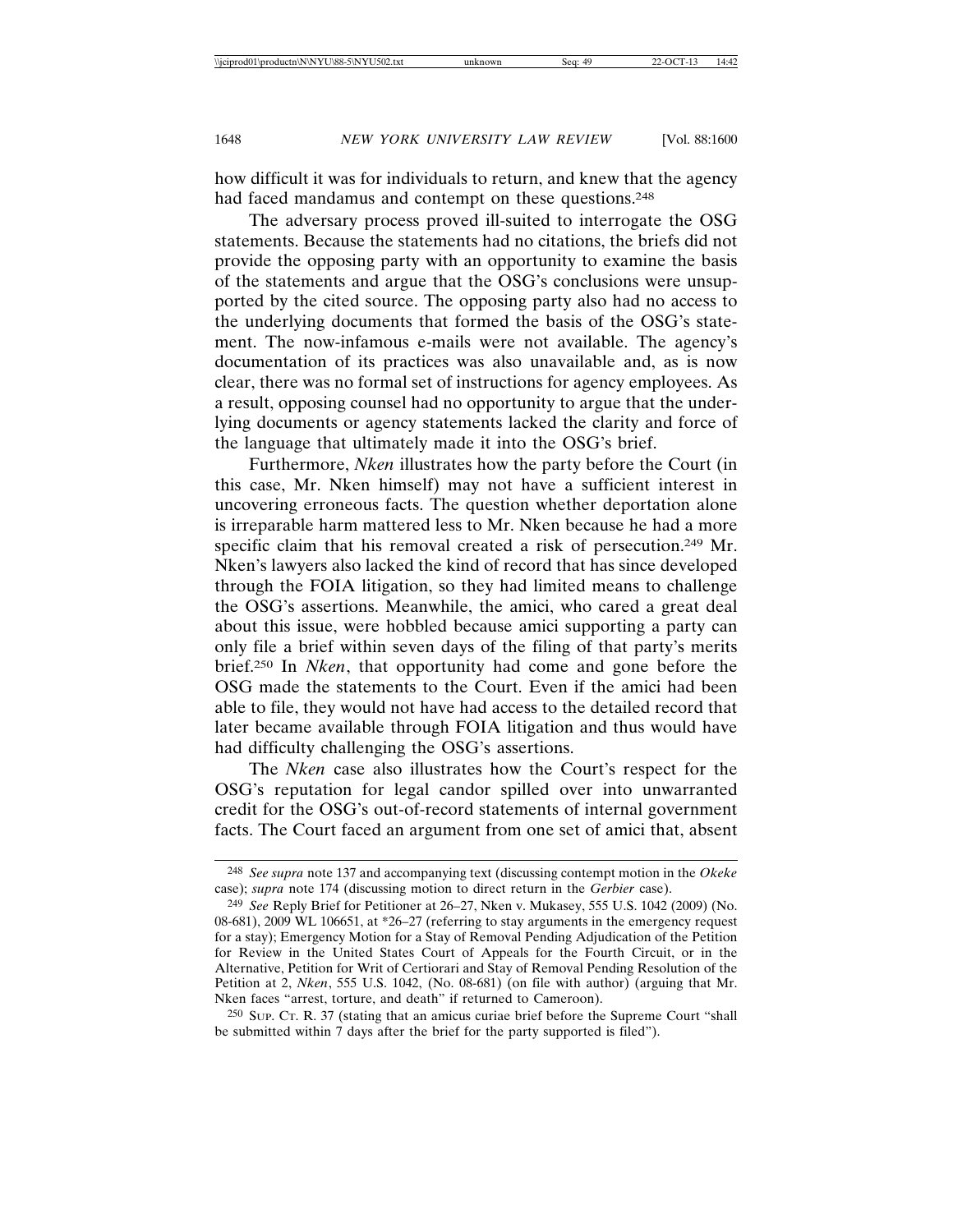how difficult it was for individuals to return, and knew that the agency had faced mandamus and contempt on these questions.[248]

The adversary process proved ill-suited to interrogate the OSG statements. Because the statements had no citations, the briefs did not provide the opposing party with an opportunity to examine the basis of the statements and argue that the OSG's conclusions were unsupported by the cited source. The opposing party also had no access to the underlying documents that formed the basis of the OSG's statement. The now-infamous e-mails were not available. The agency's documentation of its practices was also unavailable and, as is now clear, there was no formal set of instructions for agency employees. As a result, opposing counsel had no opportunity to argue that the underlying documents or agency statements lacked the clarity and force of the language that ultimately made it into the OSG's brief.

Furthermore, *Nken* illustrates how the party before the Court (in this case, Mr. Nken himself) may not have a sufficient interest in uncovering erroneous facts. The question whether deportation alone is irreparable harm mattered less to Mr. Nken because he had a more specific claim that his removal created a risk of persecution.[249] Mr. Nken's lawyers also lacked the kind of record that has since developed through the FOIA litigation, so they had limited means to challenge the OSG's assertions. Meanwhile, the amici, who cared a great deal about this issue, were hobbled because amici supporting a party can only file a brief within seven days of the filing of that party's merits brief.[250] In *Nken*, that opportunity had come and gone before the OSG made the statements to the Court. Even if the amici had been able to file, they would not have had access to the detailed record that later became available through FOIA litigation and thus would have had difficulty challenging the OSG's assertions.

The *Nken* case also illustrates how the Court's respect for the OSG's reputation for legal candor spilled over into unwarranted credit for the OSG's out-of-record statements of internal government facts. The Court faced an argument from one set of amici that, absent

---

[248] *See supra* note 137 and accompanying text (discussing contempt motion in the *Okeke* case); *supra* note 174 (discussing motion to direct return in the *Gerbier* case).

[249] *See* Reply Brief for Petitioner at 26–27, Nken v. Mukasey, 555 U.S. 1042 (2009) (No. 08-681), 2009 WL 106651, at *26–27 (referring to stay arguments in the emergency request for a stay); Emergency Motion for a Stay of Removal Pending Adjudication of the Petition for Review in the United States Court of Appeals for the Fourth Circuit, or in the Alternative, Petition for Writ of Certiorari and Stay of Removal Pending Resolution of the Petition at 2, *Nken*, 555 U.S. 1042, (No. 08-681) (on file with author) (arguing that Mr. Nken faces "arrest, torture, and death" if returned to Cameroon).

[250] SUP. CT. R. 37 (stating that an amicus curiae brief before the Supreme Court "shall be submitted within 7 days after the brief for the party supported is filed").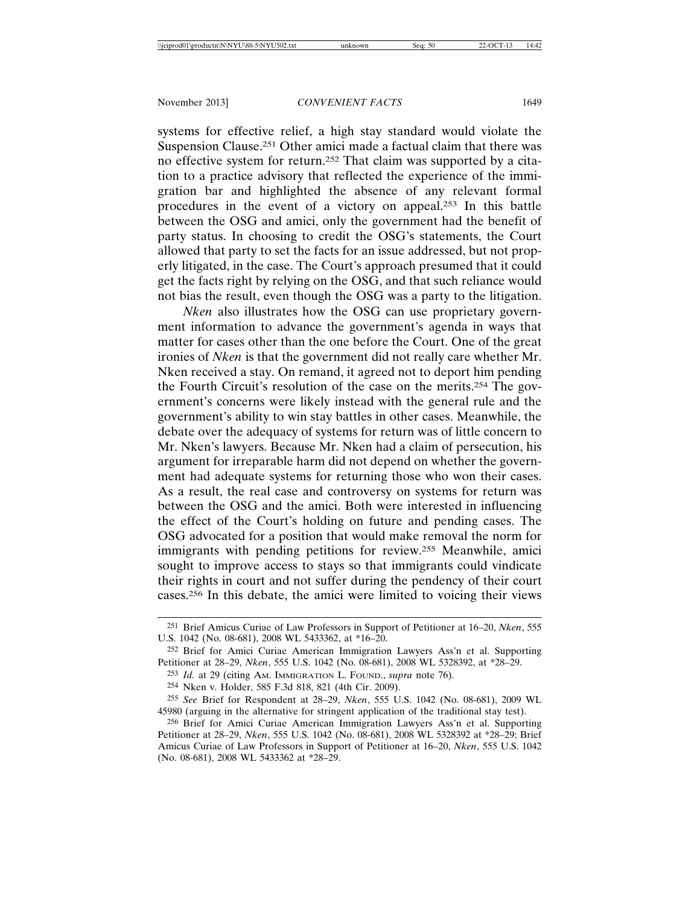systems for effective relief, a high stay standard would violate the Suspension Clause.[251] Other amici made a factual claim that there was no effective system for return.[252] That claim was supported by a citation to a practice advisory that reflected the experience of the immigration bar and highlighted the absence of any relevant formal procedures in the event of a victory on appeal.[253] In this battle between the OSG and amici, only the government had the benefit of party status. In choosing to credit the OSG's statements, the Court allowed that party to set the facts for an issue addressed, but not properly litigated, in the case. The Court's approach presumed that it could get the facts right by relying on the OSG, and that such reliance would not bias the result, even though the OSG was a party to the litigation.

*Nken* also illustrates how the OSG can use proprietary government information to advance the government's agenda in ways that matter for cases other than the one before the Court. One of the great ironies of *Nken* is that the government did not really care whether Mr. Nken received a stay. On remand, it agreed not to deport him pending the Fourth Circuit's resolution of the case on the merits.[254] The government's concerns were likely instead with the general rule and the government's ability to win stay battles in other cases. Meanwhile, the debate over the adequacy of systems for return was of little concern to Mr. Nken's lawyers. Because Mr. Nken had a claim of persecution, his argument for irreparable harm did not depend on whether the government had adequate systems for returning those who won their cases. As a result, the real case and controversy on systems for return was between the OSG and the amici. Both were interested in influencing the effect of the Court's holding on future and pending cases. The OSG advocated for a position that would make removal the norm for immigrants with pending petitions for review.[255] Meanwhile, amici sought to improve access to stays so that immigrants could vindicate their rights in court and not suffer during the pendency of their court cases.[256] In this debate, the amici were limited to voicing their views

---

[251] Brief Amicus Curiae of Law Professors in Support of Petitioner at 16–20, *Nken*, 555 U.S. 1042 (No. 08-681), 2008 WL 5433362, at *16–20.

[252] Brief for Amici Curiae American Immigration Lawyers Ass'n et al. Supporting Petitioner at 28–29, *Nken*, 555 U.S. 1042 (No. 08-681), 2008 WL 5328392, at *28–29.

[253] *Id.* at 29 (citing AM. IMMIGRATION L. FOUND., *supra* note 76).

[254] Nken v. Holder, 585 F.3d 818, 821 (4th Cir. 2009).

[255] *See* Brief for Respondent at 28–29, *Nken*, 555 U.S. 1042 (No. 08-681), 2009 WL 45980 (arguing in the alternative for stringent application of the traditional stay test).

[256] Brief for Amici Curiae American Immigration Lawyers Ass'n et al. Supporting Petitioner at 28–29, *Nken*, 555 U.S. 1042 (No. 08-681), 2008 WL 5328392 at *28–29; Brief Amicus Curiae of Law Professors in Support of Petitioner at 16–20, *Nken*, 555 U.S. 1042 (No. 08-681), 2008 WL 5433362 at *28–29.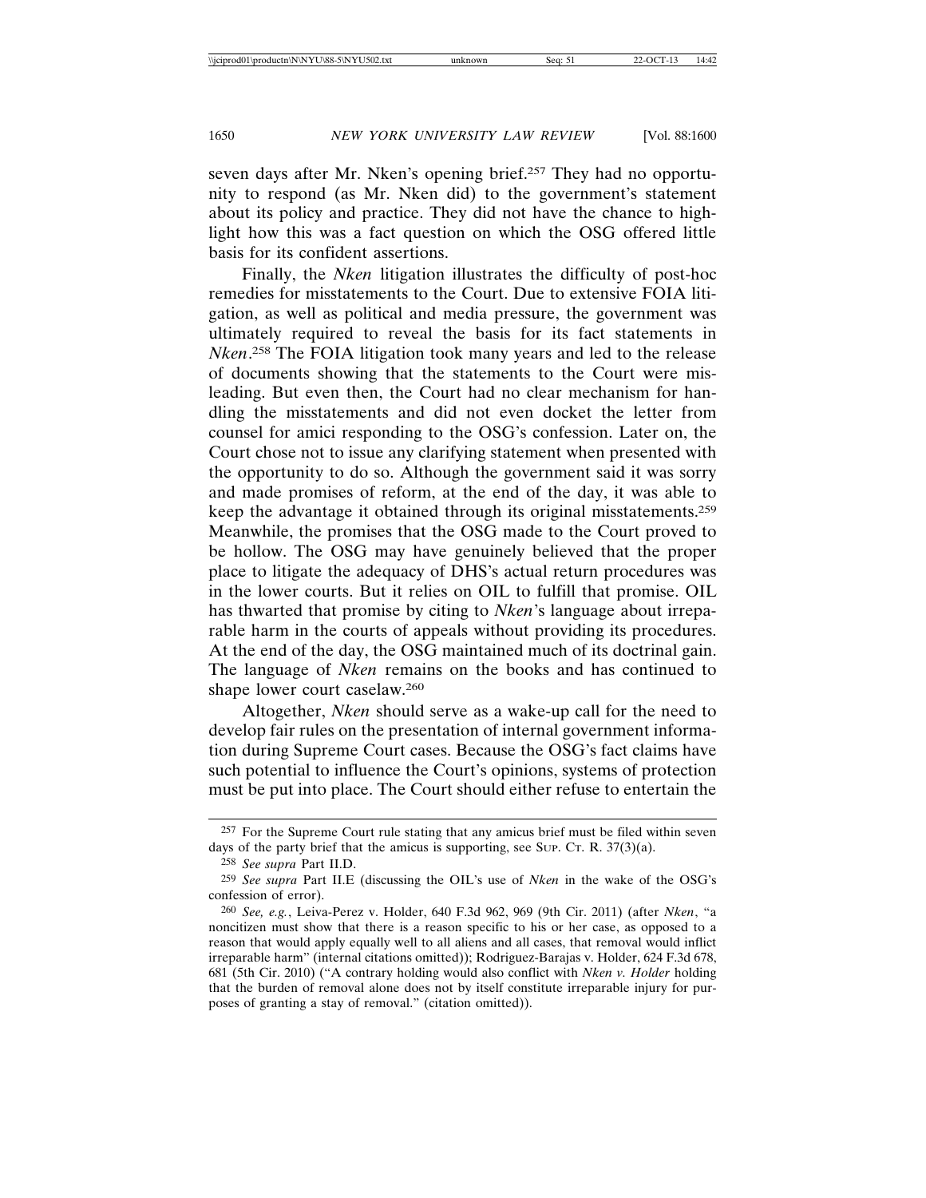seven days after Mr. Nken's opening brief.[257] They had no opportunity to respond (as Mr. Nken did) to the government's statement about its policy and practice. They did not have the chance to highlight how this was a fact question on which the OSG offered little basis for its confident assertions.

Finally, the *Nken* litigation illustrates the difficulty of post-hoc remedies for misstatements to the Court. Due to extensive FOIA litigation, as well as political and media pressure, the government was ultimately required to reveal the basis for its fact statements in *Nken*.[258] The FOIA litigation took many years and led to the release of documents showing that the statements to the Court were misleading. But even then, the Court had no clear mechanism for handling the misstatements and did not even docket the letter from counsel for amici responding to the OSG's confession. Later on, the Court chose not to issue any clarifying statement when presented with the opportunity to do so. Although the government said it was sorry and made promises of reform, at the end of the day, it was able to keep the advantage it obtained through its original misstatements.[259] Meanwhile, the promises that the OSG made to the Court proved to be hollow. The OSG may have genuinely believed that the proper place to litigate the adequacy of DHS's actual return procedures was in the lower courts. But it relies on OIL to fulfill that promise. OIL has thwarted that promise by citing to *Nken*'s language about irreparable harm in the courts of appeals without providing its procedures. At the end of the day, the OSG maintained much of its doctrinal gain. The language of *Nken* remains on the books and has continued to shape lower court caselaw.[260]

Altogether, *Nken* should serve as a wake-up call for the need to develop fair rules on the presentation of internal government information during Supreme Court cases. Because the OSG's fact claims have such potential to influence the Court's opinions, systems of protection must be put into place. The Court should either refuse to entertain the

---

[257] For the Supreme Court rule stating that any amicus brief must be filed within seven days of the party brief that the amicus is supporting, see SUP. CT. R. 37(3)(a).

[258] *See supra* Part II.D.

[259] *See supra* Part II.E (discussing the OIL's use of *Nken* in the wake of the OSG's confession of error).

[260] *See, e.g.*, Leiva-Perez v. Holder, 640 F.3d 962, 969 (9th Cir. 2011) (after *Nken*, "a noncitizen must show that there is a reason specific to his or her case, as opposed to a reason that would apply equally well to all aliens and all cases, that removal would inflict irreparable harm" (internal citations omitted)); Rodriguez-Barajas v. Holder, 624 F.3d 678, 681 (5th Cir. 2010) ("A contrary holding would also conflict with *Nken v. Holder* holding that the burden of removal alone does not by itself constitute irreparable injury for purposes of granting a stay of removal." (citation omitted)).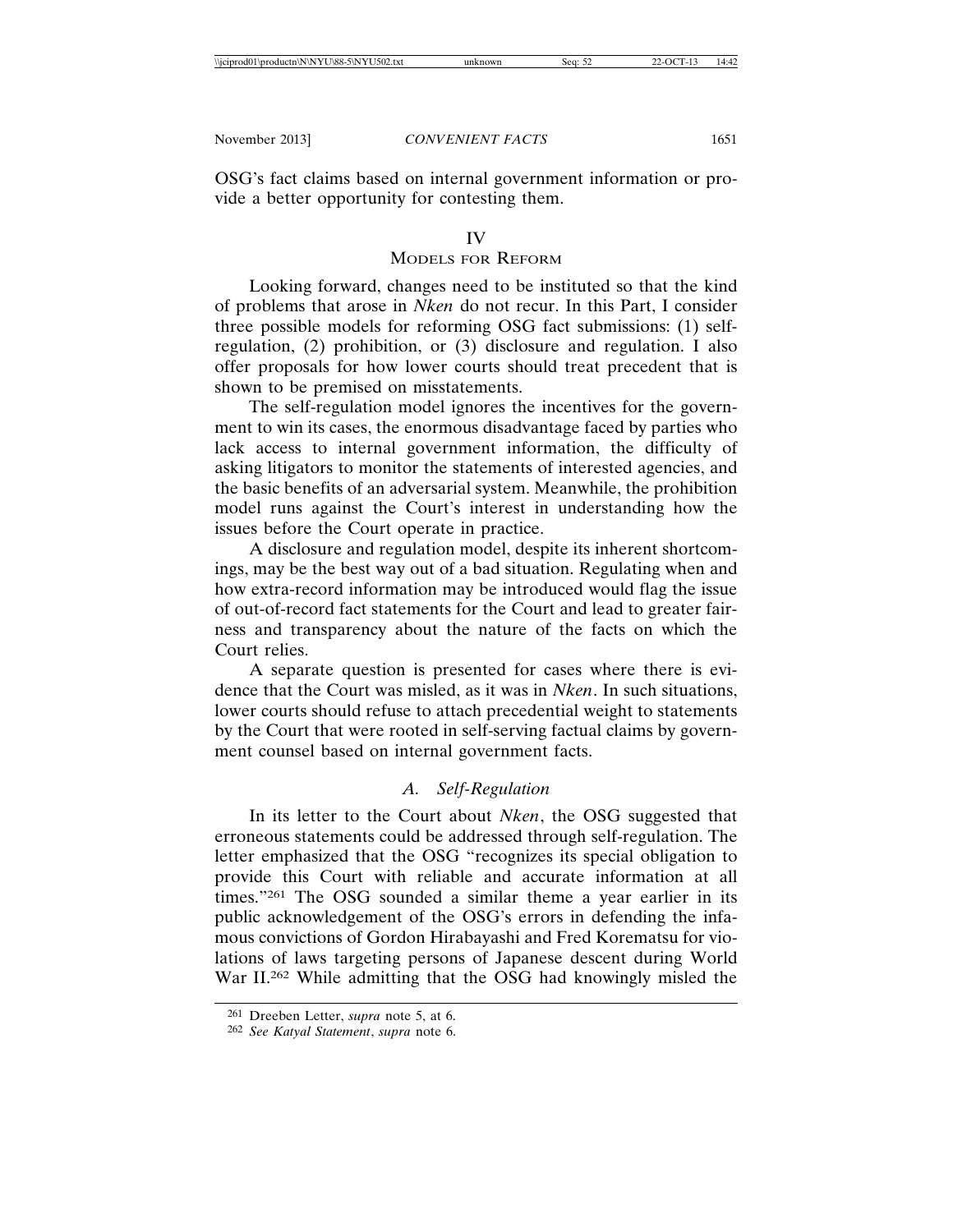OSG's fact claims based on internal government information or provide a better opportunity for contesting them.

# IV
# MODELS FOR REFORM

Looking forward, changes need to be instituted so that the kind of problems that arose in *Nken* do not recur. In this Part, I consider three possible models for reforming OSG fact submissions: (1) self-regulation, (2) prohibition, or (3) disclosure and regulation. I also offer proposals for how lower courts should treat precedent that is shown to be premised on misstatements.

The self-regulation model ignores the incentives for the government to win its cases, the enormous disadvantage faced by parties who lack access to internal government information, the difficulty of asking litigators to monitor the statements of interested agencies, and the basic benefits of an adversarial system. Meanwhile, the prohibition model runs against the Court's interest in understanding how the issues before the Court operate in practice.

A disclosure and regulation model, despite its inherent shortcomings, may be the best way out of a bad situation. Regulating when and how extra-record information may be introduced would flag the issue of out-of-record fact statements for the Court and lead to greater fairness and transparency about the nature of the facts on which the Court relies.

A separate question is presented for cases where there is evidence that the Court was misled, as it was in *Nken*. In such situations, lower courts should refuse to attach precedential weight to statements by the Court that were rooted in self-serving factual claims by government counsel based on internal government facts.

## *A. Self-Regulation*

In its letter to the Court about *Nken*, the OSG suggested that erroneous statements could be addressed through self-regulation. The letter emphasized that the OSG "recognizes its special obligation to provide this Court with reliable and accurate information at all times."[261] The OSG sounded a similar theme a year earlier in its public acknowledgement of the OSG's errors in defending the infamous convictions of Gordon Hirabayashi and Fred Korematsu for violations of laws targeting persons of Japanese descent during World War II.[262] While admitting that the OSG had knowingly misled the

---

261 Dreeben Letter, *supra* note 5, at 6.

262 *See Katyal Statement*, *supra* note 6.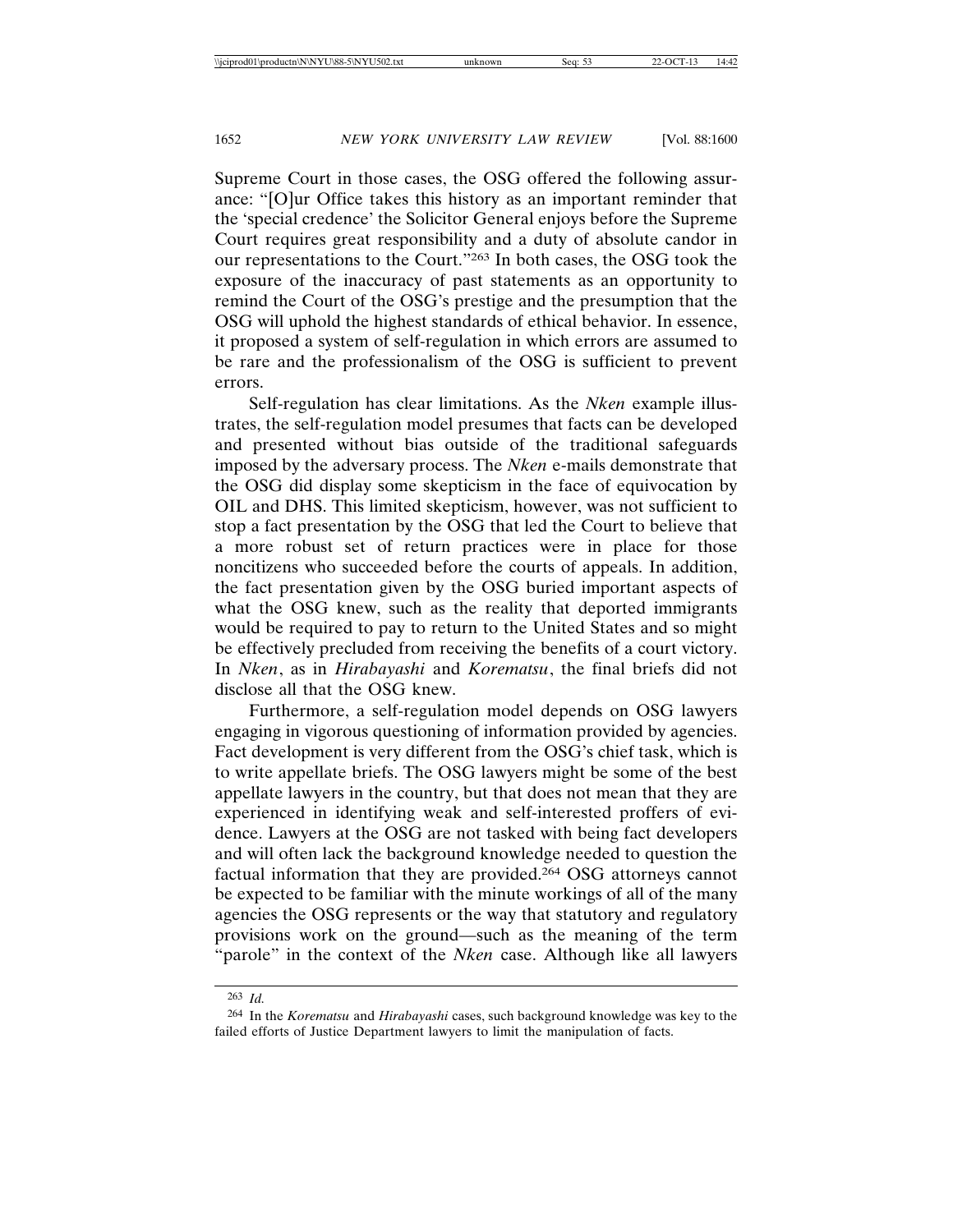Supreme Court in those cases, the OSG offered the following assurance: "[O]ur Office takes this history as an important reminder that the 'special credence' the Solicitor General enjoys before the Supreme Court requires great responsibility and a duty of absolute candor in our representations to the Court."[263] In both cases, the OSG took the exposure of the inaccuracy of past statements as an opportunity to remind the Court of the OSG's prestige and the presumption that the OSG will uphold the highest standards of ethical behavior. In essence, it proposed a system of self-regulation in which errors are assumed to be rare and the professionalism of the OSG is sufficient to prevent errors.

Self-regulation has clear limitations. As the *Nken* example illustrates, the self-regulation model presumes that facts can be developed and presented without bias outside of the traditional safeguards imposed by the adversary process. The *Nken* e-mails demonstrate that the OSG did display some skepticism in the face of equivocation by OIL and DHS. This limited skepticism, however, was not sufficient to stop a fact presentation by the OSG that led the Court to believe that a more robust set of return practices were in place for those noncitizens who succeeded before the courts of appeals. In addition, the fact presentation given by the OSG buried important aspects of what the OSG knew, such as the reality that deported immigrants would be required to pay to return to the United States and so might be effectively precluded from receiving the benefits of a court victory. In *Nken*, as in *Hirabayashi* and *Korematsu*, the final briefs did not disclose all that the OSG knew.

Furthermore, a self-regulation model depends on OSG lawyers engaging in vigorous questioning of information provided by agencies. Fact development is very different from the OSG's chief task, which is to write appellate briefs. The OSG lawyers might be some of the best appellate lawyers in the country, but that does not mean that they are experienced in identifying weak and self-interested proffers of evidence. Lawyers at the OSG are not tasked with being fact developers and will often lack the background knowledge needed to question the factual information that they are provided.[264] OSG attorneys cannot be expected to be familiar with the minute workings of all of the many agencies the OSG represents or the way that statutory and regulatory provisions work on the ground—such as the meaning of the term "parole" in the context of the *Nken* case. Although like all lawyers

---

[263] *Id.*

[264] In the *Korematsu* and *Hirabayashi* cases, such background knowledge was key to the failed efforts of Justice Department lawyers to limit the manipulation of facts.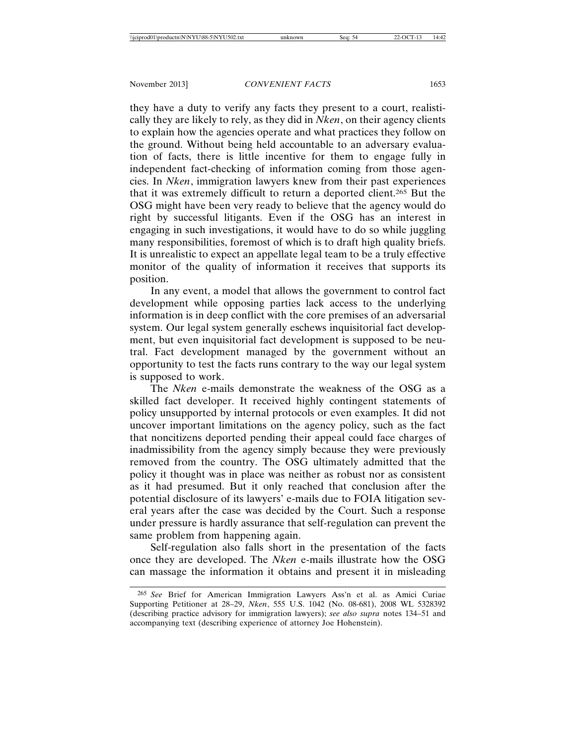they have a duty to verify any facts they present to a court, realistically they are likely to rely, as they did in *Nken*, on their agency clients to explain how the agencies operate and what practices they follow on the ground. Without being held accountable to an adversary evaluation of facts, there is little incentive for them to engage fully in independent fact-checking of information coming from those agencies. In *Nken*, immigration lawyers knew from their past experiences that it was extremely difficult to return a deported client.[265] But the OSG might have been very ready to believe that the agency would do right by successful litigants. Even if the OSG has an interest in engaging in such investigations, it would have to do so while juggling many responsibilities, foremost of which is to draft high quality briefs. It is unrealistic to expect an appellate legal team to be a truly effective monitor of the quality of information it receives that supports its position.

In any event, a model that allows the government to control fact development while opposing parties lack access to the underlying information is in deep conflict with the core premises of an adversarial system. Our legal system generally eschews inquisitorial fact development, but even inquisitorial fact development is supposed to be neutral. Fact development managed by the government without an opportunity to test the facts runs contrary to the way our legal system is supposed to work.

The *Nken* e-mails demonstrate the weakness of the OSG as a skilled fact developer. It received highly contingent statements of policy unsupported by internal protocols or even examples. It did not uncover important limitations on the agency policy, such as the fact that noncitizens deported pending their appeal could face charges of inadmissibility from the agency simply because they were previously removed from the country. The OSG ultimately admitted that the policy it thought was in place was neither as robust nor as consistent as it had presumed. But it only reached that conclusion after the potential disclosure of its lawyers' e-mails due to FOIA litigation several years after the case was decided by the Court. Such a response under pressure is hardly assurance that self-regulation can prevent the same problem from happening again.

Self-regulation also falls short in the presentation of the facts once they are developed. The *Nken* e-mails illustrate how the OSG can massage the information it obtains and present it in misleading

---

[265] *See* Brief for American Immigration Lawyers Ass'n et al. as Amici Curiae Supporting Petitioner at 28–29, *Nken*, 555 U.S. 1042 (No. 08-681), 2008 WL 5328392 (describing practice advisory for immigration lawyers); *see also supra* notes 134–51 and accompanying text (describing experience of attorney Joe Hohenstein).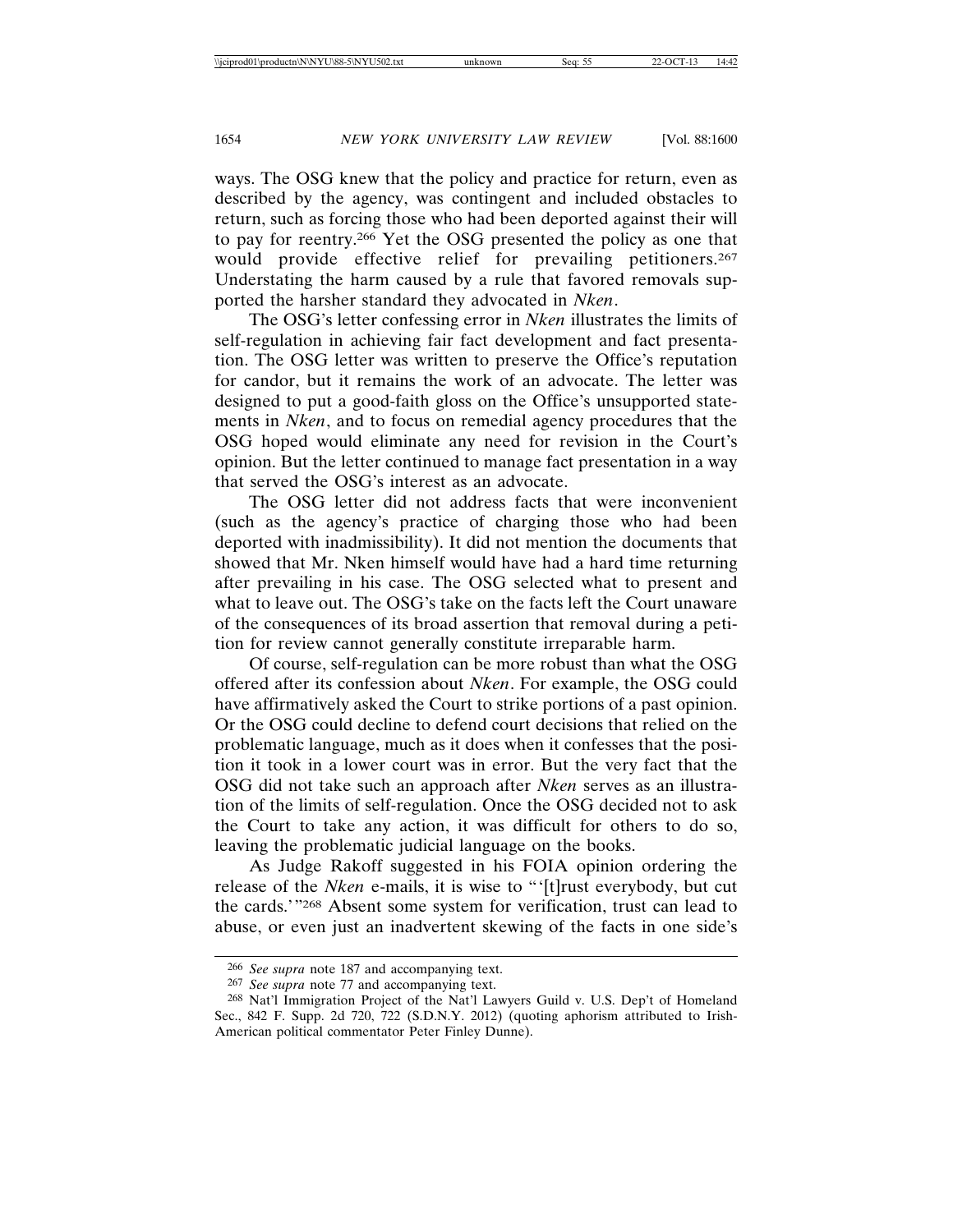ways. The OSG knew that the policy and practice for return, even as described by the agency, was contingent and included obstacles to return, such as forcing those who had been deported against their will to pay for reentry.[266] Yet the OSG presented the policy as one that would provide effective relief for prevailing petitioners.[267] Understating the harm caused by a rule that favored removals supported the harsher standard they advocated in *Nken*.

The OSG's letter confessing error in *Nken* illustrates the limits of self-regulation in achieving fair fact development and fact presentation. The OSG letter was written to preserve the Office's reputation for candor, but it remains the work of an advocate. The letter was designed to put a good-faith gloss on the Office's unsupported statements in *Nken*, and to focus on remedial agency procedures that the OSG hoped would eliminate any need for revision in the Court's opinion. But the letter continued to manage fact presentation in a way that served the OSG's interest as an advocate.

The OSG letter did not address facts that were inconvenient (such as the agency's practice of charging those who had been deported with inadmissibility). It did not mention the documents that showed that Mr. Nken himself would have had a hard time returning after prevailing in his case. The OSG selected what to present and what to leave out. The OSG's take on the facts left the Court unaware of the consequences of its broad assertion that removal during a petition for review cannot generally constitute irreparable harm.

Of course, self-regulation can be more robust than what the OSG offered after its confession about *Nken*. For example, the OSG could have affirmatively asked the Court to strike portions of a past opinion. Or the OSG could decline to defend court decisions that relied on the problematic language, much as it does when it confesses that the position it took in a lower court was in error. But the very fact that the OSG did not take such an approach after *Nken* serves as an illustration of the limits of self-regulation. Once the OSG decided not to ask the Court to take any action, it was difficult for others to do so, leaving the problematic judicial language on the books.

As Judge Rakoff suggested in his FOIA opinion ordering the release of the *Nken* e-mails, it is wise to "'[t]rust everybody, but cut the cards.'"[268] Absent some system for verification, trust can lead to abuse, or even just an inadvertent skewing of the facts in one side's

---

[266] *See supra* note 187 and accompanying text.

[267] *See supra* note 77 and accompanying text.

[268] Nat'l Immigration Project of the Nat'l Lawyers Guild v. U.S. Dep't of Homeland Sec., 842 F. Supp. 2d 720, 722 (S.D.N.Y. 2012) (quoting aphorism attributed to Irish-American political commentator Peter Finley Dunne).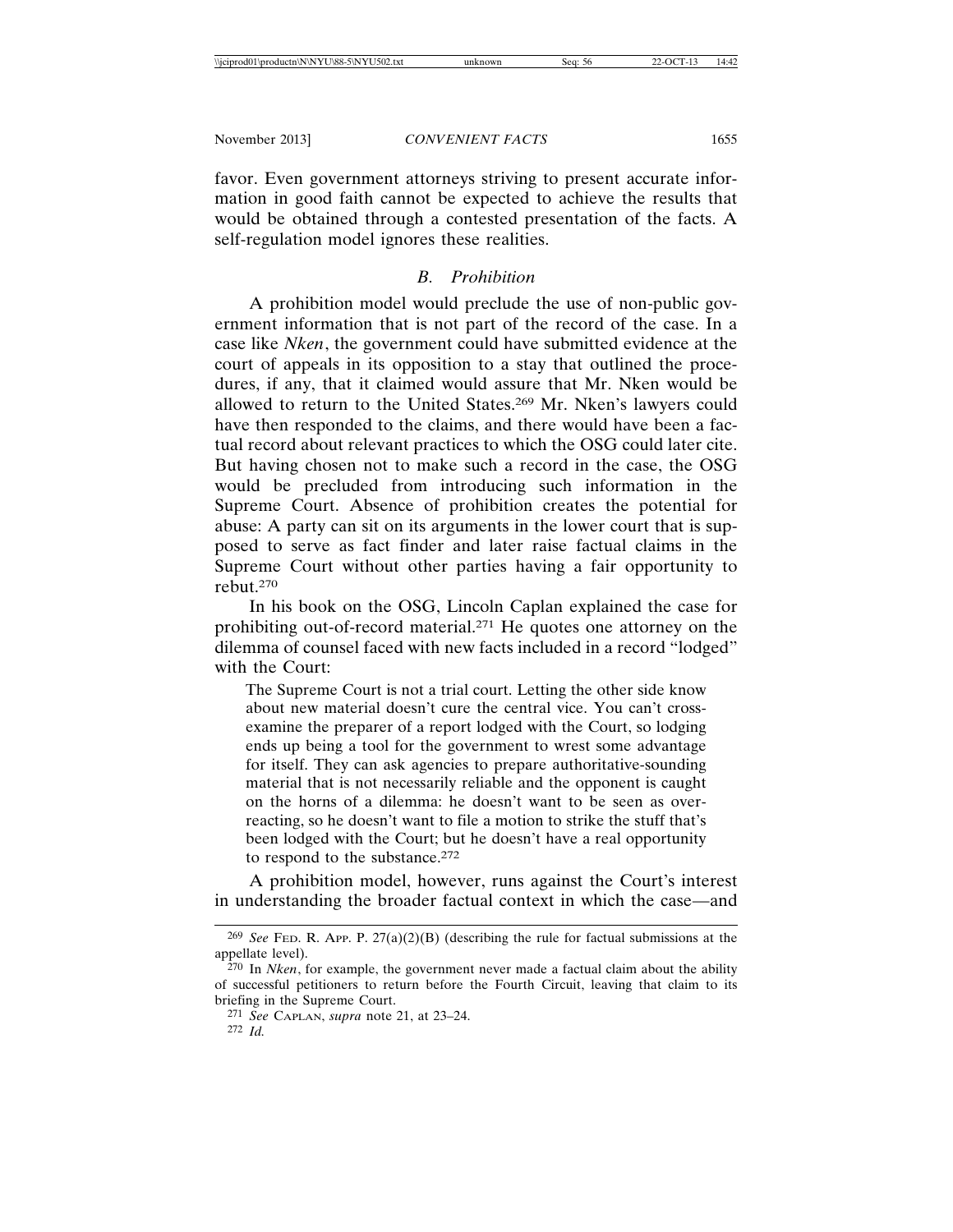favor. Even government attorneys striving to present accurate information in good faith cannot be expected to achieve the results that would be obtained through a contested presentation of the facts. A self-regulation model ignores these realities.

### *B. Prohibition*

A prohibition model would preclude the use of non-public government information that is not part of the record of the case. In a case like *Nken*, the government could have submitted evidence at the court of appeals in its opposition to a stay that outlined the procedures, if any, that it claimed would assure that Mr. Nken would be allowed to return to the United States.[269] Mr. Nken's lawyers could have then responded to the claims, and there would have been a factual record about relevant practices to which the OSG could later cite. But having chosen not to make such a record in the case, the OSG would be precluded from introducing such information in the Supreme Court. Absence of prohibition creates the potential for abuse: A party can sit on its arguments in the lower court that is supposed to serve as fact finder and later raise factual claims in the Supreme Court without other parties having a fair opportunity to rebut.[270]

In his book on the OSG, Lincoln Caplan explained the case for prohibiting out-of-record material.[271] He quotes one attorney on the dilemma of counsel faced with new facts included in a record "lodged" with the Court:

> The Supreme Court is not a trial court. Letting the other side know about new material doesn't cure the central vice. You can't cross-examine the preparer of a report lodged with the Court, so lodging ends up being a tool for the government to wrest some advantage for itself. They can ask agencies to prepare authoritative-sounding material that is not necessarily reliable and the opponent is caught on the horns of a dilemma: he doesn't want to be seen as over-reacting, so he doesn't want to file a motion to strike the stuff that's been lodged with the Court; but he doesn't have a real opportunity to respond to the substance.[272]

A prohibition model, however, runs against the Court's interest in understanding the broader factual context in which the case—and

---

[269] *See* FED. R. APP. P. 27(a)(2)(B) (describing the rule for factual submissions at the appellate level).

[270] In *Nken*, for example, the government never made a factual claim about the ability of successful petitioners to return before the Fourth Circuit, leaving that claim to its briefing in the Supreme Court.

[271] *See* CAPLAN, *supra* note 21, at 23–24.

[272] *Id.*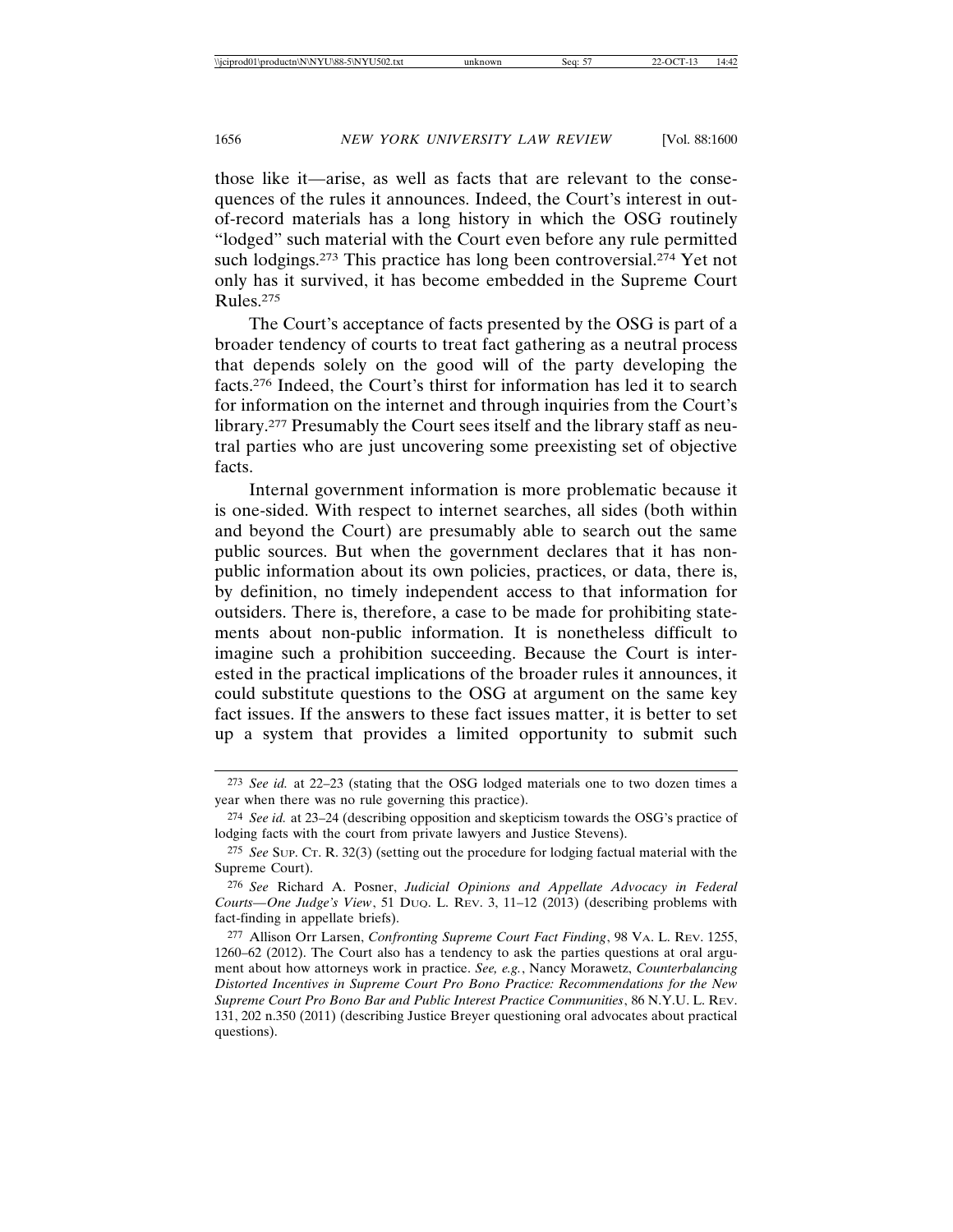those like it—arise, as well as facts that are relevant to the consequences of the rules it announces. Indeed, the Court's interest in out-of-record materials has a long history in which the OSG routinely "lodged" such material with the Court even before any rule permitted such lodgings.[273] This practice has long been controversial.[274] Yet not only has it survived, it has become embedded in the Supreme Court Rules.[275]

The Court's acceptance of facts presented by the OSG is part of a broader tendency of courts to treat fact gathering as a neutral process that depends solely on the good will of the party developing the facts.[276] Indeed, the Court's thirst for information has led it to search for information on the internet and through inquiries from the Court's library.[277] Presumably the Court sees itself and the library staff as neutral parties who are just uncovering some preexisting set of objective facts.

Internal government information is more problematic because it is one-sided. With respect to internet searches, all sides (both within and beyond the Court) are presumably able to search out the same public sources. But when the government declares that it has non-public information about its own policies, practices, or data, there is, by definition, no timely independent access to that information for outsiders. There is, therefore, a case to be made for prohibiting statements about non-public information. It is nonetheless difficult to imagine such a prohibition succeeding. Because the Court is interested in the practical implications of the broader rules it announces, it could substitute questions to the OSG at argument on the same key fact issues. If the answers to these fact issues matter, it is better to set up a system that provides a limited opportunity to submit such

---

[273] *See id.* at 22–23 (stating that the OSG lodged materials one to two dozen times a year when there was no rule governing this practice).

[274] *See id.* at 23–24 (describing opposition and skepticism towards the OSG's practice of lodging facts with the court from private lawyers and Justice Stevens).

[275] *See* SUP. CT. R. 32(3) (setting out the procedure for lodging factual material with the Supreme Court).

[276] *See* Richard A. Posner, *Judicial Opinions and Appellate Advocacy in Federal Courts—One Judge's View*, 51 DUQ. L. REV. 3, 11–12 (2013) (describing problems with fact-finding in appellate briefs).

[277] Allison Orr Larsen, *Confronting Supreme Court Fact Finding*, 98 VA. L. REV. 1255, 1260–62 (2012). The Court also has a tendency to ask the parties questions at oral argument about how attorneys work in practice. *See, e.g.*, Nancy Morawetz, *Counterbalancing Distorted Incentives in Supreme Court Pro Bono Practice: Recommendations for the New Supreme Court Pro Bono Bar and Public Interest Practice Communities*, 86 N.Y.U. L. REV. 131, 202 n.350 (2011) (describing Justice Breyer questioning oral advocates about practical questions).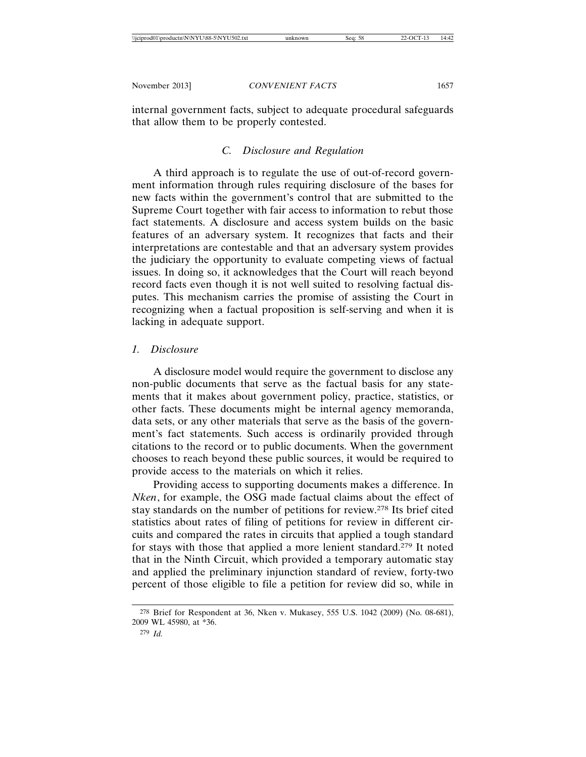internal government facts, subject to adequate procedural safeguards that allow them to be properly contested.

### *C. Disclosure and Regulation*

A third approach is to regulate the use of out-of-record government information through rules requiring disclosure of the bases for new facts within the government's control that are submitted to the Supreme Court together with fair access to information to rebut those fact statements. A disclosure and access system builds on the basic features of an adversary system. It recognizes that facts and their interpretations are contestable and that an adversary system provides the judiciary the opportunity to evaluate competing views of factual issues. In doing so, it acknowledges that the Court will reach beyond record facts even though it is not well suited to resolving factual disputes. This mechanism carries the promise of assisting the Court in recognizing when a factual proposition is self-serving and when it is lacking in adequate support.

#### *1. Disclosure*

A disclosure model would require the government to disclose any non-public documents that serve as the factual basis for any statements that it makes about government policy, practice, statistics, or other facts. These documents might be internal agency memoranda, data sets, or any other materials that serve as the basis of the government's fact statements. Such access is ordinarily provided through citations to the record or to public documents. When the government chooses to reach beyond these public sources, it would be required to provide access to the materials on which it relies.

Providing access to supporting documents makes a difference. In *Nken*, for example, the OSG made factual claims about the effect of stay standards on the number of petitions for review.[278] Its brief cited statistics about rates of filing of petitions for review in different circuits and compared the rates in circuits that applied a tough standard for stays with those that applied a more lenient standard.[279] It noted that in the Ninth Circuit, which provided a temporary automatic stay and applied the preliminary injunction standard of review, forty-two percent of those eligible to file a petition for review did so, while in

---

[278] Brief for Respondent at 36, Nken v. Mukasey, 555 U.S. 1042 (2009) (No. 08-681), 2009 WL 45980, at *36.

[279] *Id.*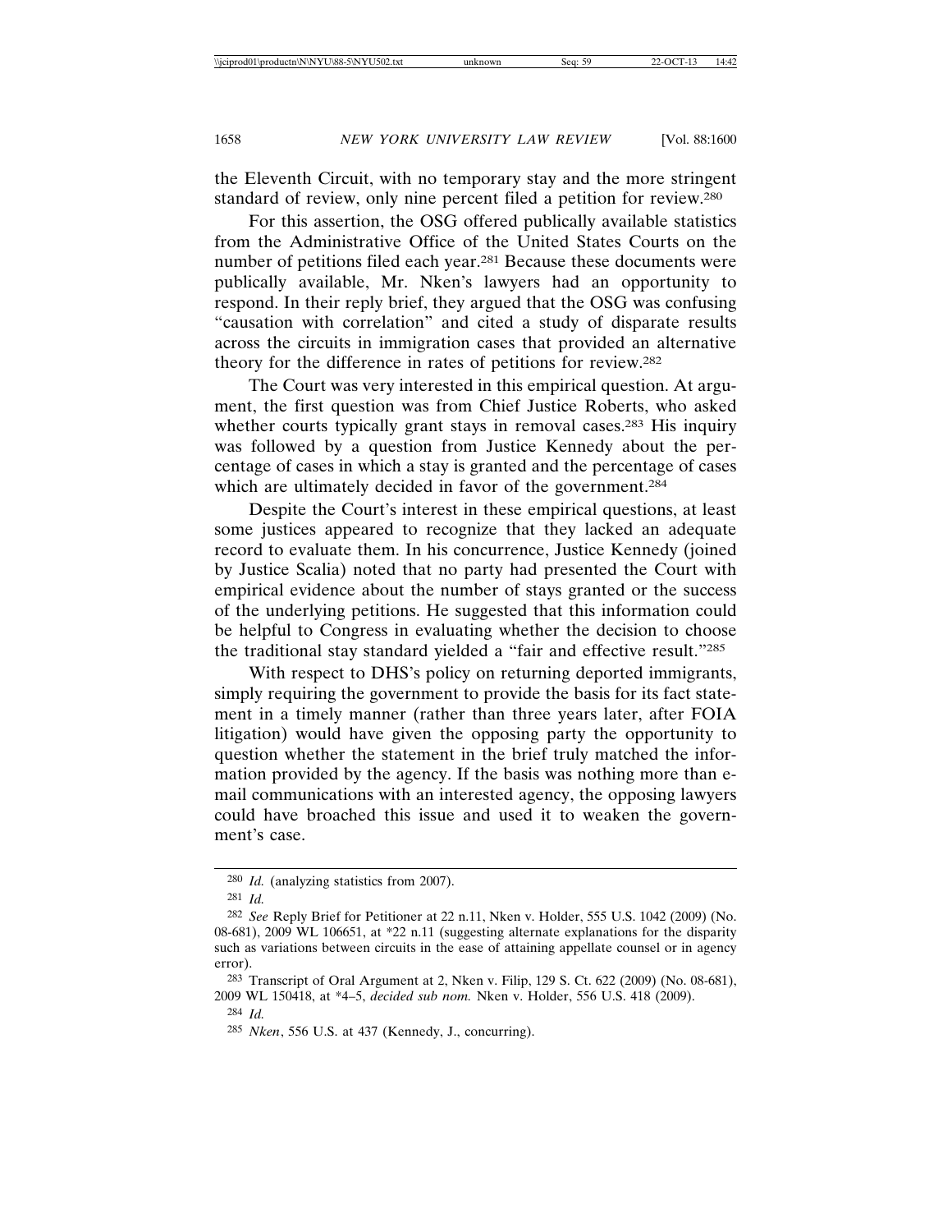the Eleventh Circuit, with no temporary stay and the more stringent standard of review, only nine percent filed a petition for review.[280]

For this assertion, the OSG offered publically available statistics from the Administrative Office of the United States Courts on the number of petitions filed each year.[281] Because these documents were publically available, Mr. Nken's lawyers had an opportunity to respond. In their reply brief, they argued that the OSG was confusing "causation with correlation" and cited a study of disparate results across the circuits in immigration cases that provided an alternative theory for the difference in rates of petitions for review.[282]

The Court was very interested in this empirical question. At argument, the first question was from Chief Justice Roberts, who asked whether courts typically grant stays in removal cases.[283] His inquiry was followed by a question from Justice Kennedy about the percentage of cases in which a stay is granted and the percentage of cases which are ultimately decided in favor of the government.[284]

Despite the Court's interest in these empirical questions, at least some justices appeared to recognize that they lacked an adequate record to evaluate them. In his concurrence, Justice Kennedy (joined by Justice Scalia) noted that no party had presented the Court with empirical evidence about the number of stays granted or the success of the underlying petitions. He suggested that this information could be helpful to Congress in evaluating whether the decision to choose the traditional stay standard yielded a "fair and effective result."[285]

With respect to DHS's policy on returning deported immigrants, simply requiring the government to provide the basis for its fact statement in a timely manner (rather than three years later, after FOIA litigation) would have given the opposing party the opportunity to question whether the statement in the brief truly matched the information provided by the agency. If the basis was nothing more than e-mail communications with an interested agency, the opposing lawyers could have broached this issue and used it to weaken the government's case.

---

[280] *Id.* (analyzing statistics from 2007).

[281] *Id.*

[282] *See* Reply Brief for Petitioner at 22 n.11, Nken v. Holder, 555 U.S. 1042 (2009) (No. 08-681), 2009 WL 106651, at *22 n.11 (suggesting alternate explanations for the disparity such as variations between circuits in the ease of attaining appellate counsel or in agency error).

[283] Transcript of Oral Argument at 2, Nken v. Filip, 129 S. Ct. 622 (2009) (No. 08-681), 2009 WL 150418, at *4–5, *decided sub nom.* Nken v. Holder, 556 U.S. 418 (2009).

[284] *Id.*

[285] *Nken*, 556 U.S. at 437 (Kennedy, J., concurring).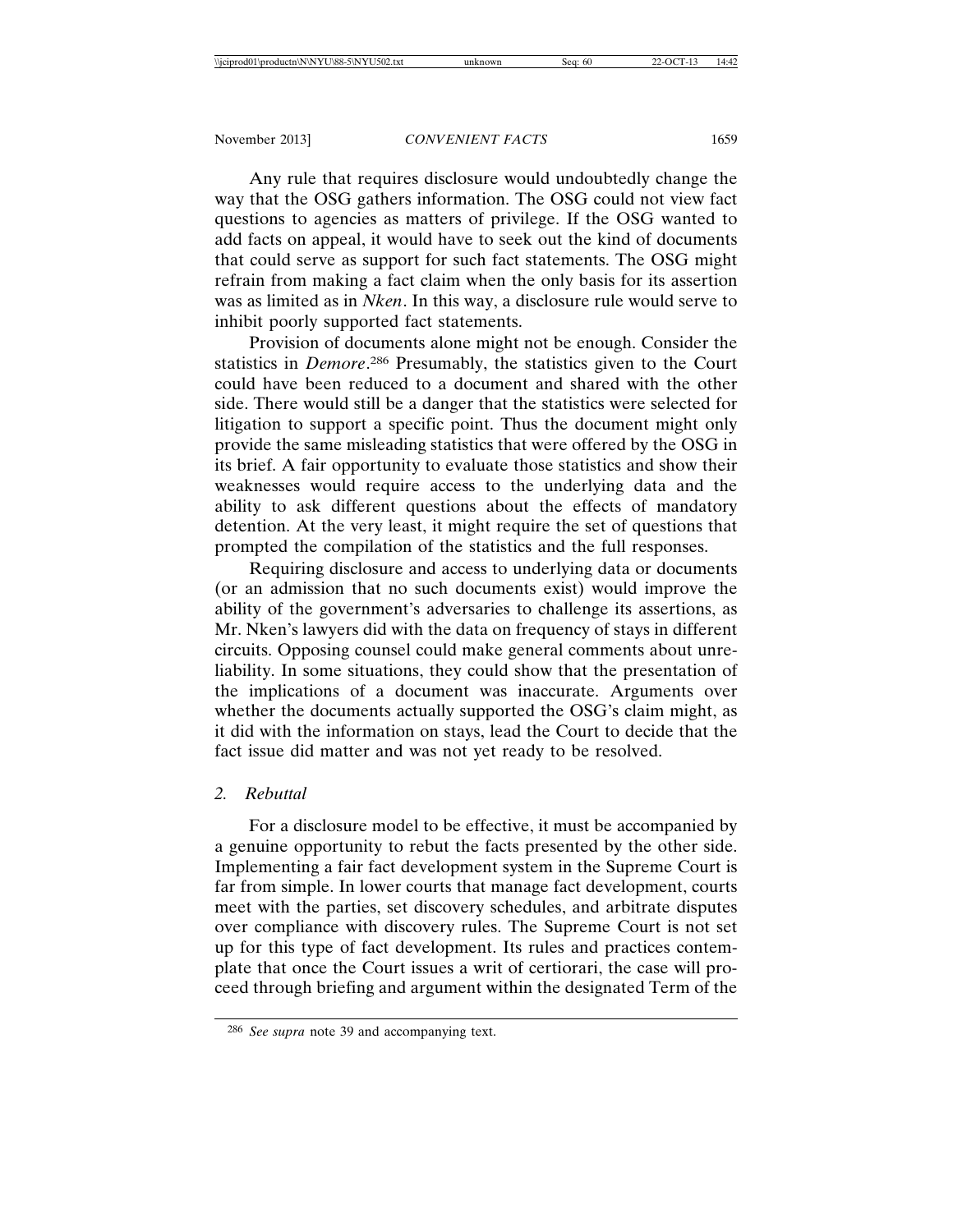Any rule that requires disclosure would undoubtedly change the way that the OSG gathers information. The OSG could not view fact questions to agencies as matters of privilege. If the OSG wanted to add facts on appeal, it would have to seek out the kind of documents that could serve as support for such fact statements. The OSG might refrain from making a fact claim when the only basis for its assertion was as limited as in *Nken*. In this way, a disclosure rule would serve to inhibit poorly supported fact statements.

Provision of documents alone might not be enough. Consider the statistics in *Demore*.[286] Presumably, the statistics given to the Court could have been reduced to a document and shared with the other side. There would still be a danger that the statistics were selected for litigation to support a specific point. Thus the document might only provide the same misleading statistics that were offered by the OSG in its brief. A fair opportunity to evaluate those statistics and show their weaknesses would require access to the underlying data and the ability to ask different questions about the effects of mandatory detention. At the very least, it might require the set of questions that prompted the compilation of the statistics and the full responses.

Requiring disclosure and access to underlying data or documents (or an admission that no such documents exist) would improve the ability of the government's adversaries to challenge its assertions, as Mr. Nken's lawyers did with the data on frequency of stays in different circuits. Opposing counsel could make general comments about unreliability. In some situations, they could show that the presentation of the implications of a document was inaccurate. Arguments over whether the documents actually supported the OSG's claim might, as it did with the information on stays, lead the Court to decide that the fact issue did matter and was not yet ready to be resolved.

### 2. *Rebuttal*

For a disclosure model to be effective, it must be accompanied by a genuine opportunity to rebut the facts presented by the other side. Implementing a fair fact development system in the Supreme Court is far from simple. In lower courts that manage fact development, courts meet with the parties, set discovery schedules, and arbitrate disputes over compliance with discovery rules. The Supreme Court is not set up for this type of fact development. Its rules and practices contemplate that once the Court issues a writ of certiorari, the case will proceed through briefing and argument within the designated Term of the

---

[286] *See supra* note 39 and accompanying text.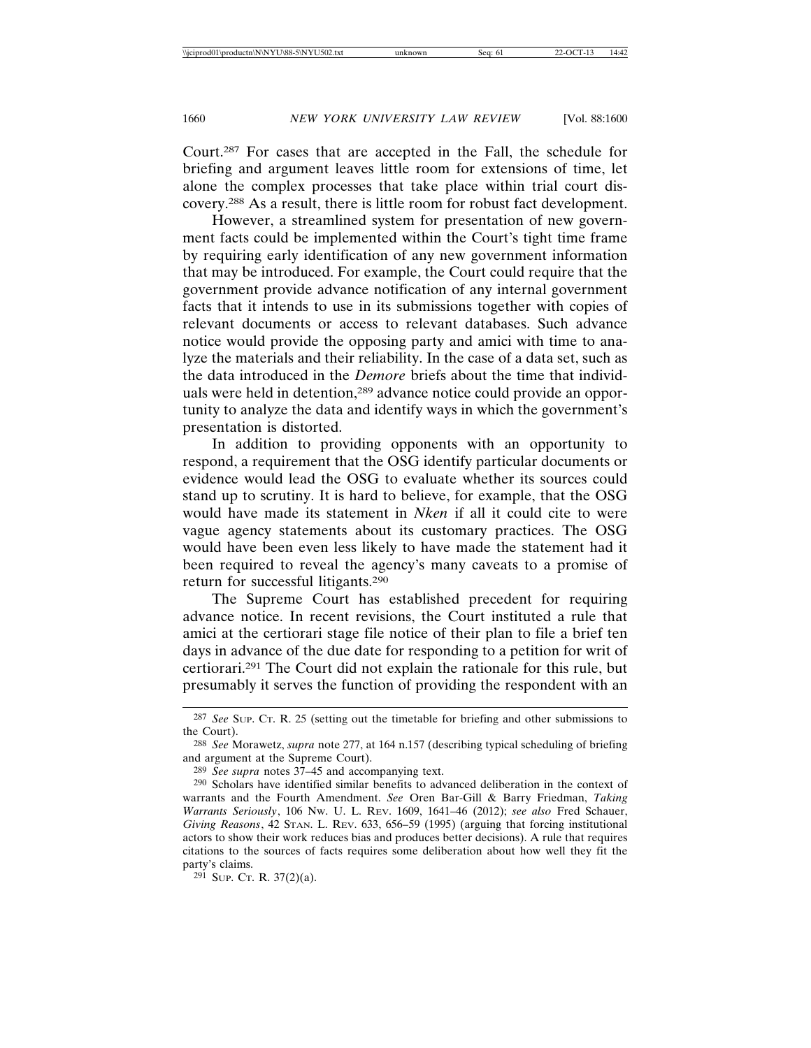Court.[287] For cases that are accepted in the Fall, the schedule for briefing and argument leaves little room for extensions of time, let alone the complex processes that take place within trial court discovery.[288] As a result, there is little room for robust fact development.

However, a streamlined system for presentation of new government facts could be implemented within the Court's tight time frame by requiring early identification of any new government information that may be introduced. For example, the Court could require that the government provide advance notification of any internal government facts that it intends to use in its submissions together with copies of relevant documents or access to relevant databases. Such advance notice would provide the opposing party and amici with time to analyze the materials and their reliability. In the case of a data set, such as the data introduced in the *Demore* briefs about the time that individuals were held in detention,[289] advance notice could provide an opportunity to analyze the data and identify ways in which the government's presentation is distorted.

In addition to providing opponents with an opportunity to respond, a requirement that the OSG identify particular documents or evidence would lead the OSG to evaluate whether its sources could stand up to scrutiny. It is hard to believe, for example, that the OSG would have made its statement in *Nken* if all it could cite to were vague agency statements about its customary practices. The OSG would have been even less likely to have made the statement had it been required to reveal the agency's many caveats to a promise of return for successful litigants.[290]

The Supreme Court has established precedent for requiring advance notice. In recent revisions, the Court instituted a rule that amici at the certiorari stage file notice of their plan to file a brief ten days in advance of the due date for responding to a petition for writ of certiorari.[291] The Court did not explain the rationale for this rule, but presumably it serves the function of providing the respondent with an

---

[287] *See* SUP. CT. R. 25 (setting out the timetable for briefing and other submissions to the Court).

[288] *See* Morawetz, *supra* note 277, at 164 n.157 (describing typical scheduling of briefing and argument at the Supreme Court).

[289] *See supra* notes 37–45 and accompanying text.

[290] Scholars have identified similar benefits to advanced deliberation in the context of warrants and the Fourth Amendment. *See* Oren Bar-Gill & Barry Friedman, *Taking Warrants Seriously*, 106 NW. U. L. REV. 1609, 1641–46 (2012); *see also* Fred Schauer, *Giving Reasons*, 42 STAN. L. REV. 633, 656–59 (1995) (arguing that forcing institutional actors to show their work reduces bias and produces better decisions). A rule that requires citations to the sources of facts requires some deliberation about how well they fit the party's claims.

[291] SUP. CT. R. 37(2)(a).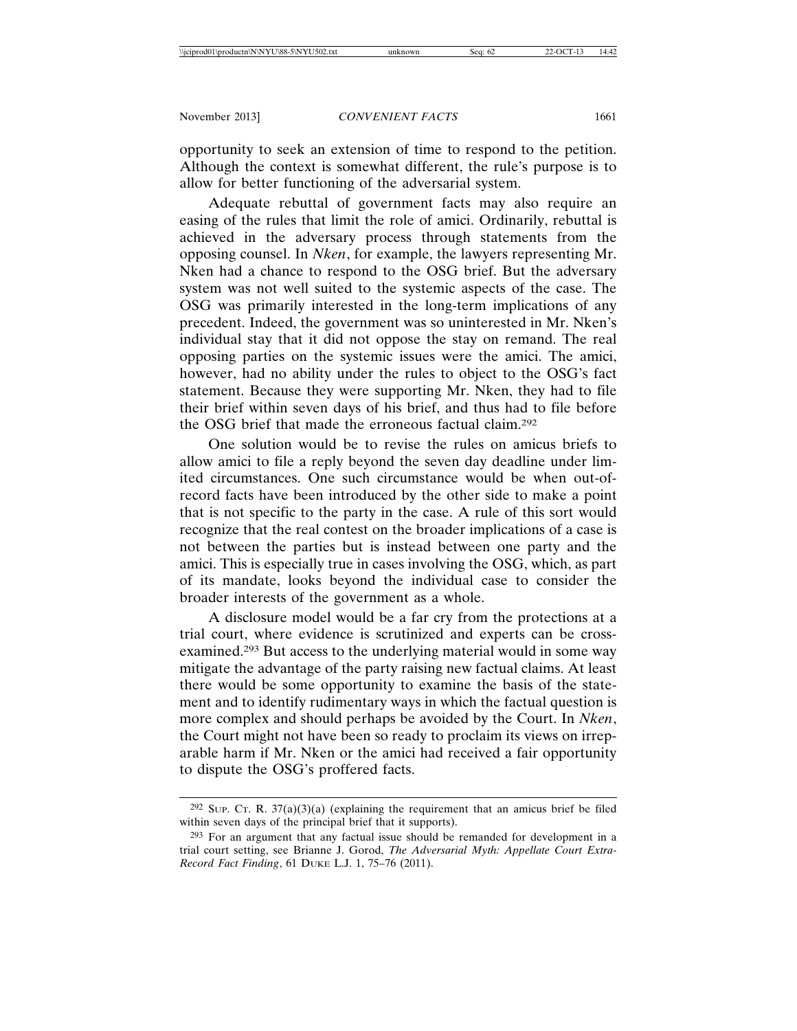opportunity to seek an extension of time to respond to the petition. Although the context is somewhat different, the rule's purpose is to allow for better functioning of the adversarial system.

Adequate rebuttal of government facts may also require an easing of the rules that limit the role of amici. Ordinarily, rebuttal is achieved in the adversary process through statements from the opposing counsel. In *Nken*, for example, the lawyers representing Mr. Nken had a chance to respond to the OSG brief. But the adversary system was not well suited to the systemic aspects of the case. The OSG was primarily interested in the long-term implications of any precedent. Indeed, the government was so uninterested in Mr. Nken's individual stay that it did not oppose the stay on remand. The real opposing parties on the systemic issues were the amici. The amici, however, had no ability under the rules to object to the OSG's fact statement. Because they were supporting Mr. Nken, they had to file their brief within seven days of his brief, and thus had to file before the OSG brief that made the erroneous factual claim.[292]

One solution would be to revise the rules on amicus briefs to allow amici to file a reply beyond the seven day deadline under limited circumstances. One such circumstance would be when out-of-record facts have been introduced by the other side to make a point that is not specific to the party in the case. A rule of this sort would recognize that the real contest on the broader implications of a case is not between the parties but is instead between one party and the amici. This is especially true in cases involving the OSG, which, as part of its mandate, looks beyond the individual case to consider the broader interests of the government as a whole.

A disclosure model would be a far cry from the protections at a trial court, where evidence is scrutinized and experts can be cross-examined.[293] But access to the underlying material would in some way mitigate the advantage of the party raising new factual claims. At least there would be some opportunity to examine the basis of the statement and to identify rudimentary ways in which the factual question is more complex and should perhaps be avoided by the Court. In *Nken*, the Court might not have been so ready to proclaim its views on irreparable harm if Mr. Nken or the amici had received a fair opportunity to dispute the OSG's proffered facts.

---

[292] SUP. CT. R. 37(a)(3)(a) (explaining the requirement that an amicus brief be filed within seven days of the principal brief that it supports).

[293] For an argument that any factual issue should be remanded for development in a trial court setting, see Brianne J. Gorod, *The Adversarial Myth: Appellate Court Extra-Record Fact Finding*, 61 DUKE L.J. 1, 75–76 (2011).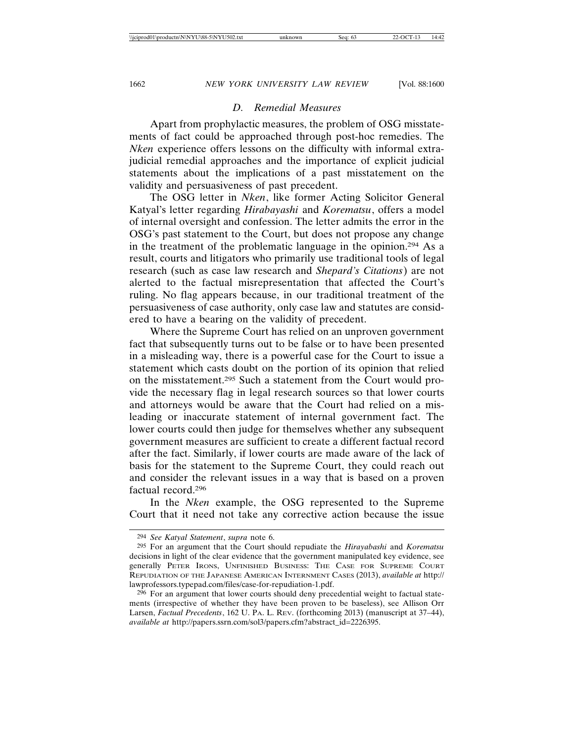### D. Remedial Measures

Apart from prophylactic measures, the problem of OSG misstatements of fact could be approached through post-hoc remedies. The *Nken* experience offers lessons on the difficulty with informal extra-judicial remedial approaches and the importance of explicit judicial statements about the implications of a past misstatement on the validity and persuasiveness of past precedent.

The OSG letter in *Nken*, like former Acting Solicitor General Katyal's letter regarding *Hirabayashi* and *Korematsu*, offers a model of internal oversight and confession. The letter admits the error in the OSG's past statement to the Court, but does not propose any change in the treatment of the problematic language in the opinion.[294] As a result, courts and litigators who primarily use traditional tools of legal research (such as case law research and *Shepard's Citations*) are not alerted to the factual misrepresentation that affected the Court's ruling. No flag appears because, in our traditional treatment of the persuasiveness of case authority, only case law and statutes are considered to have a bearing on the validity of precedent.

Where the Supreme Court has relied on an unproven government fact that subsequently turns out to be false or to have been presented in a misleading way, there is a powerful case for the Court to issue a statement which casts doubt on the portion of its opinion that relied on the misstatement.[295] Such a statement from the Court would provide the necessary flag in legal research sources so that lower courts and attorneys would be aware that the Court had relied on a misleading or inaccurate statement of internal government fact. The lower courts could then judge for themselves whether any subsequent government measures are sufficient to create a different factual record after the fact. Similarly, if lower courts are made aware of the lack of basis for the statement to the Supreme Court, they could reach out and consider the relevant issues in a way that is based on a proven factual record.[296]

In the *Nken* example, the OSG represented to the Supreme Court that it need not take any corrective action because the issue

---

294 *See Katyal Statement*, *supra* note 6.

295 For an argument that the Court should repudiate the *Hirayabashi* and *Korematsu* decisions in light of the clear evidence that the government manipulated key evidence, see generally PETER IRONS, UNFINISHED BUSINESS: THE CASE FOR SUPREME COURT REPUDIATION OF THE JAPANESE AMERICAN INTERNMENT CASES (2013), *available at* http://lawprofessors.typepad.com/files/case-for-repudiation-1.pdf.

296 For an argument that lower courts should deny precedential weight to factual statements (irrespective of whether they have been proven to be baseless), see Allison Orr Larsen, *Factual Precedents*, 162 U. PA. L. REV. (forthcoming 2013) (manuscript at 37–44), *available at* http://papers.ssrn.com/sol3/papers.cfm?abstract_id=2226395.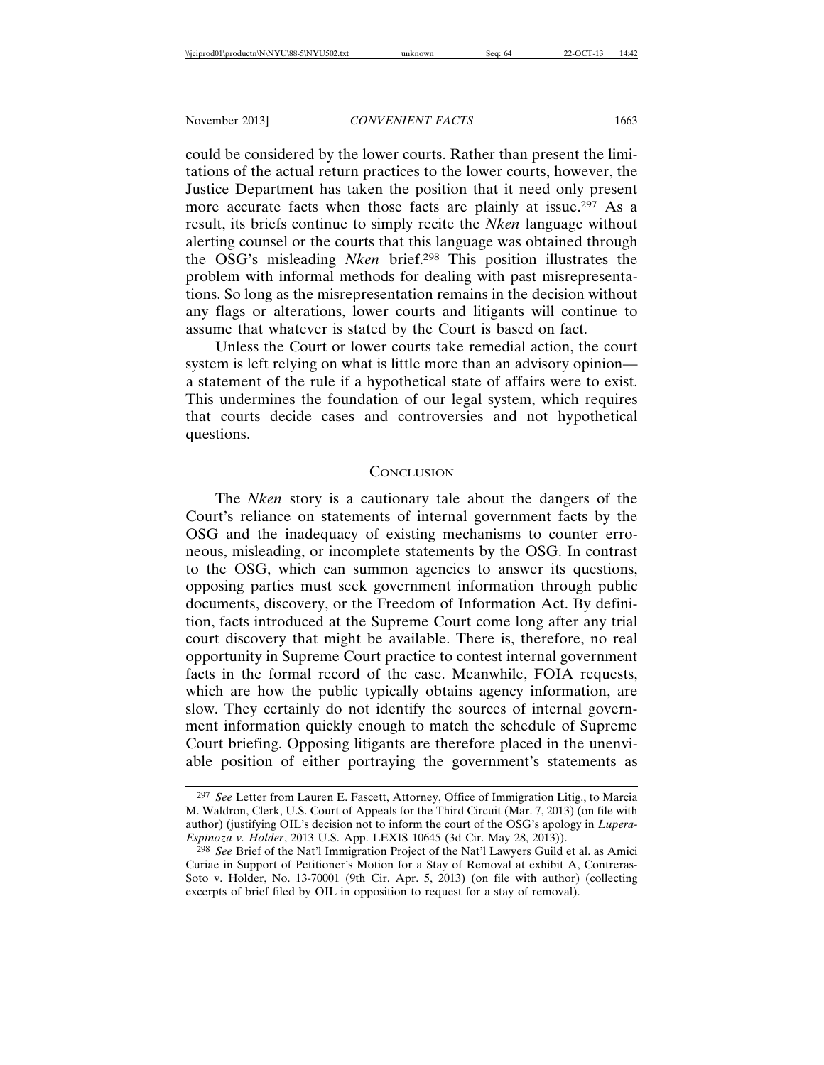could be considered by the lower courts. Rather than present the limitations of the actual return practices to the lower courts, however, the Justice Department has taken the position that it need only present more accurate facts when those facts are plainly at issue.[297] As a result, its briefs continue to simply recite the *Nken* language without alerting counsel or the courts that this language was obtained through the OSG's misleading *Nken* brief.[298] This position illustrates the problem with informal methods for dealing with past misrepresentations. So long as the misrepresentation remains in the decision without any flags or alterations, lower courts and litigants will continue to assume that whatever is stated by the Court is based on fact.

Unless the Court or lower courts take remedial action, the court system is left relying on what is little more than an advisory opinion—a statement of the rule if a hypothetical state of affairs were to exist. This undermines the foundation of our legal system, which requires that courts decide cases and controversies and not hypothetical questions.

## Conclusion

The *Nken* story is a cautionary tale about the dangers of the Court's reliance on statements of internal government facts by the OSG and the inadequacy of existing mechanisms to counter erroneous, misleading, or incomplete statements by the OSG. In contrast to the OSG, which can summon agencies to answer its questions, opposing parties must seek government information through public documents, discovery, or the Freedom of Information Act. By definition, facts introduced at the Supreme Court come long after any trial court discovery that might be available. There is, therefore, no real opportunity in Supreme Court practice to contest internal government facts in the formal record of the case. Meanwhile, FOIA requests, which are how the public typically obtains agency information, are slow. They certainly do not identify the sources of internal government information quickly enough to match the schedule of Supreme Court briefing. Opposing litigants are therefore placed in the unenviable position of either portraying the government's statements as

---

[297] *See* Letter from Lauren E. Fascett, Attorney, Office of Immigration Litig., to Marcia M. Waldron, Clerk, U.S. Court of Appeals for the Third Circuit (Mar. 7, 2013) (on file with author) (justifying OIL's decision not to inform the court of the OSG's apology in *Lupera-Espinoza v. Holder*, 2013 U.S. App. LEXIS 10645 (3d Cir. May 28, 2013)).

[298] *See* Brief of the Nat'l Immigration Project of the Nat'l Lawyers Guild et al. as Amici Curiae in Support of Petitioner's Motion for a Stay of Removal at exhibit A, Contreras-Soto v. Holder, No. 13-70001 (9th Cir. Apr. 5, 2013) (on file with author) (collecting excerpts of brief filed by OIL in opposition to request for a stay of removal).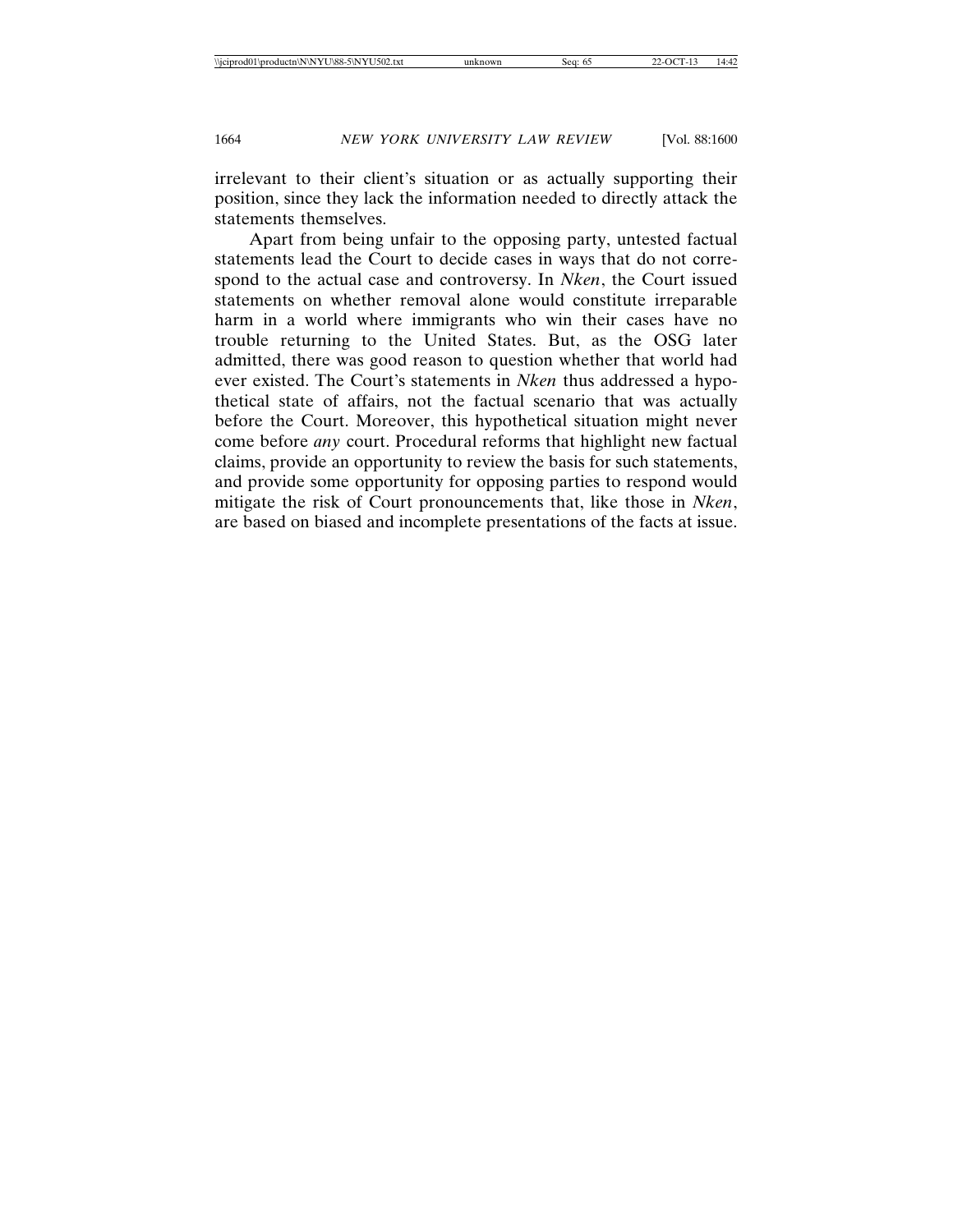irrelevant to their client's situation or as actually supporting their position, since they lack the information needed to directly attack the statements themselves.

Apart from being unfair to the opposing party, untested factual statements lead the Court to decide cases in ways that do not correspond to the actual case and controversy. In *Nken*, the Court issued statements on whether removal alone would constitute irreparable harm in a world where immigrants who win their cases have no trouble returning to the United States. But, as the OSG later admitted, there was good reason to question whether that world had ever existed. The Court's statements in *Nken* thus addressed a hypothetical state of affairs, not the factual scenario that was actually before the Court. Moreover, this hypothetical situation might never come before *any* court. Procedural reforms that highlight new factual claims, provide an opportunity to review the basis for such statements, and provide some opportunity for opposing parties to respond would mitigate the risk of Court pronouncements that, like those in *Nken*, are based on biased and incomplete presentations of the facts at issue.